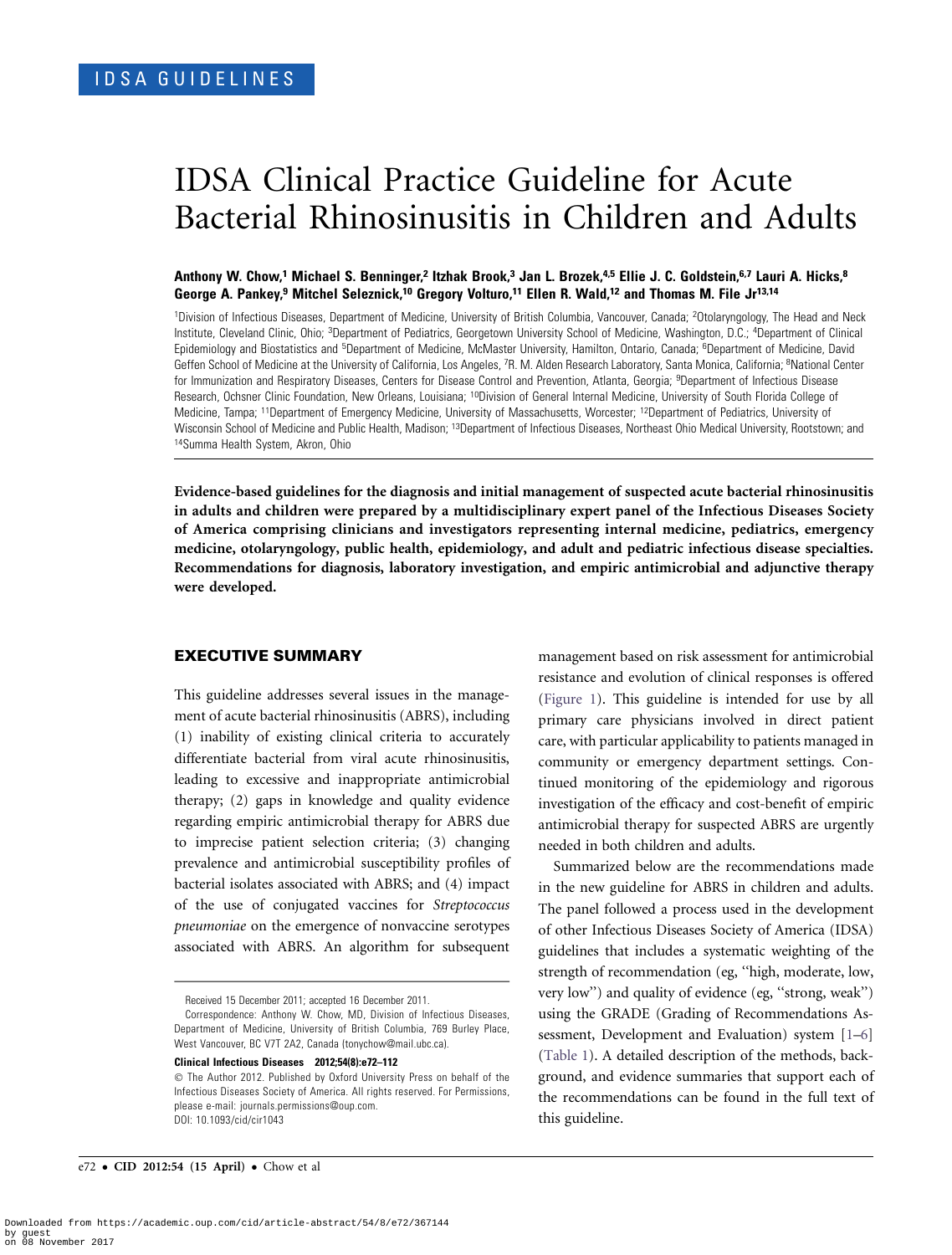IDSA GUIDELINES

# IDSA Clinical Practice Guideline for Acute Bacterial Rhinosinusitis in Children and Adults

**Anthony W. Chow,[1] Michael S. Benninger,[2] Itzhak Brook,[3] Jan L. Brozek,[4,5] Ellie J. C. Goldstein,[6,7] Lauri A. Hicks,[8] George A. Pankey,[9] Mitchel Seleznick,[10] Gregory Volturo,[11] Ellen R. Wald,[12] and Thomas M. File Jr[13,14]**

[1]Division of Infectious Diseases, Department of Medicine, University of British Columbia, Vancouver, Canada; [2]Otolaryngology, The Head and Neck Institute, Cleveland Clinic, Ohio; [3]Department of Pediatrics, Georgetown University School of Medicine, Washington, D.C.; [4]Department of Clinical Epidemiology and Biostatistics and [5]Department of Medicine, McMaster University, Hamilton, Ontario, Canada; [6]Department of Medicine, David Geffen School of Medicine at the University of California, Los Angeles, [7]R. M. Alden Research Laboratory, Santa Monica, California; [8]National Center for Immunization and Respiratory Diseases, Centers for Disease Control and Prevention, Atlanta, Georgia; [9]Department of Infectious Disease Research, Ochsner Clinic Foundation, New Orleans, Louisiana; [10]Division of General Internal Medicine, University of South Florida College of Medicine, Tampa; [11]Department of Emergency Medicine, University of Massachusetts, Worcester; [12]Department of Pediatrics, University of Wisconsin School of Medicine and Public Health, Madison; [13]Department of Infectious Diseases, Northeast Ohio Medical University, Rootstown; and [14]Summa Health System, Akron, Ohio

**Evidence-based guidelines for the diagnosis and initial management of suspected acute bacterial rhinosinusitis in adults and children were prepared by a multidisciplinary expert panel of the Infectious Diseases Society of America comprising clinicians and investigators representing internal medicine, pediatrics, emergency medicine, otolaryngology, public health, epidemiology, and adult and pediatric infectious disease specialties. Recommendations for diagnosis, laboratory investigation, and empiric antimicrobial and adjunctive therapy were developed.**

## EXECUTIVE SUMMARY

This guideline addresses several issues in the management of acute bacterial rhinosinusitis (ABRS), including (1) inability of existing clinical criteria to accurately differentiate bacterial from viral acute rhinosinusitis, leading to excessive and inappropriate antimicrobial therapy; (2) gaps in knowledge and quality evidence regarding empiric antimicrobial therapy for ABRS due to imprecise patient selection criteria; (3) changing prevalence and antimicrobial susceptibility profiles of bacterial isolates associated with ABRS; and (4) impact of the use of conjugated vaccines for *Streptococcus pneumoniae* on the emergence of nonvaccine serotypes associated with ABRS. An algorithm for subsequent management based on risk assessment for antimicrobial resistance and evolution of clinical responses is offered (Figure 1). This guideline is intended for use by all primary care physicians involved in direct patient care, with particular applicability to patients managed in community or emergency department settings. Continued monitoring of the epidemiology and rigorous investigation of the efficacy and cost-benefit of empiric antimicrobial therapy for suspected ABRS are urgently needed in both children and adults.

Summarized below are the recommendations made in the new guideline for ABRS in children and adults. The panel followed a process used in the development of other Infectious Diseases Society of America (IDSA) guidelines that includes a systematic weighting of the strength of recommendation (eg, "high, moderate, low, very low") and quality of evidence (eg, "strong, weak") using the GRADE (Grading of Recommendations Assessment, Development and Evaluation) system [1–6] (Table 1). A detailed description of the methods, background, and evidence summaries that support each of the recommendations can be found in the full text of this guideline.

Received 15 December 2011; accepted 16 December 2011.

Correspondence: Anthony W. Chow, MD, Division of Infectious Diseases, Department of Medicine, University of British Columbia, 769 Burley Place, West Vancouver, BC V7T 2A2, Canada (tonychow@mail.ubc.ca).

**Clinical Infectious Diseases 2012;54(8):e72–112**

© The Author 2012. Published by Oxford University Press on behalf of the Infectious Diseases Society of America. All rights reserved. For Permissions, please e-mail: journals.permissions@oup.com.
DOI: 10.1093/cid/cir1043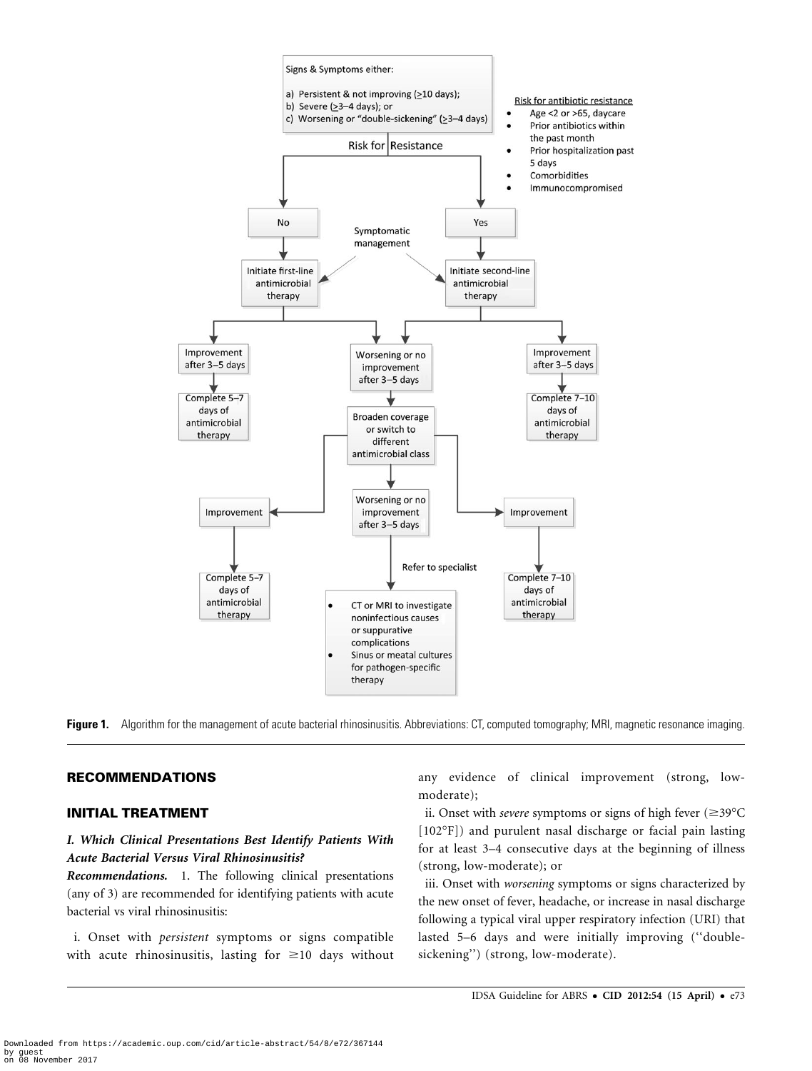Signs & Symptoms either:

a) Persistent & not improving (≥10 days);
b) Severe (≥3–4 days); or
c) Worsening or "double-sickening" (≥3–4 days)

Risk for Resistance

Risk for antibiotic resistance

- Age <2 or >65, daycare
- Prior antibiotics within the past month
- Prior hospitalization past 5 days
- Comorbidities
- Immunocompromised

No → Initiate first-line antimicrobial therapy

Yes → Initiate second-line antimicrobial therapy

Symptomatic management

Improvement after 3–5 days → Complete 5–7 days of antimicrobial therapy

Worsening or no improvement after 3–5 days → Broaden coverage or switch to different antimicrobial class

Improvement after 3–5 days → Complete 7–10 days of antimicrobial therapy

Improvement → Complete 5–7 days of antimicrobial therapy

Worsening or no improvement after 3–5 days → Refer to specialist

- CT or MRI to investigate noninfectious causes or suppurative complications
- Sinus or meatal cultures for pathogen-specific therapy

Improvement → Complete 7–10 days of antimicrobial therapy

**Figure 1.** Algorithm for the management of acute bacterial rhinosinusitis. Abbreviations: CT, computed tomography; MRI, magnetic resonance imaging.

## RECOMMENDATIONS

## INITIAL TREATMENT

### *I. Which Clinical Presentations Best Identify Patients With Acute Bacterial Versus Viral Rhinosinusitis?*

***Recommendations.*** 1. The following clinical presentations (any of 3) are recommended for identifying patients with acute bacterial vs viral rhinosinusitis:

i. Onset with *persistent* symptoms or signs compatible with acute rhinosinusitis, lasting for ≥10 days without any evidence of clinical improvement (strong, low-moderate);

ii. Onset with *severe* symptoms or signs of high fever (≥39°C [102°F]) and purulent nasal discharge or facial pain lasting for at least 3–4 consecutive days at the beginning of illness (strong, low-moderate); or

iii. Onset with *worsening* symptoms or signs characterized by the new onset of fever, headache, or increase in nasal discharge following a typical viral upper respiratory infection (URI) that lasted 5–6 days and were initially improving ("double-sickening") (strong, low-moderate).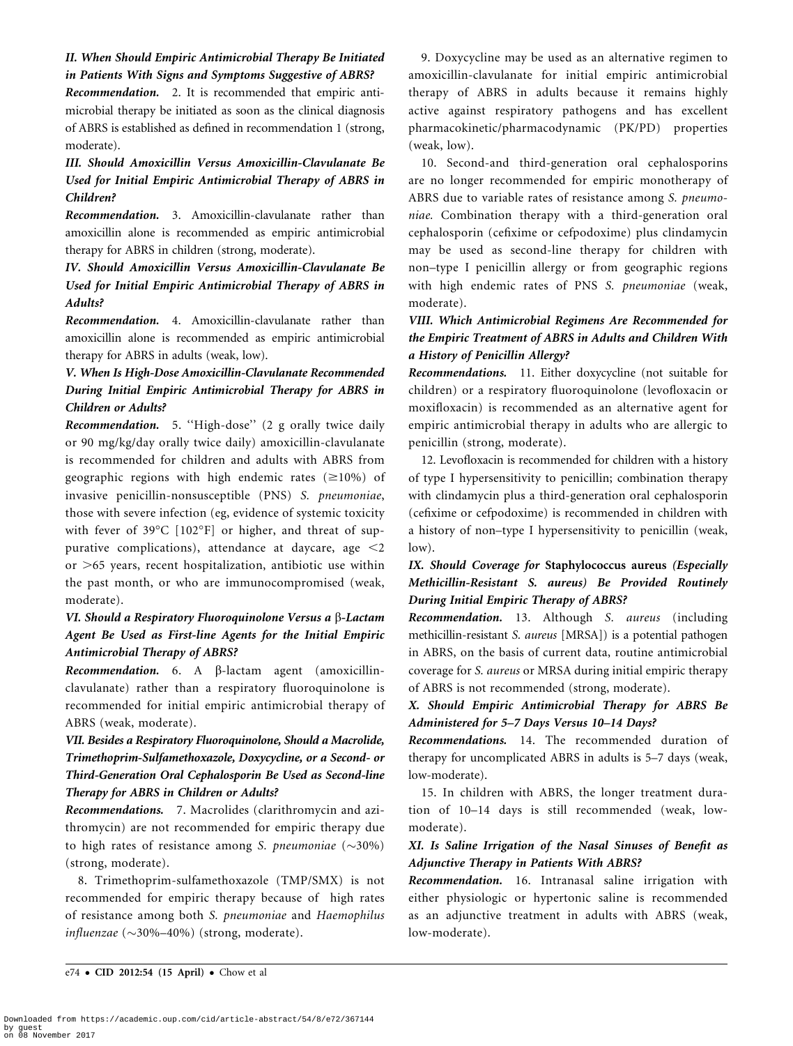### *II. When Should Empiric Antimicrobial Therapy Be Initiated in Patients With Signs and Symptoms Suggestive of ABRS?*

***Recommendation.*** 2. It is recommended that empiric antimicrobial therapy be initiated as soon as the clinical diagnosis of ABRS is established as defined in recommendation 1 (strong, moderate).

### *III. Should Amoxicillin Versus Amoxicillin-Clavulanate Be Used for Initial Empiric Antimicrobial Therapy of ABRS in Children?*

***Recommendation.*** 3. Amoxicillin-clavulanate rather than amoxicillin alone is recommended as empiric antimicrobial therapy for ABRS in children (strong, moderate).

### *IV. Should Amoxicillin Versus Amoxicillin-Clavulanate Be Used for Initial Empiric Antimicrobial Therapy of ABRS in Adults?*

***Recommendation.*** 4. Amoxicillin-clavulanate rather than amoxicillin alone is recommended as empiric antimicrobial therapy for ABRS in adults (weak, low).

### *V. When Is High-Dose Amoxicillin-Clavulanate Recommended During Initial Empiric Antimicrobial Therapy for ABRS in Children or Adults?*

***Recommendation.*** 5. ''High-dose'' (2 g orally twice daily or 90 mg/kg/day orally twice daily) amoxicillin-clavulanate is recommended for children and adults with ABRS from geographic regions with high endemic rates ($\geq$10%) of invasive penicillin-nonsusceptible (PNS) *S. pneumoniae*, those with severe infection (eg, evidence of systemic toxicity with fever of 39°C [102°F] or higher, and threat of suppurative complications), attendance at daycare, age $<$2 or $>$65 years, recent hospitalization, antibiotic use within the past month, or who are immunocompromised (weak, moderate).

### *VI. Should a Respiratory Fluoroquinolone Versus a β-Lactam Agent Be Used as First-line Agents for the Initial Empiric Antimicrobial Therapy of ABRS?*

***Recommendation.*** 6. A β-lactam agent (amoxicillin-clavulanate) rather than a respiratory fluoroquinolone is recommended for initial empiric antimicrobial therapy of ABRS (weak, moderate).

### *VII. Besides a Respiratory Fluoroquinolone, Should a Macrolide, Trimethoprim-Sulfamethoxazole, Doxycycline, or a Second- or Third-Generation Oral Cephalosporin Be Used as Second-line Therapy for ABRS in Children or Adults?*

***Recommendations.*** 7. Macrolides (clarithromycin and azithromycin) are not recommended for empiric therapy due to high rates of resistance among *S. pneumoniae* ($\sim$30%) (strong, moderate).

8. Trimethoprim-sulfamethoxazole (TMP/SMX) is not recommended for empiric therapy because of high rates of resistance among both *S. pneumoniae* and *Haemophilus influenzae* ($\sim$30%–40%) (strong, moderate).

9. Doxycycline may be used as an alternative regimen to amoxicillin-clavulanate for initial empiric antimicrobial therapy of ABRS in adults because it remains highly active against respiratory pathogens and has excellent pharmacokinetic/pharmacodynamic (PK/PD) properties (weak, low).

10. Second-and third-generation oral cephalosporins are no longer recommended for empiric monotherapy of ABRS due to variable rates of resistance among *S. pneumoniae*. Combination therapy with a third-generation oral cephalosporin (cefixime or cefpodoxime) plus clindamycin may be used as second-line therapy for children with non–type I penicillin allergy or from geographic regions with high endemic rates of PNS *S. pneumoniae* (weak, moderate).

### *VIII. Which Antimicrobial Regimens Are Recommended for the Empiric Treatment of ABRS in Adults and Children With a History of Penicillin Allergy?*

***Recommendations.*** 11. Either doxycycline (not suitable for children) or a respiratory fluoroquinolone (levofloxacin or moxifloxacin) is recommended as an alternative agent for empiric antimicrobial therapy in adults who are allergic to penicillin (strong, moderate).

12. Levofloxacin is recommended for children with a history of type I hypersensitivity to penicillin; combination therapy with clindamycin plus a third-generation oral cephalosporin (cefixime or cefpodoxime) is recommended in children with a history of non–type I hypersensitivity to penicillin (weak, low).

### *IX. Should Coverage for* Staphylococcus aureus *(Especially Methicillin-Resistant S. aureus) Be Provided Routinely During Initial Empiric Therapy of ABRS?*

***Recommendation.*** 13. Although *S. aureus* (including methicillin-resistant *S. aureus* [MRSA]) is a potential pathogen in ABRS, on the basis of current data, routine antimicrobial coverage for *S. aureus* or MRSA during initial empiric therapy of ABRS is not recommended (strong, moderate).

### *X. Should Empiric Antimicrobial Therapy for ABRS Be Administered for 5–7 Days Versus 10–14 Days?*

***Recommendations.*** 14. The recommended duration of therapy for uncomplicated ABRS in adults is 5–7 days (weak, low-moderate).

15. In children with ABRS, the longer treatment duration of 10–14 days is still recommended (weak, low-moderate).

### *XI. Is Saline Irrigation of the Nasal Sinuses of Benefit as Adjunctive Therapy in Patients With ABRS?*

***Recommendation.*** 16. Intranasal saline irrigation with either physiologic or hypertonic saline is recommended as an adjunctive treatment in adults with ABRS (weak, low-moderate).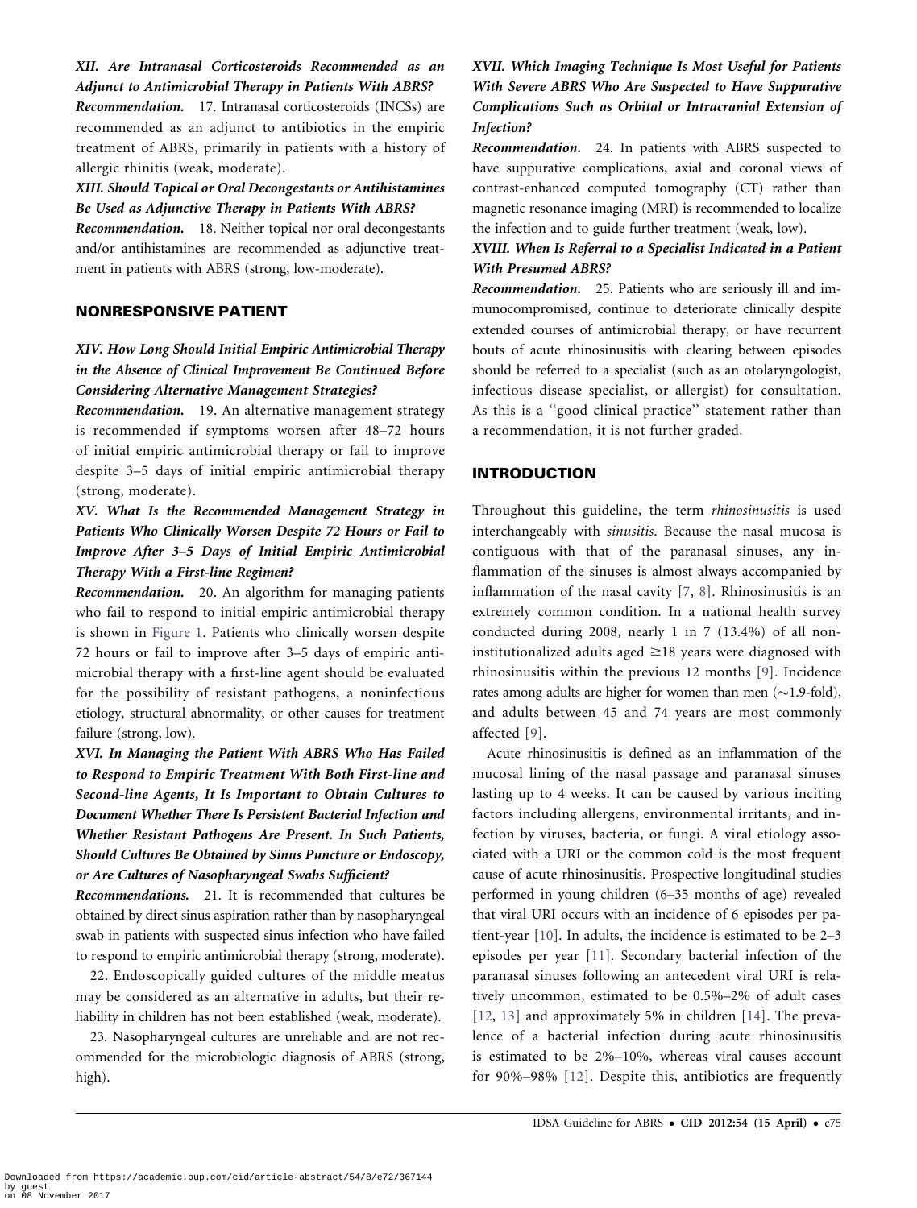*XII. Are Intranasal Corticosteroids Recommended as an Adjunct to Antimicrobial Therapy in Patients With ABRS?*

***Recommendation.*** 17. Intranasal corticosteroids (INCSs) are recommended as an adjunct to antibiotics in the empiric treatment of ABRS, primarily in patients with a history of allergic rhinitis (weak, moderate).

*XIII. Should Topical or Oral Decongestants or Antihistamines Be Used as Adjunctive Therapy in Patients With ABRS?*

***Recommendation.*** 18. Neither topical nor oral decongestants and/or antihistamines are recommended as adjunctive treatment in patients with ABRS (strong, low-moderate).

## NONRESPONSIVE PATIENT

*XIV. How Long Should Initial Empiric Antimicrobial Therapy in the Absence of Clinical Improvement Be Continued Before Considering Alternative Management Strategies?*

***Recommendation.*** 19. An alternative management strategy is recommended if symptoms worsen after 48–72 hours of initial empiric antimicrobial therapy or fail to improve despite 3–5 days of initial empiric antimicrobial therapy (strong, moderate).

*XV. What Is the Recommended Management Strategy in Patients Who Clinically Worsen Despite 72 Hours or Fail to Improve After 3–5 Days of Initial Empiric Antimicrobial Therapy With a First-line Regimen?*

***Recommendation.*** 20. An algorithm for managing patients who fail to respond to initial empiric antimicrobial therapy is shown in Figure 1. Patients who clinically worsen despite 72 hours or fail to improve after 3–5 days of empiric antimicrobial therapy with a first-line agent should be evaluated for the possibility of resistant pathogens, a noninfectious etiology, structural abnormality, or other causes for treatment failure (strong, low).

*XVI. In Managing the Patient With ABRS Who Has Failed to Respond to Empiric Treatment With Both First-line and Second-line Agents, It Is Important to Obtain Cultures to Document Whether There Is Persistent Bacterial Infection and Whether Resistant Pathogens Are Present. In Such Patients, Should Cultures Be Obtained by Sinus Puncture or Endoscopy, or Are Cultures of Nasopharyngeal Swabs Sufficient?*

***Recommendations.*** 21. It is recommended that cultures be obtained by direct sinus aspiration rather than by nasopharyngeal swab in patients with suspected sinus infection who have failed to respond to empiric antimicrobial therapy (strong, moderate).

22. Endoscopically guided cultures of the middle meatus may be considered as an alternative in adults, but their reliability in children has not been established (weak, moderate).

23. Nasopharyngeal cultures are unreliable and are not recommended for the microbiologic diagnosis of ABRS (strong, high).

*XVII. Which Imaging Technique Is Most Useful for Patients With Severe ABRS Who Are Suspected to Have Suppurative Complications Such as Orbital or Intracranial Extension of Infection?*

***Recommendation.*** 24. In patients with ABRS suspected to have suppurative complications, axial and coronal views of contrast-enhanced computed tomography (CT) rather than magnetic resonance imaging (MRI) is recommended to localize the infection and to guide further treatment (weak, low).

*XVIII. When Is Referral to a Specialist Indicated in a Patient With Presumed ABRS?*

***Recommendation.*** 25. Patients who are seriously ill and immunocompromised, continue to deteriorate clinically despite extended courses of antimicrobial therapy, or have recurrent bouts of acute rhinosinusitis with clearing between episodes should be referred to a specialist (such as an otolaryngologist, infectious disease specialist, or allergist) for consultation. As this is a ''good clinical practice'' statement rather than a recommendation, it is not further graded.

## INTRODUCTION

Throughout this guideline, the term *rhinosinusitis* is used interchangeably with *sinusitis*. Because the nasal mucosa is contiguous with that of the paranasal sinuses, any inflammation of the sinuses is almost always accompanied by inflammation of the nasal cavity [7, 8]. Rhinosinusitis is an extremely common condition. In a national health survey conducted during 2008, nearly 1 in 7 (13.4%) of all noninstitutionalized adults aged $\geq$18 years were diagnosed with rhinosinusitis within the previous 12 months [9]. Incidence rates among adults are higher for women than men ($\sim$1.9-fold), and adults between 45 and 74 years are most commonly affected [9].

Acute rhinosinusitis is defined as an inflammation of the mucosal lining of the nasal passage and paranasal sinuses lasting up to 4 weeks. It can be caused by various inciting factors including allergens, environmental irritants, and infection by viruses, bacteria, or fungi. A viral etiology associated with a URI or the common cold is the most frequent cause of acute rhinosinusitis. Prospective longitudinal studies performed in young children (6–35 months of age) revealed that viral URI occurs with an incidence of 6 episodes per patient-year [10]. In adults, the incidence is estimated to be 2–3 episodes per year [11]. Secondary bacterial infection of the paranasal sinuses following an antecedent viral URI is relatively uncommon, estimated to be 0.5%–2% of adult cases [12, 13] and approximately 5% in children [14]. The prevalence of a bacterial infection during acute rhinosinusitis is estimated to be 2%–10%, whereas viral causes account for 90%–98% [12]. Despite this, antibiotics are frequently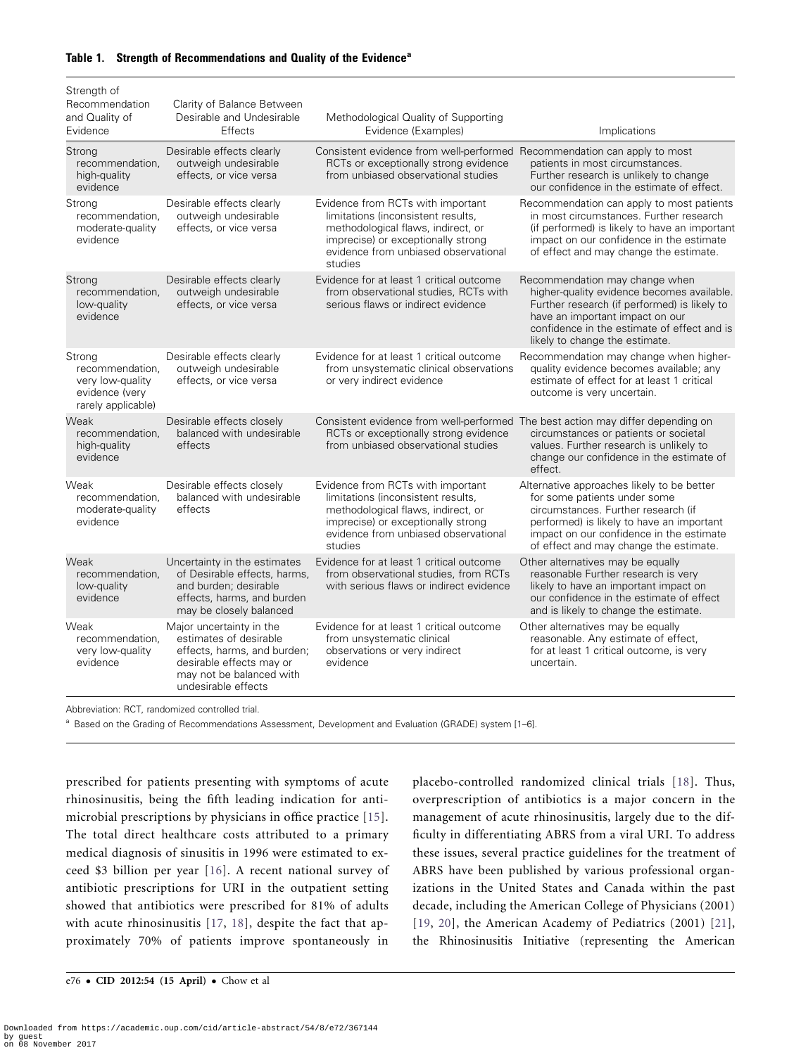**Table 1. Strength of Recommendations and Quality of the Evidence[a]**

| Strength of Recommendation and Quality of Evidence | Clarity of Balance Between Desirable and Undesirable Effects | Methodological Quality of Supporting Evidence (Examples) | Implications |
|---|---|---|---|
| Strong recommendation, high-quality evidence | Desirable effects clearly outweigh undesirable effects, or vice versa | Consistent evidence from well-performed RCTs or exceptionally strong evidence from unbiased observational studies | Recommendation can apply to most patients in most circumstances. Further research is unlikely to change our confidence in the estimate of effect. |
| Strong recommendation, moderate-quality evidence | Desirable effects clearly outweigh undesirable effects, or vice versa | Evidence from RCTs with important limitations (inconsistent results, methodological flaws, indirect, or imprecise) or exceptionally strong evidence from unbiased observational studies | Recommendation can apply to most patients in most circumstances. Further research (if performed) is likely to have an important impact on our confidence in the estimate of effect and may change the estimate. |
| Strong recommendation, low-quality evidence | Desirable effects clearly outweigh undesirable effects, or vice versa | Evidence for at least 1 critical outcome from observational studies, RCTs with serious flaws or indirect evidence | Recommendation may change when higher-quality evidence becomes available. Further research (if performed) is likely to have an important impact on our confidence in the estimate of effect and is likely to change the estimate. |
| Strong recommendation, very low-quality evidence (very rarely applicable) | Desirable effects clearly outweigh undesirable effects, or vice versa | Evidence for at least 1 critical outcome from unsystematic clinical observations or very indirect evidence | Recommendation may change when higher-quality evidence becomes available; any estimate of effect for at least 1 critical outcome is very uncertain. |
| Weak recommendation, high-quality evidence | Desirable effects closely balanced with undesirable effects | Consistent evidence from well-performed RCTs or exceptionally strong evidence from unbiased observational studies | The best action may differ depending on circumstances or patients or societal values. Further research is unlikely to change our confidence in the estimate of effect. |
| Weak recommendation, moderate-quality evidence | Desirable effects closely balanced with undesirable effects | Evidence from RCTs with important limitations (inconsistent results, methodological flaws, indirect, or imprecise) or exceptionally strong evidence from unbiased observational studies | Alternative approaches likely to be better for some patients under some circumstances. Further research (if performed) is likely to have an important impact on our confidence in the estimate of effect and may change the estimate. |
| Weak recommendation, low-quality evidence | Uncertainty in the estimates of Desirable effects, harms, and burden; desirable effects, harms, and burden may be closely balanced | Evidence for at least 1 critical outcome from observational studies, from RCTs with serious flaws or indirect evidence | Other alternatives may be equally reasonable Further research is very likely to have an important impact on our confidence in the estimate of effect and is likely to change the estimate. |
| Weak recommendation, very low-quality evidence | Major uncertainty in the estimates of desirable effects, harms, and burden; desirable effects may or may not be balanced with undesirable effects | Evidence for at least 1 critical outcome from unsystematic clinical observations or very indirect evidence | Other alternatives may be equally reasonable. Any estimate of effect, for at least 1 critical outcome, is very uncertain. |

Abbreviation: RCT, randomized controlled trial.

[a] Based on the Grading of Recommendations Assessment, Development and Evaluation (GRADE) system [1–6].

prescribed for patients presenting with symptoms of acute rhinosinusitis, being the fifth leading indication for antimicrobial prescriptions by physicians in office practice [15]. The total direct healthcare costs attributed to a primary medical diagnosis of sinusitis in 1996 were estimated to exceed $3 billion per year [16]. A recent national survey of antibiotic prescriptions for URI in the outpatient setting showed that antibiotics were prescribed for 81% of adults with acute rhinosinusitis [17, 18], despite the fact that approximately 70% of patients improve spontaneously in placebo-controlled randomized clinical trials [18]. Thus, overprescription of antibiotics is a major concern in the management of acute rhinosinusitis, largely due to the difficulty in differentiating ABRS from a viral URI. To address these issues, several practice guidelines for the treatment of ABRS have been published by various professional organizations in the United States and Canada within the past decade, including the American College of Physicians (2001) [19, 20], the American Academy of Pediatrics (2001) [21], the Rhinosinusitis Initiative (representing the American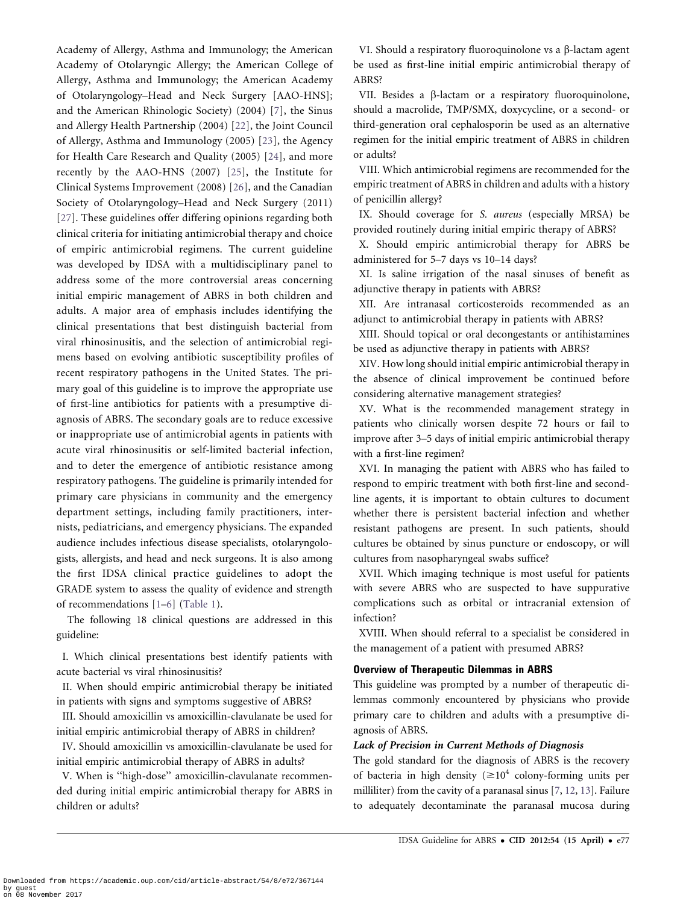Academy of Allergy, Asthma and Immunology; the American Academy of Otolaryngic Allergy; the American College of Allergy, Asthma and Immunology; the American Academy of Otolaryngology–Head and Neck Surgery [AAO-HNS]; and the American Rhinologic Society) (2004) [7], the Sinus and Allergy Health Partnership (2004) [22], the Joint Council of Allergy, Asthma and Immunology (2005) [23], the Agency for Health Care Research and Quality (2005) [24], and more recently by the AAO-HNS (2007) [25], the Institute for Clinical Systems Improvement (2008) [26], and the Canadian Society of Otolaryngology–Head and Neck Surgery (2011) [27]. These guidelines offer differing opinions regarding both clinical criteria for initiating antimicrobial therapy and choice of empiric antimicrobial regimens. The current guideline was developed by IDSA with a multidisciplinary panel to address some of the more controversial areas concerning initial empiric management of ABRS in both children and adults. A major area of emphasis includes identifying the clinical presentations that best distinguish bacterial from viral rhinosinusitis, and the selection of antimicrobial regimens based on evolving antibiotic susceptibility profiles of recent respiratory pathogens in the United States. The primary goal of this guideline is to improve the appropriate use of first-line antibiotics for patients with a presumptive diagnosis of ABRS. The secondary goals are to reduce excessive or inappropriate use of antimicrobial agents in patients with acute viral rhinosinusitis or self-limited bacterial infection, and to deter the emergence of antibiotic resistance among respiratory pathogens. The guideline is primarily intended for primary care physicians in community and the emergency department settings, including family practitioners, internists, pediatricians, and emergency physicians. The expanded audience includes infectious disease specialists, otolaryngologists, allergists, and head and neck surgeons. It is also among the first IDSA clinical practice guidelines to adopt the GRADE system to assess the quality of evidence and strength of recommendations [1–6] (Table 1).

The following 18 clinical questions are addressed in this guideline:

I. Which clinical presentations best identify patients with acute bacterial vs viral rhinosinusitis?

II. When should empiric antimicrobial therapy be initiated in patients with signs and symptoms suggestive of ABRS?

III. Should amoxicillin vs amoxicillin-clavulanate be used for initial empiric antimicrobial therapy of ABRS in children?

IV. Should amoxicillin vs amoxicillin-clavulanate be used for initial empiric antimicrobial therapy of ABRS in adults?

V. When is "high-dose" amoxicillin-clavulanate recommended during initial empiric antimicrobial therapy for ABRS in children or adults?

VI. Should a respiratory fluoroquinolone vs a β-lactam agent be used as first-line initial empiric antimicrobial therapy of ABRS?

VII. Besides a β-lactam or a respiratory fluoroquinolone, should a macrolide, TMP/SMX, doxycycline, or a second- or third-generation oral cephalosporin be used as an alternative regimen for the initial empiric treatment of ABRS in children or adults?

VIII. Which antimicrobial regimens are recommended for the empiric treatment of ABRS in children and adults with a history of penicillin allergy?

IX. Should coverage for *S. aureus* (especially MRSA) be provided routinely during initial empiric therapy of ABRS?

X. Should empiric antimicrobial therapy for ABRS be administered for 5–7 days vs 10–14 days?

XI. Is saline irrigation of the nasal sinuses of benefit as adjunctive therapy in patients with ABRS?

XII. Are intranasal corticosteroids recommended as an adjunct to antimicrobial therapy in patients with ABRS?

XIII. Should topical or oral decongestants or antihistamines be used as adjunctive therapy in patients with ABRS?

XIV. How long should initial empiric antimicrobial therapy in the absence of clinical improvement be continued before considering alternative management strategies?

XV. What is the recommended management strategy in patients who clinically worsen despite 72 hours or fail to improve after 3–5 days of initial empiric antimicrobial therapy with a first-line regimen?

XVI. In managing the patient with ABRS who has failed to respond to empiric treatment with both first-line and second-line agents, it is important to obtain cultures to document whether there is persistent bacterial infection and whether resistant pathogens are present. In such patients, should cultures be obtained by sinus puncture or endoscopy, or will cultures from nasopharyngeal swabs suffice?

XVII. Which imaging technique is most useful for patients with severe ABRS who are suspected to have suppurative complications such as orbital or intracranial extension of infection?

XVIII. When should referral to a specialist be considered in the management of a patient with presumed ABRS?

### Overview of Therapeutic Dilemmas in ABRS

This guideline was prompted by a number of therapeutic dilemmas commonly encountered by physicians who provide primary care to children and adults with a presumptive diagnosis of ABRS.

#### *Lack of Precision in Current Methods of Diagnosis*

The gold standard for the diagnosis of ABRS is the recovery of bacteria in high density ($\geq 10^4$ colony-forming units per milliliter) from the cavity of a paranasal sinus [7, 12, 13]. Failure to adequately decontaminate the paranasal mucosa during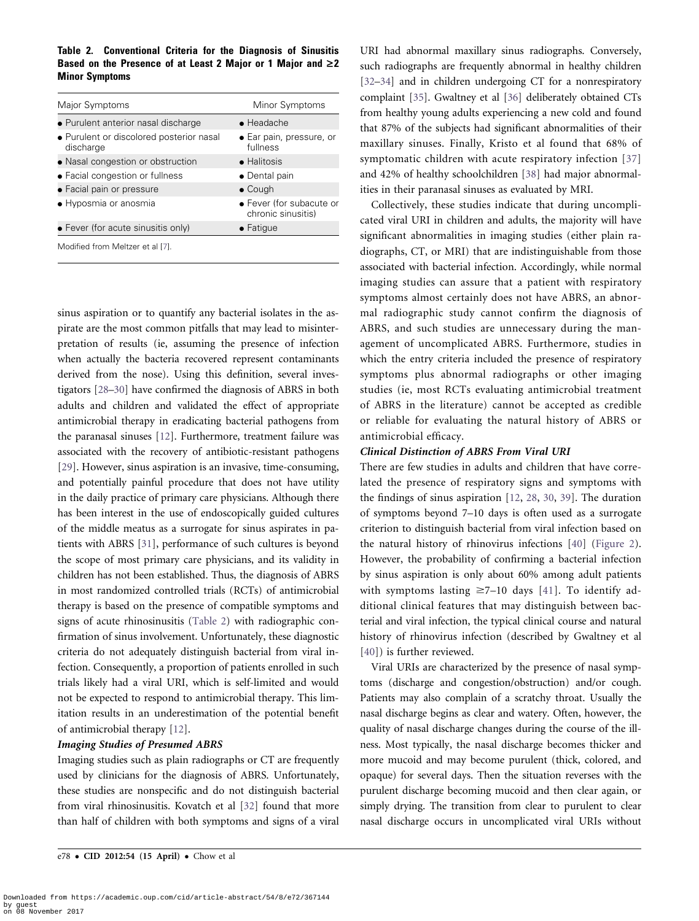**Table 2. Conventional Criteria for the Diagnosis of Sinusitis Based on the Presence of at Least 2 Major or 1 Major and ≥2 Minor Symptoms**

| Major Symptoms | Minor Symptoms |
| --- | --- |
| • Purulent anterior nasal discharge | • Headache |
| • Purulent or discolored posterior nasal discharge | • Ear pain, pressure, or fullness |
| • Nasal congestion or obstruction | • Halitosis |
| • Facial congestion or fullness | • Dental pain |
| • Facial pain or pressure | • Cough |
| • Hyposmia or anosmia | • Fever (for subacute or chronic sinusitis) |
| • Fever (for acute sinusitis only) | • Fatigue |

Modified from Meltzer et al [7].

sinus aspiration or to quantify any bacterial isolates in the aspirate are the most common pitfalls that may lead to misinterpretation of results (ie, assuming the presence of infection when actually the bacteria recovered represent contaminants derived from the nose). Using this definition, several investigators [28–30] have confirmed the diagnosis of ABRS in both adults and children and validated the effect of appropriate antimicrobial therapy in eradicating bacterial pathogens from the paranasal sinuses [12]. Furthermore, treatment failure was associated with the recovery of antibiotic-resistant pathogens [29]. However, sinus aspiration is an invasive, time-consuming, and potentially painful procedure that does not have utility in the daily practice of primary care physicians. Although there has been interest in the use of endoscopically guided cultures of the middle meatus as a surrogate for sinus aspirates in patients with ABRS [31], performance of such cultures is beyond the scope of most primary care physicians, and its validity in children has not been established. Thus, the diagnosis of ABRS in most randomized controlled trials (RCTs) of antimicrobial therapy is based on the presence of compatible symptoms and signs of acute rhinosinusitis (Table 2) with radiographic confirmation of sinus involvement. Unfortunately, these diagnostic criteria do not adequately distinguish bacterial from viral infection. Consequently, a proportion of patients enrolled in such trials likely had a viral URI, which is self-limited and would not be expected to respond to antimicrobial therapy. This limitation results in an underestimation of the potential benefit of antimicrobial therapy [12].

***Imaging Studies of Presumed ABRS***

Imaging studies such as plain radiographs or CT are frequently used by clinicians for the diagnosis of ABRS. Unfortunately, these studies are nonspecific and do not distinguish bacterial from viral rhinosinusitis. Kovatch et al [32] found that more than half of children with both symptoms and signs of a viral URI had abnormal maxillary sinus radiographs. Conversely, such radiographs are frequently abnormal in healthy children [32–34] and in children undergoing CT for a nonrespiratory complaint [35]. Gwaltney et al [36] deliberately obtained CTs from healthy young adults experiencing a new cold and found that 87% of the subjects had significant abnormalities of their maxillary sinuses. Finally, Kristo et al found that 68% of symptomatic children with acute respiratory infection [37] and 42% of healthy schoolchildren [38] had major abnormalities in their paranasal sinuses as evaluated by MRI.

Collectively, these studies indicate that during uncomplicated viral URI in children and adults, the majority will have significant abnormalities in imaging studies (either plain radiographs, CT, or MRI) that are indistinguishable from those associated with bacterial infection. Accordingly, while normal imaging studies can assure that a patient with respiratory symptoms almost certainly does not have ABRS, an abnormal radiographic study cannot confirm the diagnosis of ABRS, and such studies are unnecessary during the management of uncomplicated ABRS. Furthermore, studies in which the entry criteria included the presence of respiratory symptoms plus abnormal radiographs or other imaging studies (ie, most RCTs evaluating antimicrobial treatment of ABRS in the literature) cannot be accepted as credible or reliable for evaluating the natural history of ABRS or antimicrobial efficacy.

***Clinical Distinction of ABRS From Viral URI***

There are few studies in adults and children that have correlated the presence of respiratory signs and symptoms with the findings of sinus aspiration [12, 28, 30, 39]. The duration of symptoms beyond 7–10 days is often used as a surrogate criterion to distinguish bacterial from viral infection based on the natural history of rhinovirus infections [40] (Figure 2). However, the probability of confirming a bacterial infection by sinus aspiration is only about 60% among adult patients with symptoms lasting ≥7–10 days [41]. To identify additional clinical features that may distinguish between bacterial and viral infection, the typical clinical course and natural history of rhinovirus infection (described by Gwaltney et al [40]) is further reviewed.

Viral URIs are characterized by the presence of nasal symptoms (discharge and congestion/obstruction) and/or cough. Patients may also complain of a scratchy throat. Usually the nasal discharge begins as clear and watery. Often, however, the quality of nasal discharge changes during the course of the illness. Most typically, the nasal discharge becomes thicker and more mucoid and may become purulent (thick, colored, and opaque) for several days. Then the situation reverses with the purulent discharge becoming mucoid and then clear again, or simply drying. The transition from clear to purulent to clear nasal discharge occurs in uncomplicated viral URIs without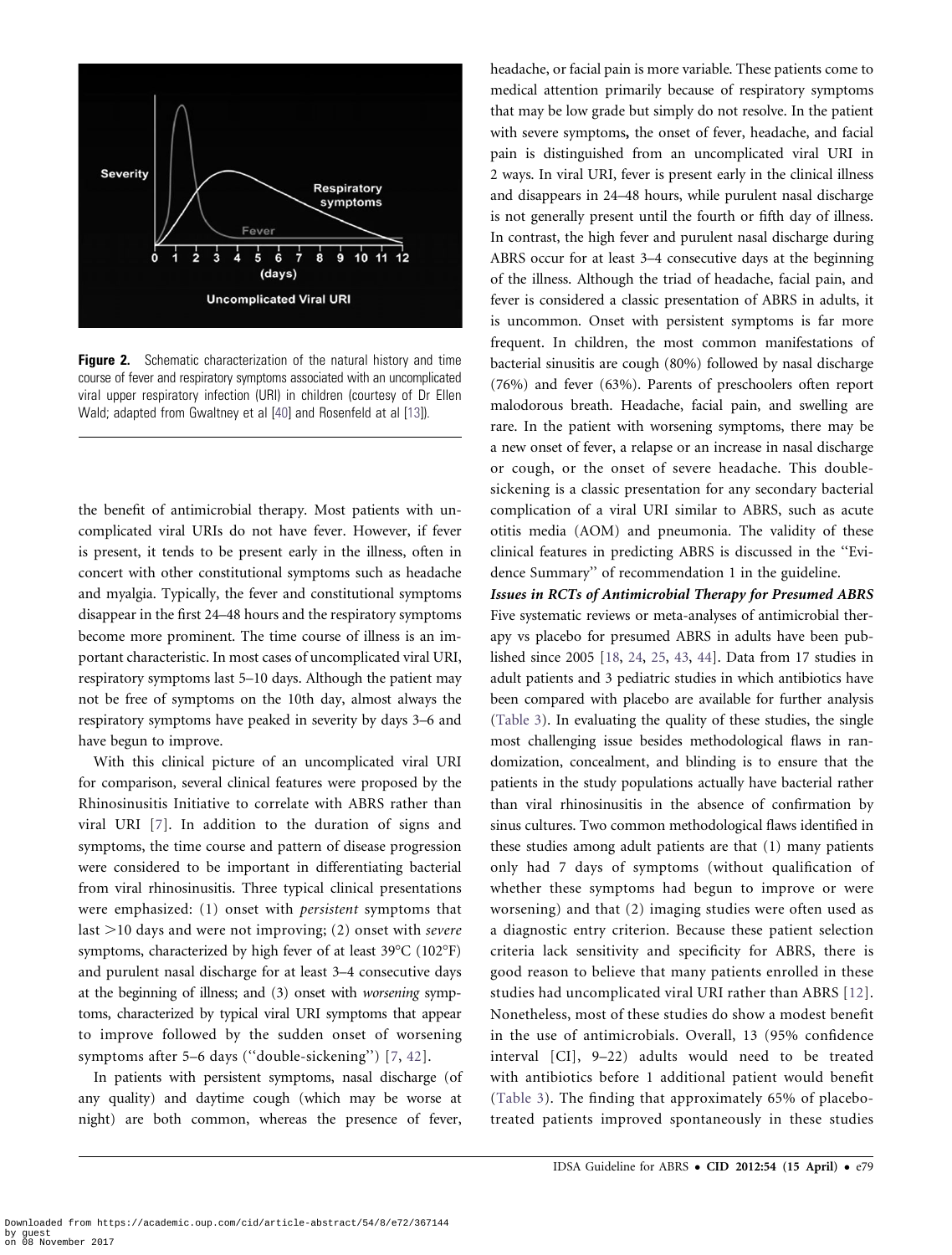Figure 2. Schematic characterization of the natural history and time course of fever and respiratory symptoms associated with an uncomplicated viral upper respiratory infection (URI) in children (courtesy of Dr Ellen Wald; adapted from Gwaltney et al [40] and Rosenfeld at al [13]).

the benefit of antimicrobial therapy. Most patients with uncomplicated viral URIs do not have fever. However, if fever is present, it tends to be present early in the illness, often in concert with other constitutional symptoms such as headache and myalgia. Typically, the fever and constitutional symptoms disappear in the first 24–48 hours and the respiratory symptoms become more prominent. The time course of illness is an important characteristic. In most cases of uncomplicated viral URI, respiratory symptoms last 5–10 days. Although the patient may not be free of symptoms on the 10th day, almost always the respiratory symptoms have peaked in severity by days 3–6 and have begun to improve.

With this clinical picture of an uncomplicated viral URI for comparison, several clinical features were proposed by the Rhinosinusitis Initiative to correlate with ABRS rather than viral URI [7]. In addition to the duration of signs and symptoms, the time course and pattern of disease progression were considered to be important in differentiating bacterial from viral rhinosinusitis. Three typical clinical presentations were emphasized: (1) onset with *persistent* symptoms that last >10 days and were not improving; (2) onset with *severe* symptoms, characterized by high fever of at least 39°C (102°F) and purulent nasal discharge for at least 3–4 consecutive days at the beginning of illness; and (3) onset with *worsening* symptoms, characterized by typical viral URI symptoms that appear to improve followed by the sudden onset of worsening symptoms after 5–6 days (''double-sickening'') [7, 42].

In patients with persistent symptoms, nasal discharge (of any quality) and daytime cough (which may be worse at night) are both common, whereas the presence of fever, headache, or facial pain is more variable. These patients come to medical attention primarily because of respiratory symptoms that may be low grade but simply do not resolve. In the patient with severe symptoms, the onset of fever, headache, and facial pain is distinguished from an uncomplicated viral URI in 2 ways. In viral URI, fever is present early in the clinical illness and disappears in 24–48 hours, while purulent nasal discharge is not generally present until the fourth or fifth day of illness. In contrast, the high fever and purulent nasal discharge during ABRS occur for at least 3–4 consecutive days at the beginning of the illness. Although the triad of headache, facial pain, and fever is considered a classic presentation of ABRS in adults, it is uncommon. Onset with persistent symptoms is far more frequent. In children, the most common manifestations of bacterial sinusitis are cough (80%) followed by nasal discharge (76%) and fever (63%). Parents of preschoolers often report malodorous breath. Headache, facial pain, and swelling are rare. In the patient with worsening symptoms, there may be a new onset of fever, a relapse or an increase in nasal discharge or cough, or the onset of severe headache. This double-sickening is a classic presentation for any secondary bacterial complication of a viral URI similar to ABRS, such as acute otitis media (AOM) and pneumonia. The validity of these clinical features in predicting ABRS is discussed in the ''Evidence Summary'' of recommendation 1 in the guideline.

***Issues in RCTs of Antimicrobial Therapy for Presumed ABRS***

Five systematic reviews or meta-analyses of antimicrobial therapy vs placebo for presumed ABRS in adults have been published since 2005 [18, 24, 25, 43, 44]. Data from 17 studies in adult patients and 3 pediatric studies in which antibiotics have been compared with placebo are available for further analysis (Table 3). In evaluating the quality of these studies, the single most challenging issue besides methodological flaws in randomization, concealment, and blinding is to ensure that the patients in the study populations actually have bacterial rather than viral rhinosinusitis in the absence of confirmation by sinus cultures. Two common methodological flaws identified in these studies among adult patients are that (1) many patients only had 7 days of symptoms (without qualification of whether these symptoms had begun to improve or were worsening) and that (2) imaging studies were often used as a diagnostic entry criterion. Because these patient selection criteria lack sensitivity and specificity for ABRS, there is good reason to believe that many patients enrolled in these studies had uncomplicated viral URI rather than ABRS [12]. Nonetheless, most of these studies do show a modest benefit in the use of antimicrobials. Overall, 13 (95% confidence interval [CI], 9–22) adults would need to be treated with antibiotics before 1 additional patient would benefit (Table 3). The finding that approximately 65% of placebo-treated patients improved spontaneously in these studies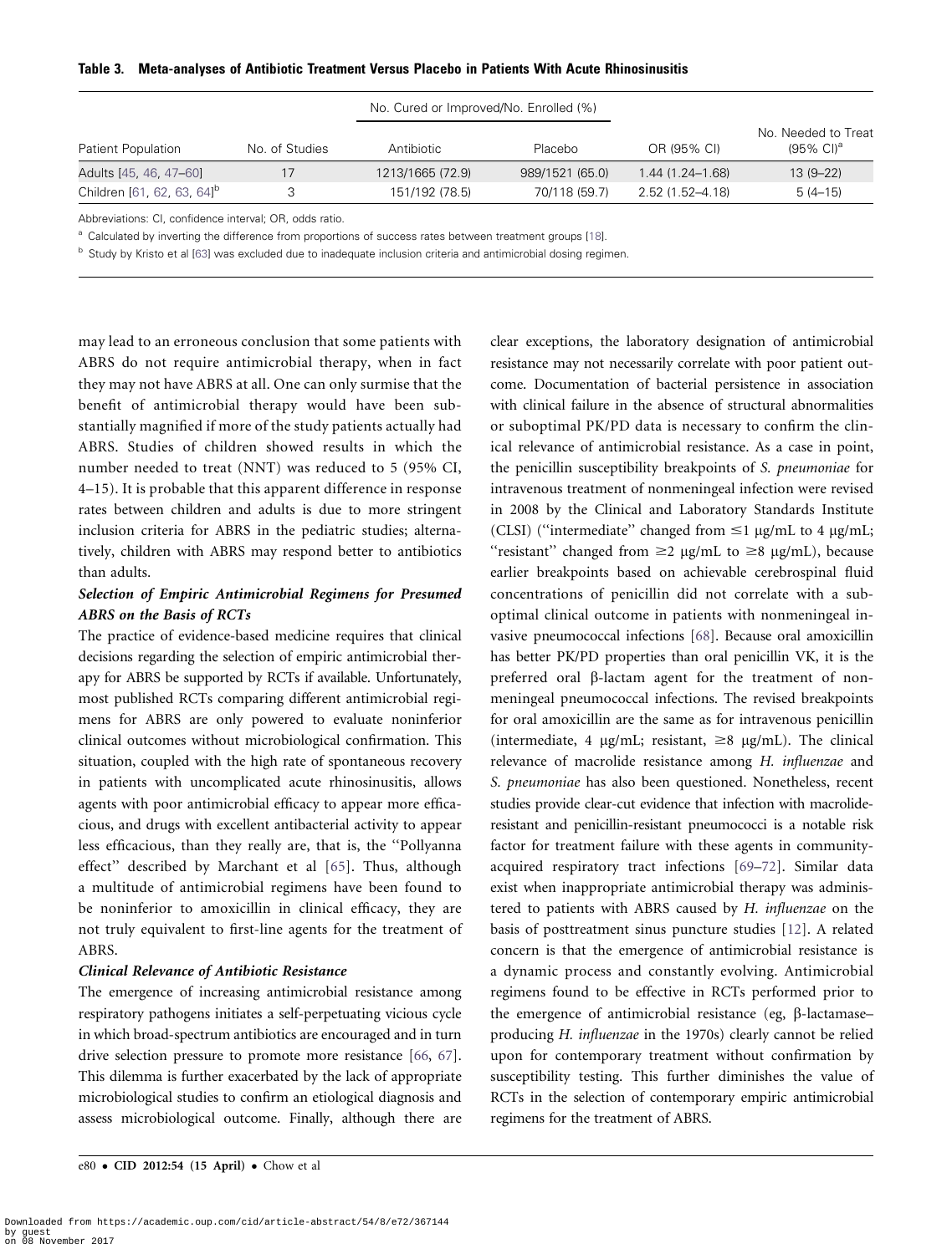**Table 3. Meta-analyses of Antibiotic Treatment Versus Placebo in Patients With Acute Rhinosinusitis**

| | | No. Cured or Improved/No. Enrolled (%) | | | |
|---|---|---|---|---|---|
| Patient Population | No. of Studies | Antibiotic | Placebo | OR (95% CI) | No. Needed to Treat (95% CI)[a] |
| Adults [45, 46, 47–60] | 17 | 1213/1665 (72.9) | 989/1521 (65.0) | 1.44 (1.24–1.68) | 13 (9–22) |
| Children [61, 62, 63, 64][b] | 3 | 151/192 (78.5) | 70/118 (59.7) | 2.52 (1.52–4.18) | 5 (4–15) |

Abbreviations: CI, confidence interval; OR, odds ratio.

[a] Calculated by inverting the difference from proportions of success rates between treatment groups [18].

[b] Study by Kristo et al [63] was excluded due to inadequate inclusion criteria and antimicrobial dosing regimen.

may lead to an erroneous conclusion that some patients with ABRS do not require antimicrobial therapy, when in fact they may not have ABRS at all. One can only surmise that the benefit of antimicrobial therapy would have been substantially magnified if more of the study patients actually had ABRS. Studies of children showed results in which the number needed to treat (NNT) was reduced to 5 (95% CI, 4–15). It is probable that this apparent difference in response rates between children and adults is due to more stringent inclusion criteria for ABRS in the pediatric studies; alternatively, children with ABRS may respond better to antibiotics than adults.

### *Selection of Empiric Antimicrobial Regimens for Presumed ABRS on the Basis of RCTs*

The practice of evidence-based medicine requires that clinical decisions regarding the selection of empiric antimicrobial therapy for ABRS be supported by RCTs if available. Unfortunately, most published RCTs comparing different antimicrobial regimens for ABRS are only powered to evaluate noninferior clinical outcomes without microbiological confirmation. This situation, coupled with the high rate of spontaneous recovery in patients with uncomplicated acute rhinosinusitis, allows agents with poor antimicrobial efficacy to appear more efficacious, and drugs with excellent antibacterial activity to appear less efficacious, than they really are, that is, the ''Pollyanna effect'' described by Marchant et al [65]. Thus, although a multitude of antimicrobial regimens have been found to be noninferior to amoxicillin in clinical efficacy, they are not truly equivalent to first-line agents for the treatment of ABRS.

### *Clinical Relevance of Antibiotic Resistance*

The emergence of increasing antimicrobial resistance among respiratory pathogens initiates a self-perpetuating vicious cycle in which broad-spectrum antibiotics are encouraged and in turn drive selection pressure to promote more resistance [66, 67]. This dilemma is further exacerbated by the lack of appropriate microbiological studies to confirm an etiological diagnosis and assess microbiological outcome. Finally, although there are clear exceptions, the laboratory designation of antimicrobial resistance may not necessarily correlate with poor patient outcome. Documentation of bacterial persistence in association with clinical failure in the absence of structural abnormalities or suboptimal PK/PD data is necessary to confirm the clinical relevance of antimicrobial resistance. As a case in point, the penicillin susceptibility breakpoints of *S. pneumoniae* for intravenous treatment of nonmeningeal infection were revised in 2008 by the Clinical and Laboratory Standards Institute (CLSI) (''intermediate'' changed from ≤1 μg/mL to 4 μg/mL; ''resistant'' changed from ≥2 μg/mL to ≥8 μg/mL), because earlier breakpoints based on achievable cerebrospinal fluid concentrations of penicillin did not correlate with a suboptimal clinical outcome in patients with nonmeningeal invasive pneumococcal infections [68]. Because oral amoxicillin has better PK/PD properties than oral penicillin VK, it is the preferred oral β-lactam agent for the treatment of nonmeningeal pneumococcal infections. The revised breakpoints for oral amoxicillin are the same as for intravenous penicillin (intermediate, 4 μg/mL; resistant, ≥8 μg/mL). The clinical relevance of macrolide resistance among *H. influenzae* and *S. pneumoniae* has also been questioned. Nonetheless, recent studies provide clear-cut evidence that infection with macrolide-resistant and penicillin-resistant pneumococci is a notable risk factor for treatment failure with these agents in community-acquired respiratory tract infections [69–72]. Similar data exist when inappropriate antimicrobial therapy was administered to patients with ABRS caused by *H. influenzae* on the basis of posttreatment sinus puncture studies [12]. A related concern is that the emergence of antimicrobial resistance is a dynamic process and constantly evolving. Antimicrobial regimens found to be effective in RCTs performed prior to the emergence of antimicrobial resistance (eg, β-lactamase–producing *H. influenzae* in the 1970s) clearly cannot be relied upon for contemporary treatment without confirmation by susceptibility testing. This further diminishes the value of RCTs in the selection of contemporary empiric antimicrobial regimens for the treatment of ABRS.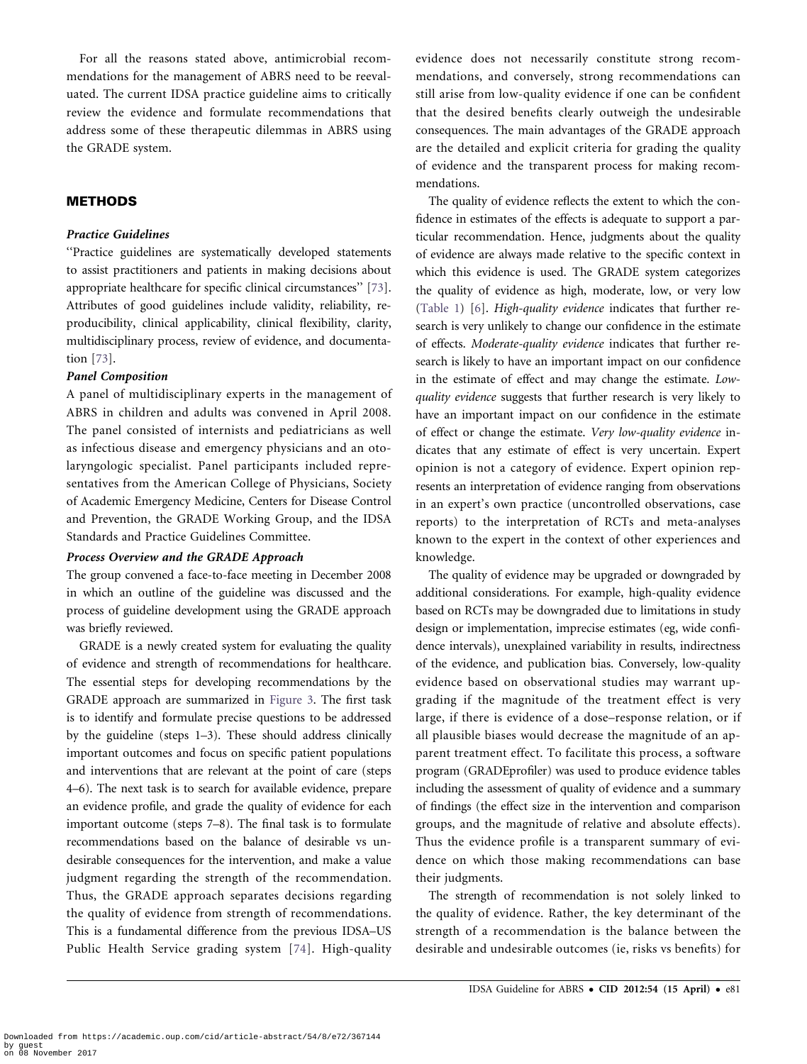For all the reasons stated above, antimicrobial recommendations for the management of ABRS need to be reevaluated. The current IDSA practice guideline aims to critically review the evidence and formulate recommendations that address some of these therapeutic dilemmas in ABRS using the GRADE system.

## METHODS

### *Practice Guidelines*

''Practice guidelines are systematically developed statements to assist practitioners and patients in making decisions about appropriate healthcare for specific clinical circumstances'' [73]. Attributes of good guidelines include validity, reliability, reproducibility, clinical applicability, clinical flexibility, clarity, multidisciplinary process, review of evidence, and documentation [73].

### *Panel Composition*

A panel of multidisciplinary experts in the management of ABRS in children and adults was convened in April 2008. The panel consisted of internists and pediatricians as well as infectious disease and emergency physicians and an otolaryngologic specialist. Panel participants included representatives from the American College of Physicians, Society of Academic Emergency Medicine, Centers for Disease Control and Prevention, the GRADE Working Group, and the IDSA Standards and Practice Guidelines Committee.

### *Process Overview and the GRADE Approach*

The group convened a face-to-face meeting in December 2008 in which an outline of the guideline was discussed and the process of guideline development using the GRADE approach was briefly reviewed.

GRADE is a newly created system for evaluating the quality of evidence and strength of recommendations for healthcare. The essential steps for developing recommendations by the GRADE approach are summarized in Figure 3. The first task is to identify and formulate precise questions to be addressed by the guideline (steps 1–3). These should address clinically important outcomes and focus on specific patient populations and interventions that are relevant at the point of care (steps 4–6). The next task is to search for available evidence, prepare an evidence profile, and grade the quality of evidence for each important outcome (steps 7–8). The final task is to formulate recommendations based on the balance of desirable vs undesirable consequences for the intervention, and make a value judgment regarding the strength of the recommendation. Thus, the GRADE approach separates decisions regarding the quality of evidence from strength of recommendations. This is a fundamental difference from the previous IDSA–US Public Health Service grading system [74]. High-quality evidence does not necessarily constitute strong recommendations, and conversely, strong recommendations can still arise from low-quality evidence if one can be confident that the desired benefits clearly outweigh the undesirable consequences. The main advantages of the GRADE approach are the detailed and explicit criteria for grading the quality of evidence and the transparent process for making recommendations.

The quality of evidence reflects the extent to which the confidence in estimates of the effects is adequate to support a particular recommendation. Hence, judgments about the quality of evidence are always made relative to the specific context in which this evidence is used. The GRADE system categorizes the quality of evidence as high, moderate, low, or very low (Table 1) [6]. *High-quality evidence* indicates that further research is very unlikely to change our confidence in the estimate of effects. *Moderate-quality evidence* indicates that further research is likely to have an important impact on our confidence in the estimate of effect and may change the estimate. *Low-quality evidence* suggests that further research is very likely to have an important impact on our confidence in the estimate of effect or change the estimate. *Very low-quality evidence* indicates that any estimate of effect is very uncertain. Expert opinion is not a category of evidence. Expert opinion represents an interpretation of evidence ranging from observations in an expert's own practice (uncontrolled observations, case reports) to the interpretation of RCTs and meta-analyses known to the expert in the context of other experiences and knowledge.

The quality of evidence may be upgraded or downgraded by additional considerations. For example, high-quality evidence based on RCTs may be downgraded due to limitations in study design or implementation, imprecise estimates (eg, wide confidence intervals), unexplained variability in results, indirectness of the evidence, and publication bias. Conversely, low-quality evidence based on observational studies may warrant upgrading if the magnitude of the treatment effect is very large, if there is evidence of a dose–response relation, or if all plausible biases would decrease the magnitude of an apparent treatment effect. To facilitate this process, a software program (GRADEprofiler) was used to produce evidence tables including the assessment of quality of evidence and a summary of findings (the effect size in the intervention and comparison groups, and the magnitude of relative and absolute effects). Thus the evidence profile is a transparent summary of evidence on which those making recommendations can base their judgments.

The strength of recommendation is not solely linked to the quality of evidence. Rather, the key determinant of the strength of a recommendation is the balance between the desirable and undesirable outcomes (ie, risks vs benefits) for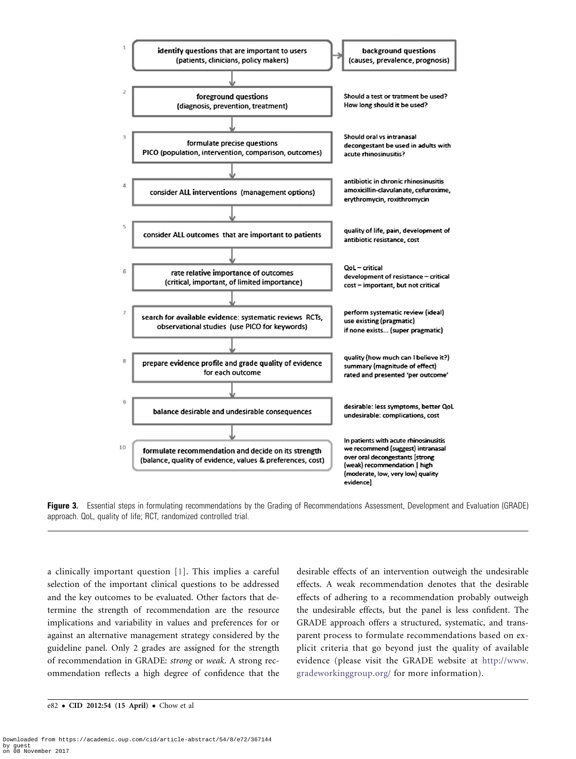| | Step | Example |
|---|---|---|
| 1 | **identify questions** that are important to users (patients, clinicians, policy makers) | background questions (causes, prevalence, prognosis) |
| 2 | foreground questions (diagnosis, prevention, treatment) | Should a test or tratment be used? How long should it be used? |
| 3 | formulate precise questions PICO (population, intervention, comparison, outcomes) | Should oral vs intranasal decongestant be used in adults with acute rhinosinusitis? |
| 4 | consider **ALL interventions** (management options) | antibiotic in chronic rhinosinusitis amoxicillin-clavulanate, cefuroxime, erythromycin, roxithromycin |
| 5 | consider **ALL outcomes** that are important to patients | quality of life, pain, development of antibiotic resistance, cost |
| 6 | rate relative importance of outcomes (critical, important, of limited importance) | QoL – critical; development of resistance – critical; cost – important, but not critical |
| 7 | **search for available evidence**: systematic reviews RCTs, observational studies (use PICO for keywords) | perform systematic review (ideal); use existing (pragmatic); if none exists... (super pragmatic) |
| 8 | prepare **evidence profile** and **grade quality of evidence** for each outcome | quality (how much can I believe it?); summary (magnitude of effect); rated and presented 'per outcome' |
| 9 | balance desirable and undesirable consequences | desirable: less symptoms, better QoL; undesirable: complications, cost |
| 10 | **formulate recommendation and decide on its strength** (balance, quality of evidence, values & preferences, cost) | In patients with acute rhinosinusitis we recommend (suggest) intranasal over oral decongestants [strong (weak) recommendation \| high (moderate, low, very low) quality evidence] |

**Figure 3.** Essential steps in formulating recommendations by the Grading of Recommendations Assessment, Development and Evaluation (GRADE) approach. QoL, quality of life; RCT, randomized controlled trial.

a clinically important question [1]. This implies a careful selection of the important clinical questions to be addressed and the key outcomes to be evaluated. Other factors that determine the strength of recommendation are the resource implications and variability in values and preferences for or against an alternative management strategy considered by the guideline panel. Only 2 grades are assigned for the strength of recommendation in GRADE: *strong* or *weak*. A strong recommendation reflects a high degree of confidence that the desirable effects of an intervention outweigh the undesirable effects. A weak recommendation denotes that the desirable effects of adhering to a recommendation probably outweigh the undesirable effects, but the panel is less confident. The GRADE approach offers a structured, systematic, and transparent process to formulate recommendations based on explicit criteria that go beyond just the quality of available evidence (please visit the GRADE website at http://www.gradeworkinggroup.org/ for more information).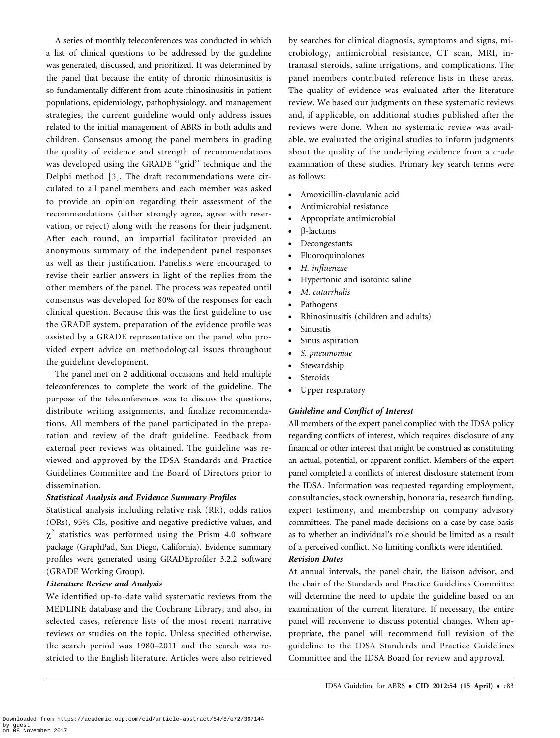A series of monthly teleconferences was conducted in which a list of clinical questions to be addressed by the guideline was generated, discussed, and prioritized. It was determined by the panel that because the entity of chronic rhinosinusitis is so fundamentally different from acute rhinosinusitis in patient populations, epidemiology, pathophysiology, and management strategies, the current guideline would only address issues related to the initial management of ABRS in both adults and children. Consensus among the panel members in grading the quality of evidence and strength of recommendations was developed using the GRADE ''grid'' technique and the Delphi method [3]. The draft recommendations were circulated to all panel members and each member was asked to provide an opinion regarding their assessment of the recommendations (either strongly agree, agree with reservation, or reject) along with the reasons for their judgment. After each round, an impartial facilitator provided an anonymous summary of the independent panel responses as well as their justification. Panelists were encouraged to revise their earlier answers in light of the replies from the other members of the panel. The process was repeated until consensus was developed for 80% of the responses for each clinical question. Because this was the first guideline to use the GRADE system, preparation of the evidence profile was assisted by a GRADE representative on the panel who provided expert advice on methodological issues throughout the guideline development.

The panel met on 2 additional occasions and held multiple teleconferences to complete the work of the guideline. The purpose of the teleconferences was to discuss the questions, distribute writing assignments, and finalize recommendations. All members of the panel participated in the preparation and review of the draft guideline. Feedback from external peer reviews was obtained. The guideline was reviewed and approved by the IDSA Standards and Practice Guidelines Committee and the Board of Directors prior to dissemination.

***Statistical Analysis and Evidence Summary Profiles***

Statistical analysis including relative risk (RR), odds ratios (ORs), 95% CIs, positive and negative predictive values, and $\chi^2$ statistics was performed using the Prism 4.0 software package (GraphPad, San Diego, California). Evidence summary profiles were generated using GRADEprofiler 3.2.2 software (GRADE Working Group).

***Literature Review and Analysis***

We identified up-to-date valid systematic reviews from the MEDLINE database and the Cochrane Library, and also, in selected cases, reference lists of the most recent narrative reviews or studies on the topic. Unless specified otherwise, the search period was 1980–2011 and the search was restricted to the English literature. Articles were also retrieved by searches for clinical diagnosis, symptoms and signs, microbiology, antimicrobial resistance, CT scan, MRI, intranasal steroids, saline irrigations, and complications. The panel members contributed reference lists in these areas. The quality of evidence was evaluated after the literature review. We based our judgments on these systematic reviews and, if applicable, on additional studies published after the reviews were done. When no systematic review was available, we evaluated the original studies to inform judgments about the quality of the underlying evidence from a crude examination of these studies. Primary key search terms were as follows:

- Amoxicillin-clavulanic acid
- Antimicrobial resistance
- Appropriate antimicrobial
- β-lactams
- Decongestants
- Fluoroquinolones
- *H. influenzae*
- Hypertonic and isotonic saline
- *M. catarrhalis*
- Pathogens
- Rhinosinusitis (children and adults)
- Sinusitis
- Sinus aspiration
- *S. pneumoniae*
- Stewardship
- Steroids
- Upper respiratory

***Guideline and Conflict of Interest***

All members of the expert panel complied with the IDSA policy regarding conflicts of interest, which requires disclosure of any financial or other interest that might be construed as constituting an actual, potential, or apparent conflict. Members of the expert panel completed a conflicts of interest disclosure statement from the IDSA. Information was requested regarding employment, consultancies, stock ownership, honoraria, research funding, expert testimony, and membership on company advisory committees. The panel made decisions on a case-by-case basis as to whether an individual's role should be limited as a result of a perceived conflict. No limiting conflicts were identified.

***Revision Dates***

At annual intervals, the panel chair, the liaison advisor, and the chair of the Standards and Practice Guidelines Committee will determine the need to update the guideline based on an examination of the current literature. If necessary, the entire panel will reconvene to discuss potential changes. When appropriate, the panel will recommend full revision of the guideline to the IDSA Standards and Practice Guidelines Committee and the IDSA Board for review and approval.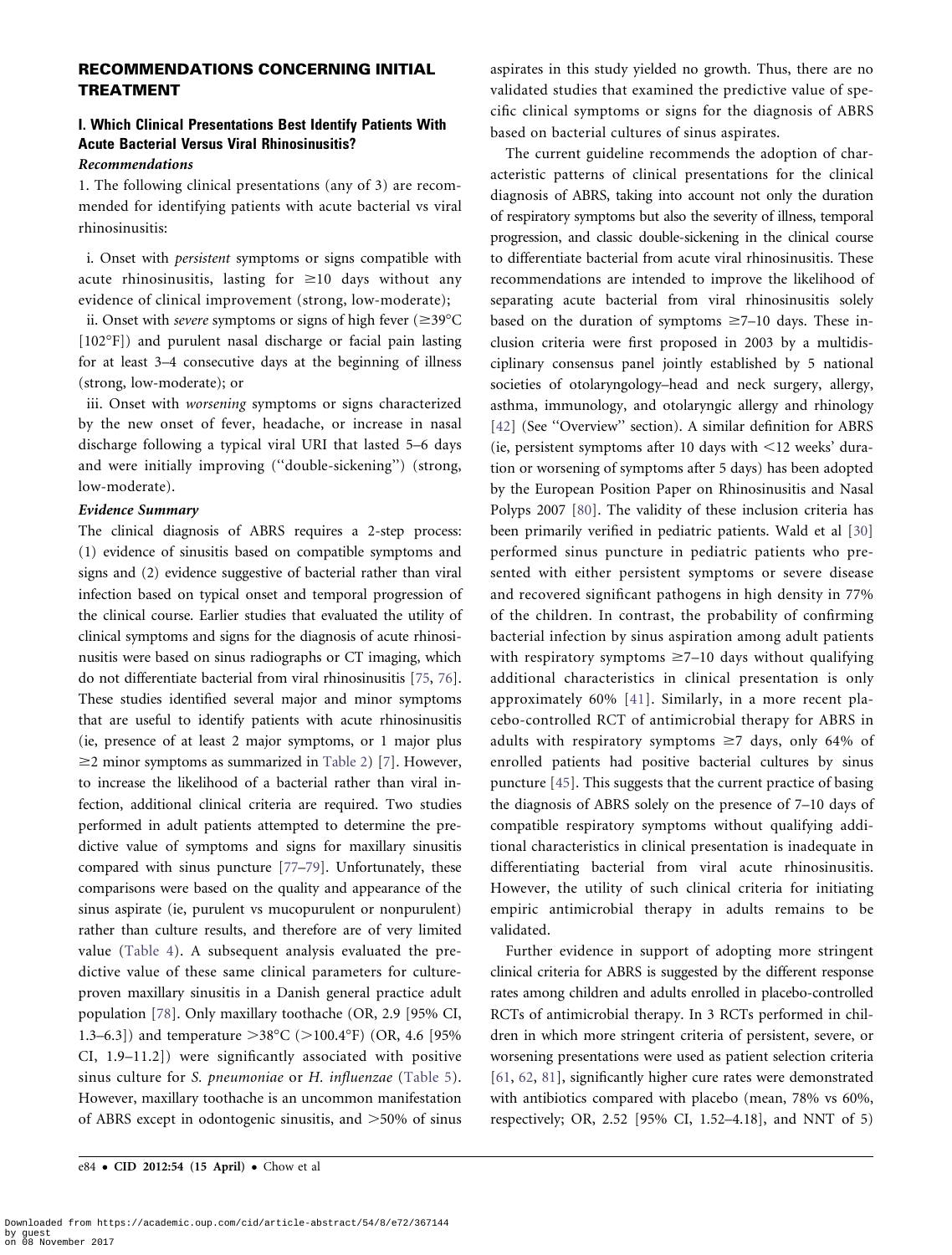## RECOMMENDATIONS CONCERNING INITIAL TREATMENT

### I. Which Clinical Presentations Best Identify Patients With Acute Bacterial Versus Viral Rhinosinusitis?

#### *Recommendations*

1. The following clinical presentations (any of 3) are recommended for identifying patients with acute bacterial vs viral rhinosinusitis:

i. Onset with *persistent* symptoms or signs compatible with acute rhinosinusitis, lasting for ≥10 days without any evidence of clinical improvement (strong, low-moderate);

ii. Onset with *severe* symptoms or signs of high fever (≥39°C [102°F]) and purulent nasal discharge or facial pain lasting for at least 3–4 consecutive days at the beginning of illness (strong, low-moderate); or

iii. Onset with *worsening* symptoms or signs characterized by the new onset of fever, headache, or increase in nasal discharge following a typical viral URI that lasted 5–6 days and were initially improving ("double-sickening") (strong, low-moderate).

#### *Evidence Summary*

The clinical diagnosis of ABRS requires a 2-step process: (1) evidence of sinusitis based on compatible symptoms and signs and (2) evidence suggestive of bacterial rather than viral infection based on typical onset and temporal progression of the clinical course. Earlier studies that evaluated the utility of clinical symptoms and signs for the diagnosis of acute rhinosinusitis were based on sinus radiographs or CT imaging, which do not differentiate bacterial from viral rhinosinusitis [75, 76]. These studies identified several major and minor symptoms that are useful to identify patients with acute rhinosinusitis (ie, presence of at least 2 major symptoms, or 1 major plus ≥2 minor symptoms as summarized in Table 2) [7]. However, to increase the likelihood of a bacterial rather than viral infection, additional clinical criteria are required. Two studies performed in adult patients attempted to determine the predictive value of symptoms and signs for maxillary sinusitis compared with sinus puncture [77–79]. Unfortunately, these comparisons were based on the quality and appearance of the sinus aspirate (ie, purulent vs mucopurulent or nonpurulent) rather than culture results, and therefore are of very limited value (Table 4). A subsequent analysis evaluated the predictive value of these same clinical parameters for culture-proven maxillary sinusitis in a Danish general practice adult population [78]. Only maxillary toothache (OR, 2.9 [95% CI, 1.3–6.3]) and temperature >38°C (>100.4°F) (OR, 4.6 [95% CI, 1.9–11.2]) were significantly associated with positive sinus culture for *S. pneumoniae* or *H. influenzae* (Table 5). However, maxillary toothache is an uncommon manifestation of ABRS except in odontogenic sinusitis, and >50% of sinus aspirates in this study yielded no growth. Thus, there are no validated studies that examined the predictive value of specific clinical symptoms or signs for the diagnosis of ABRS based on bacterial cultures of sinus aspirates.

The current guideline recommends the adoption of characteristic patterns of clinical presentations for the clinical diagnosis of ABRS, taking into account not only the duration of respiratory symptoms but also the severity of illness, temporal progression, and classic double-sickening in the clinical course to differentiate bacterial from acute viral rhinosinusitis. These recommendations are intended to improve the likelihood of separating acute bacterial from viral rhinosinusitis solely based on the duration of symptoms ≥7–10 days. These inclusion criteria were first proposed in 2003 by a multidisciplinary consensus panel jointly established by 5 national societies of otolaryngology–head and neck surgery, allergy, asthma, immunology, and otolaryngic allergy and rhinology [42] (See "Overview" section). A similar definition for ABRS (ie, persistent symptoms after 10 days with <12 weeks' duration or worsening of symptoms after 5 days) has been adopted by the European Position Paper on Rhinosinusitis and Nasal Polyps 2007 [80]. The validity of these inclusion criteria has been primarily verified in pediatric patients. Wald et al [30] performed sinus puncture in pediatric patients who presented with either persistent symptoms or severe disease and recovered significant pathogens in high density in 77% of the children. In contrast, the probability of confirming bacterial infection by sinus aspiration among adult patients with respiratory symptoms ≥7–10 days without qualifying additional characteristics in clinical presentation is only approximately 60% [41]. Similarly, in a more recent placebo-controlled RCT of antimicrobial therapy for ABRS in adults with respiratory symptoms ≥7 days, only 64% of enrolled patients had positive bacterial cultures by sinus puncture [45]. This suggests that the current practice of basing the diagnosis of ABRS solely on the presence of 7–10 days of compatible respiratory symptoms without qualifying additional characteristics in clinical presentation is inadequate in differentiating bacterial from viral acute rhinosinusitis. However, the utility of such clinical criteria for initiating empiric antimicrobial therapy in adults remains to be validated.

Further evidence in support of adopting more stringent clinical criteria for ABRS is suggested by the different response rates among children and adults enrolled in placebo-controlled RCTs of antimicrobial therapy. In 3 RCTs performed in children in which more stringent criteria of persistent, severe, or worsening presentations were used as patient selection criteria [61, 62, 81], significantly higher cure rates were demonstrated with antibiotics compared with placebo (mean, 78% vs 60%, respectively; OR, 2.52 [95% CI, 1.52–4.18], and NNT of 5)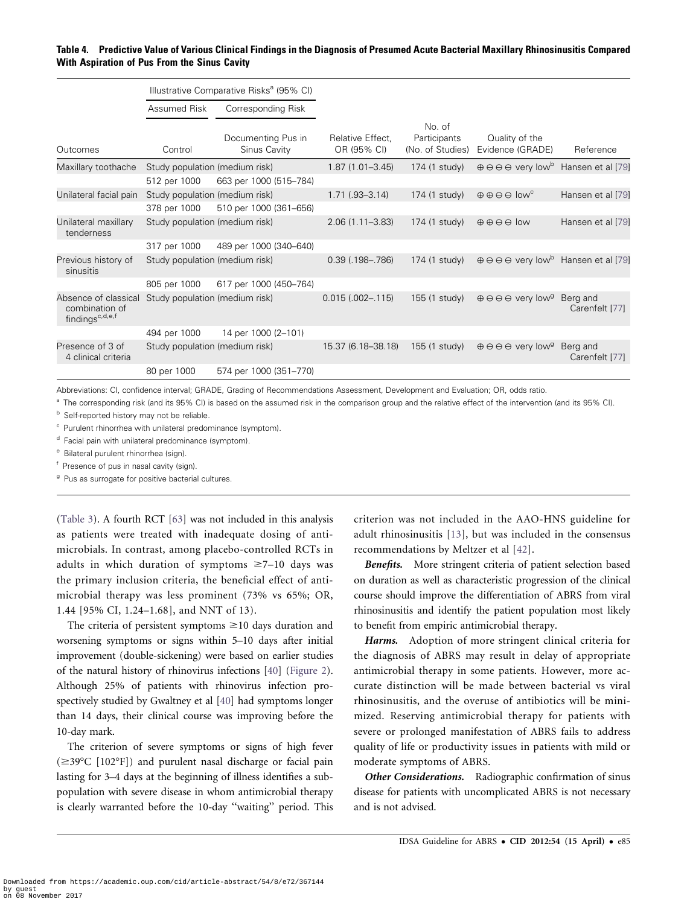**Table 4. Predictive Value of Various Clinical Findings in the Diagnosis of Presumed Acute Bacterial Maxillary Rhinosinusitis Compared With Aspiration of Pus From the Sinus Cavity**

| | Illustrative Comparative Risks[a] (95% CI) | | | | | |
|---|---|---|---|---|---|---|
| | Assumed Risk | Corresponding Risk | | | | |
| Outcomes | Control | Documenting Pus in Sinus Cavity | Relative Effect, OR (95% CI) | No. of Participants (No. of Studies) | Quality of the Evidence (GRADE) | Reference |
| Maxillary toothache | Study population (medium risk) | | 1.87 (1.01–3.45) | 174 (1 study) | ⊕⊖⊖⊖ very low[b] | Hansen et al [79] |
| | 512 per 1000 | 663 per 1000 (515–784) | | | | |
| Unilateral facial pain | Study population (medium risk) | | 1.71 (.93–3.14) | 174 (1 study) | ⊕⊕⊖⊖ low[c] | Hansen et al [79] |
| | 378 per 1000 | 510 per 1000 (361–656) | | | | |
| Unilateral maxillary tenderness | Study population (medium risk) | | 2.06 (1.11–3.83) | 174 (1 study) | ⊕⊕⊖⊖ low | Hansen et al [79] |
| | 317 per 1000 | 489 per 1000 (340–640) | | | | |
| Previous history of sinusitis | Study population (medium risk) | | 0.39 (.198–.786) | 174 (1 study) | ⊕⊖⊖⊖ very low[b] | Hansen et al [79] |
| | 805 per 1000 | 617 per 1000 (450–764) | | | | |
| Absence of classical combination of findings[c,d,e,f] | Study population (medium risk) | | 0.015 (.002–.115) | 155 (1 study) | ⊕⊖⊖⊖ very low[g] | Berg and Carenfelt [77] |
| | 494 per 1000 | 14 per 1000 (2–101) | | | | |
| Presence of 3 of 4 clinical criteria | Study population (medium risk) | | 15.37 (6.18–38.18) | 155 (1 study) | ⊕⊖⊖⊖ very low[g] | Berg and Carenfelt [77] |
| | 80 per 1000 | 574 per 1000 (351–770) | | | | |

Abbreviations: CI, confidence interval; GRADE, Grading of Recommendations Assessment, Development and Evaluation; OR, odds ratio.

[a] The corresponding risk (and its 95% CI) is based on the assumed risk in the comparison group and the relative effect of the intervention (and its 95% CI).

[b] Self-reported history may not be reliable.

[c] Purulent rhinorrhea with unilateral predominance (symptom).

[d] Facial pain with unilateral predominance (symptom).

[e] Bilateral purulent rhinorrhea (sign).

[f] Presence of pus in nasal cavity (sign).

[g] Pus as surrogate for positive bacterial cultures.

(Table 3). A fourth RCT [63] was not included in this analysis as patients were treated with inadequate dosing of antimicrobials. In contrast, among placebo-controlled RCTs in adults in which duration of symptoms ≥7–10 days was the primary inclusion criteria, the beneficial effect of antimicrobial therapy was less prominent (73% vs 65%; OR, 1.44 [95% CI, 1.24–1.68], and NNT of 13).

The criteria of persistent symptoms ≥10 days duration and worsening symptoms or signs within 5–10 days after initial improvement (double-sickening) were based on earlier studies of the natural history of rhinovirus infections [40] (Figure 2). Although 25% of patients with rhinovirus infection prospectively studied by Gwaltney et al [40] had symptoms longer than 14 days, their clinical course was improving before the 10-day mark.

The criterion of severe symptoms or signs of high fever (≥39°C [102°F]) and purulent nasal discharge or facial pain lasting for 3–4 days at the beginning of illness identifies a subpopulation with severe disease in whom antimicrobial therapy is clearly warranted before the 10-day "waiting" period. This criterion was not included in the AAO-HNS guideline for adult rhinosinusitis [13], but was included in the consensus recommendations by Meltzer et al [42].

***Benefits.*** More stringent criteria of patient selection based on duration as well as characteristic progression of the clinical course should improve the differentiation of ABRS from viral rhinosinusitis and identify the patient population most likely to benefit from empiric antimicrobial therapy.

***Harms.*** Adoption of more stringent clinical criteria for the diagnosis of ABRS may result in delay of appropriate antimicrobial therapy in some patients. However, more accurate distinction will be made between bacterial vs viral rhinosinusitis, and the overuse of antibiotics will be minimized. Reserving antimicrobial therapy for patients with severe or prolonged manifestation of ABRS fails to address quality of life or productivity issues in patients with mild or moderate symptoms of ABRS.

***Other Considerations.*** Radiographic confirmation of sinus disease for patients with uncomplicated ABRS is not necessary and is not advised.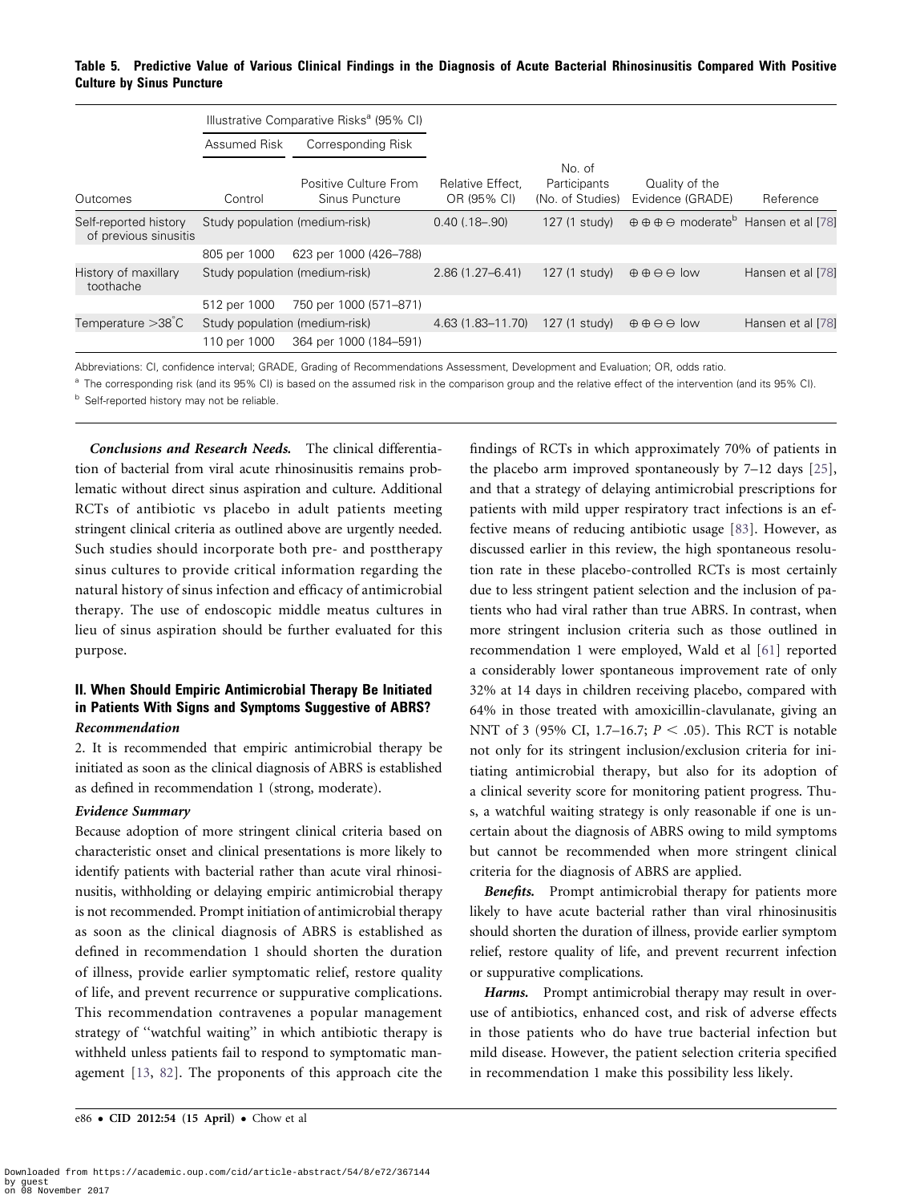**Table 5. Predictive Value of Various Clinical Findings in the Diagnosis of Acute Bacterial Rhinosinusitis Compared With Positive Culture by Sinus Puncture**

| | Illustrative Comparative Risks[a] (95% CI) | | | | | |
|---|---|---|---|---|---|---|
| | Assumed Risk | Corresponding Risk | | | | |
| Outcomes | Control | Positive Culture From Sinus Puncture | Relative Effect, OR (95% CI) | No. of Participants (No. of Studies) | Quality of the Evidence (GRADE) | Reference |
| Self-reported history of previous sinusitis | Study population (medium-risk) | | 0.40 (.18–.90) | 127 (1 study) | ⊕⊕⊕⊖ moderate[b] | Hansen et al [78] |
| | 805 per 1000 | 623 per 1000 (426–788) | | | | |
| History of maxillary toothache | Study population (medium-risk) | | 2.86 (1.27–6.41) | 127 (1 study) | ⊕⊕⊖⊖ low | Hansen et al [78] |
| | 512 per 1000 | 750 per 1000 (571–871) | | | | |
| Temperature >38°C | Study population (medium-risk) | | 4.63 (1.83–11.70) | 127 (1 study) | ⊕⊕⊖⊖ low | Hansen et al [78] |
| | 110 per 1000 | 364 per 1000 (184–591) | | | | |

Abbreviations: CI, confidence interval; GRADE, Grading of Recommendations Assessment, Development and Evaluation; OR, odds ratio.

[a] The corresponding risk (and its 95% CI) is based on the assumed risk in the comparison group and the relative effect of the intervention (and its 95% CI).

[b] Self-reported history may not be reliable.

***Conclusions and Research Needs.*** The clinical differentiation of bacterial from viral acute rhinosinusitis remains problematic without direct sinus aspiration and culture. Additional RCTs of antibiotic vs placebo in adult patients meeting stringent clinical criteria as outlined above are urgently needed. Such studies should incorporate both pre- and posttherapy sinus cultures to provide critical information regarding the natural history of sinus infection and efficacy of antimicrobial therapy. The use of endoscopic middle meatus cultures in lieu of sinus aspiration should be further evaluated for this purpose.

## II. When Should Empiric Antimicrobial Therapy Be Initiated in Patients With Signs and Symptoms Suggestive of ABRS?

### *Recommendation*

2. It is recommended that empiric antimicrobial therapy be initiated as soon as the clinical diagnosis of ABRS is established as defined in recommendation 1 (strong, moderate).

### *Evidence Summary*

Because adoption of more stringent clinical criteria based on characteristic onset and clinical presentations is more likely to identify patients with bacterial rather than acute viral rhinosinusitis, withholding or delaying empiric antimicrobial therapy is not recommended. Prompt initiation of antimicrobial therapy as soon as the clinical diagnosis of ABRS is established as defined in recommendation 1 should shorten the duration of illness, provide earlier symptomatic relief, restore quality of life, and prevent recurrence or suppurative complications. This recommendation contravenes a popular management strategy of "watchful waiting" in which antibiotic therapy is withheld unless patients fail to respond to symptomatic management [13, 82]. The proponents of this approach cite the findings of RCTs in which approximately 70% of patients in the placebo arm improved spontaneously by 7–12 days [25], and that a strategy of delaying antimicrobial prescriptions for patients with mild upper respiratory tract infections is an effective means of reducing antibiotic usage [83]. However, as discussed earlier in this review, the high spontaneous resolution rate in these placebo-controlled RCTs is most certainly due to less stringent patient selection and the inclusion of patients who had viral rather than true ABRS. In contrast, when more stringent inclusion criteria such as those outlined in recommendation 1 were employed, Wald et al [61] reported a considerably lower spontaneous improvement rate of only 32% at 14 days in children receiving placebo, compared with 64% in those treated with amoxicillin-clavulanate, giving an NNT of 3 (95% CI, 1.7–16.7; $P < .05$). This RCT is notable not only for its stringent inclusion/exclusion criteria for initiating antimicrobial therapy, but also for its adoption of a clinical severity score for monitoring patient progress. Thus, a watchful waiting strategy is only reasonable if one is uncertain about the diagnosis of ABRS owing to mild symptoms but cannot be recommended when more stringent clinical criteria for the diagnosis of ABRS are applied.

***Benefits.*** Prompt antimicrobial therapy for patients more likely to have acute bacterial rather than viral rhinosinusitis should shorten the duration of illness, provide earlier symptom relief, restore quality of life, and prevent recurrent infection or suppurative complications.

***Harms.*** Prompt antimicrobial therapy may result in overuse of antibiotics, enhanced cost, and risk of adverse effects in those patients who do have true bacterial infection but mild disease. However, the patient selection criteria specified in recommendation 1 make this possibility less likely.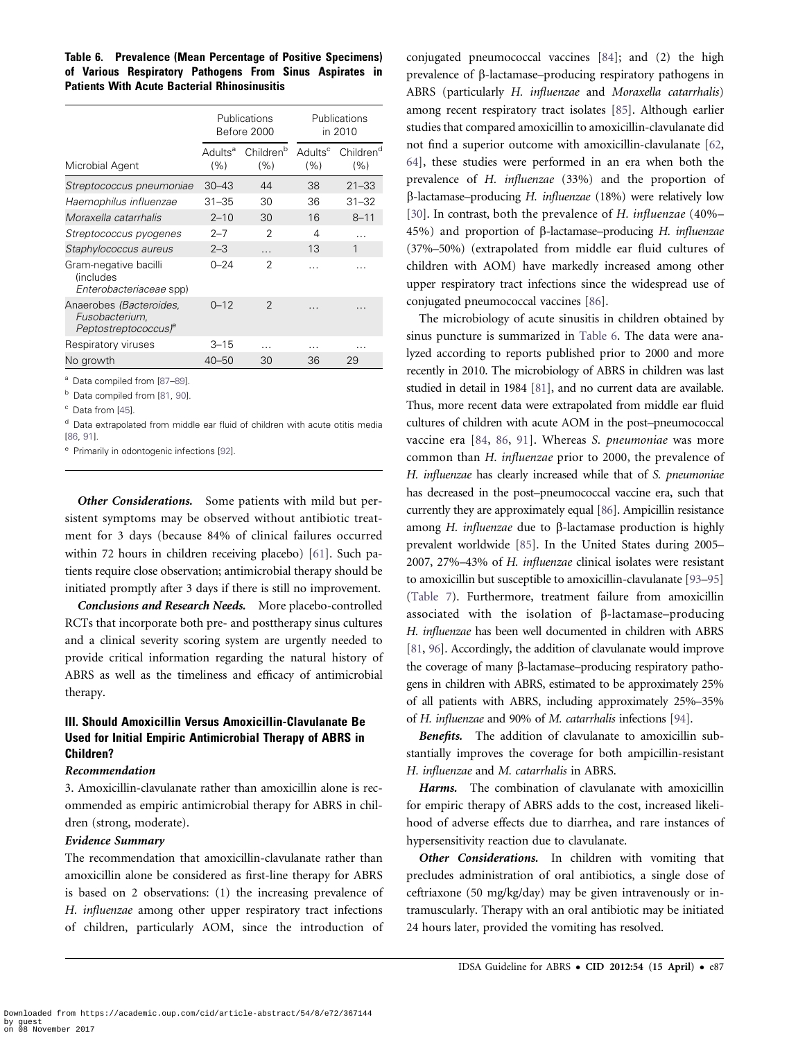**Table 6. Prevalence (Mean Percentage of Positive Specimens) of Various Respiratory Pathogens From Sinus Aspirates in Patients With Acute Bacterial Rhinosinusitis**

| Microbial Agent | Publications Before 2000 | | Publications in 2010 | |
|---|---|---|---|---|
| | Adults[a] (%) | Children[b] (%) | Adults[c] (%) | Children[d] (%) |
| *Streptococcus pneumoniae* | 30–43 | 44 | 38 | 21–33 |
| *Haemophilus influenzae* | 31–35 | 30 | 36 | 31–32 |
| *Moraxella catarrhalis* | 2–10 | 30 | 16 | 8–11 |
| *Streptococcus pyogenes* | 2–7 | 2 | 4 | … |
| *Staphylococcus aureus* | 2–3 | … | 13 | 1 |
| Gram-negative bacilli (includes *Enterobacteriaceae* spp) | 0–24 | 2 | … | … |
| Anaerobes (*Bacteroides, Fusobacterium, Peptostreptococcus*)[e] | 0–12 | 2 | … | … |
| Respiratory viruses | 3–15 | … | … | … |
| No growth | 40–50 | 30 | 36 | 29 |

[a] Data compiled from [87–89].

[b] Data compiled from [81, 90].

[c] Data from [45].

[d] Data extrapolated from middle ear fluid of children with acute otitis media [86, 91].

[e] Primarily in odontogenic infections [92].

***Other Considerations.*** Some patients with mild but persistent symptoms may be observed without antibiotic treatment for 3 days (because 84% of clinical failures occurred within 72 hours in children receiving placebo) [61]. Such patients require close observation; antimicrobial therapy should be initiated promptly after 3 days if there is still no improvement.

***Conclusions and Research Needs.*** More placebo-controlled RCTs that incorporate both pre- and posttherapy sinus cultures and a clinical severity scoring system are urgently needed to provide critical information regarding the natural history of ABRS as well as the timeliness and efficacy of antimicrobial therapy.

### III. Should Amoxicillin Versus Amoxicillin-Clavulanate Be Used for Initial Empiric Antimicrobial Therapy of ABRS in Children?

#### *Recommendation*

3. Amoxicillin-clavulanate rather than amoxicillin alone is recommended as empiric antimicrobial therapy for ABRS in children (strong, moderate).

#### *Evidence Summary*

The recommendation that amoxicillin-clavulanate rather than amoxicillin alone be considered as first-line therapy for ABRS is based on 2 observations: (1) the increasing prevalence of *H. influenzae* among other upper respiratory tract infections of children, particularly AOM, since the introduction of conjugated pneumococcal vaccines [84]; and (2) the high prevalence of β-lactamase–producing respiratory pathogens in ABRS (particularly *H. influenzae* and *Moraxella catarrhalis*) among recent respiratory tract isolates [85]. Although earlier studies that compared amoxicillin to amoxicillin-clavulanate did not find a superior outcome with amoxicillin-clavulanate [62, 64], these studies were performed in an era when both the prevalence of *H. influenzae* (33%) and the proportion of β-lactamase–producing *H. influenzae* (18%) were relatively low [30]. In contrast, both the prevalence of *H. influenzae* (40%–45%) and proportion of β-lactamase–producing *H. influenzae* (37%–50%) (extrapolated from middle ear fluid cultures of children with AOM) have markedly increased among other upper respiratory tract infections since the widespread use of conjugated pneumococcal vaccines [86].

The microbiology of acute sinusitis in children obtained by sinus puncture is summarized in Table 6. The data were analyzed according to reports published prior to 2000 and more recently in 2010. The microbiology of ABRS in children was last studied in detail in 1984 [81], and no current data are available. Thus, more recent data were extrapolated from middle ear fluid cultures of children with acute AOM in the post–pneumococcal vaccine era [84, 86, 91]. Whereas *S. pneumoniae* was more common than *H. influenzae* prior to 2000, the prevalence of *H. influenzae* has clearly increased while that of *S. pneumoniae* has decreased in the post–pneumococcal vaccine era, such that currently they are approximately equal [86]. Ampicillin resistance among *H. influenzae* due to β-lactamase production is highly prevalent worldwide [85]. In the United States during 2005–2007, 27%–43% of *H. influenzae* clinical isolates were resistant to amoxicillin but susceptible to amoxicillin-clavulanate [93–95] (Table 7). Furthermore, treatment failure from amoxicillin associated with the isolation of β-lactamase–producing *H. influenzae* has been well documented in children with ABRS [81, 96]. Accordingly, the addition of clavulanate would improve the coverage of many β-lactamase–producing respiratory pathogens in children with ABRS, estimated to be approximately 25% of all patients with ABRS, including approximately 25%–35% of *H. influenzae* and 90% of *M. catarrhalis* infections [94].

***Benefits.*** The addition of clavulanate to amoxicillin substantially improves the coverage for both ampicillin-resistant *H. influenzae* and *M. catarrhalis* in ABRS.

***Harms.*** The combination of clavulanate with amoxicillin for empiric therapy of ABRS adds to the cost, increased likelihood of adverse effects due to diarrhea, and rare instances of hypersensitivity reaction due to clavulanate.

***Other Considerations.*** In children with vomiting that precludes administration of oral antibiotics, a single dose of ceftriaxone (50 mg/kg/day) may be given intravenously or intramuscularly. Therapy with an oral antibiotic may be initiated 24 hours later, provided the vomiting has resolved.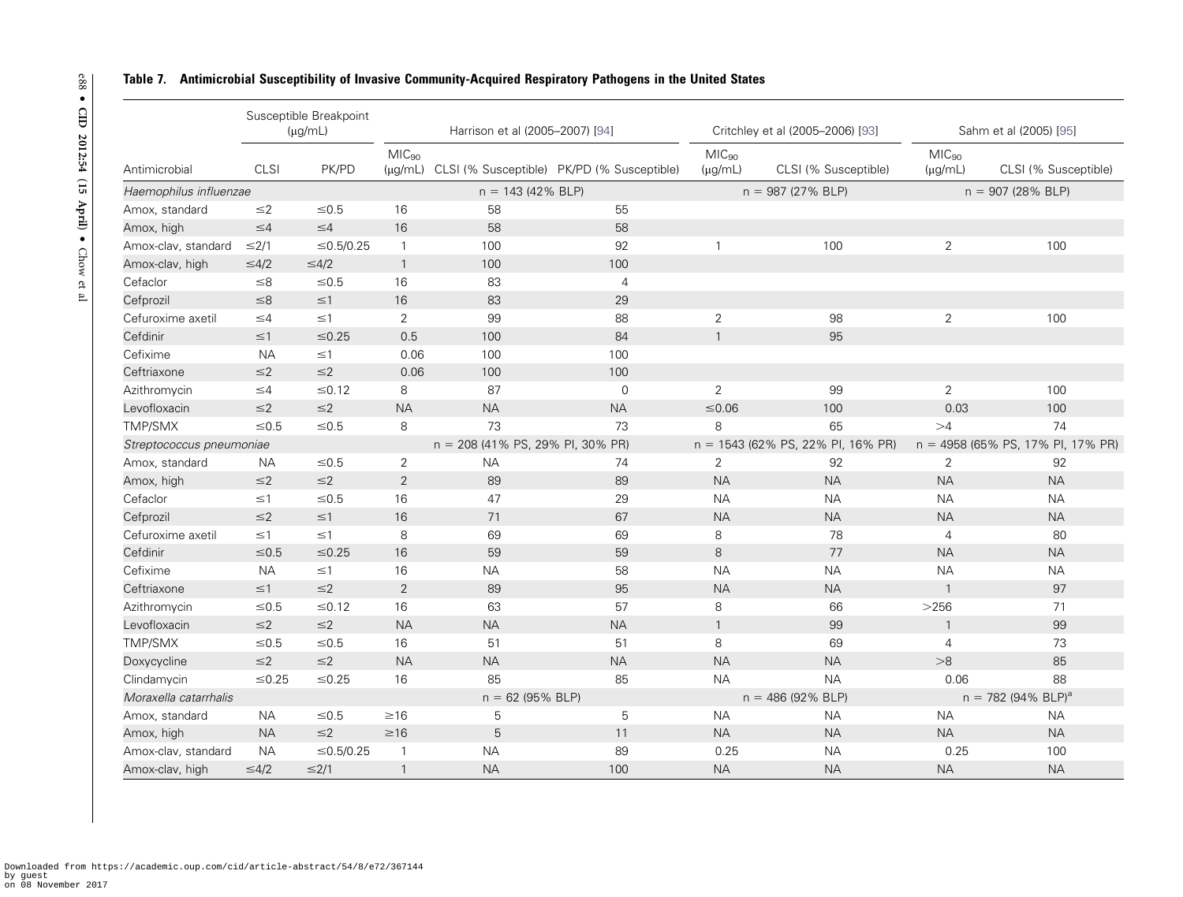**Table 7. Antimicrobial Susceptibility of Invasive Community-Acquired Respiratory Pathogens in the United States**

| | Susceptible Breakpoint (μg/mL) | | Harrison et al (2005–2007) [94] | | | Critchley et al (2005–2006) [93] | | Sahm et al (2005) [95] | |
|---|---|---|---|---|---|---|---|---|---|
| Antimicrobial | CLSI | PK/PD | $MIC_{90}$ (μg/mL) | CLSI (% Susceptible) | PK/PD (% Susceptible) | $MIC_{90}$ (μg/mL) | CLSI (% Susceptible) | $MIC_{90}$ (μg/mL) | CLSI (% Susceptible) |
| *Haemophilus influenzae* | | | n = 143 (42% BLP) | | | n = 987 (27% BLP) | | n = 907 (28% BLP) | |
| Amox, standard | ≤2 | ≤0.5 | 16 | 58 | 55 | | | | |
| Amox, high | ≤4 | ≤4 | 16 | 58 | 58 | | | | |
| Amox-clav, standard | ≤2/1 | ≤0.5/0.25 | 1 | 100 | 92 | 1 | 100 | 2 | 100 |
| Amox-clav, high | ≤4/2 | ≤4/2 | 1 | 100 | 100 | | | | |
| Cefaclor | ≤8 | ≤0.5 | 16 | 83 | 4 | | | | |
| Cefprozil | ≤8 | ≤1 | 16 | 83 | 29 | | | | |
| Cefuroxime axetil | ≤4 | ≤1 | 2 | 99 | 88 | 2 | 98 | 2 | 100 |
| Cefdinir | ≤1 | ≤0.25 | 0.5 | 100 | 84 | 1 | 95 | | |
| Cefixime | NA | ≤1 | 0.06 | 100 | 100 | | | | |
| Ceftriaxone | ≤2 | ≤2 | 0.06 | 100 | 100 | | | | |
| Azithromycin | ≤4 | ≤0.12 | 8 | 87 | 0 | 2 | 99 | 2 | 100 |
| Levofloxacin | ≤2 | ≤2 | NA | NA | NA | ≤0.06 | 100 | 0.03 | 100 |
| TMP/SMX | ≤0.5 | ≤0.5 | 8 | 73 | 73 | 8 | 65 | >4 | 74 |
| *Streptococcus pneumoniae* | | | n = 208 (41% PS, 29% PI, 30% PR) | | | n = 1543 (62% PS, 22% PI, 16% PR) | | n = 4958 (65% PS, 17% PI, 17% PR) | |
| Amox, standard | NA | ≤0.5 | 2 | NA | 74 | 2 | 92 | 2 | 92 |
| Amox, high | ≤2 | ≤2 | 2 | 89 | 89 | NA | NA | NA | NA |
| Cefaclor | ≤1 | ≤0.5 | 16 | 47 | 29 | NA | NA | NA | NA |
| Cefprozil | ≤2 | ≤1 | 16 | 71 | 67 | NA | NA | NA | NA |
| Cefuroxime axetil | ≤1 | ≤1 | 8 | 69 | 69 | 8 | 78 | 4 | 80 |
| Cefdinir | ≤0.5 | ≤0.25 | 16 | 59 | 59 | 8 | 77 | NA | NA |
| Cefixime | NA | ≤1 | 16 | NA | 58 | NA | NA | NA | NA |
| Ceftriaxone | ≤1 | ≤2 | 2 | 89 | 95 | NA | NA | 1 | 97 |
| Azithromycin | ≤0.5 | ≤0.12 | 16 | 63 | 57 | 8 | 66 | >256 | 71 |
| Levofloxacin | ≤2 | ≤2 | NA | NA | NA | 1 | 99 | 1 | 99 |
| TMP/SMX | ≤0.5 | ≤0.5 | 16 | 51 | 51 | 8 | 69 | 4 | 73 |
| Doxycycline | ≤2 | ≤2 | NA | NA | NA | NA | NA | >8 | 85 |
| Clindamycin | ≤0.25 | ≤0.25 | 16 | 85 | 85 | NA | NA | 0.06 | 88 |
| *Moraxella catarrhalis* | | | n = 62 (95% BLP) | | | n = 486 (92% BLP) | | n = 782 (94% BLP)[a] | |
| Amox, standard | NA | ≤0.5 | ≥16 | 5 | 5 | NA | NA | NA | NA |
| Amox, high | NA | ≤2 | ≥16 | 5 | 11 | NA | NA | NA | NA |
| Amox-clav, standard | NA | ≤0.5/0.25 | 1 | NA | 89 | 0.25 | NA | 0.25 | 100 |
| Amox-clav, high | ≤4/2 | ≤2/1 | 1 | NA | 100 | NA | NA | NA | NA |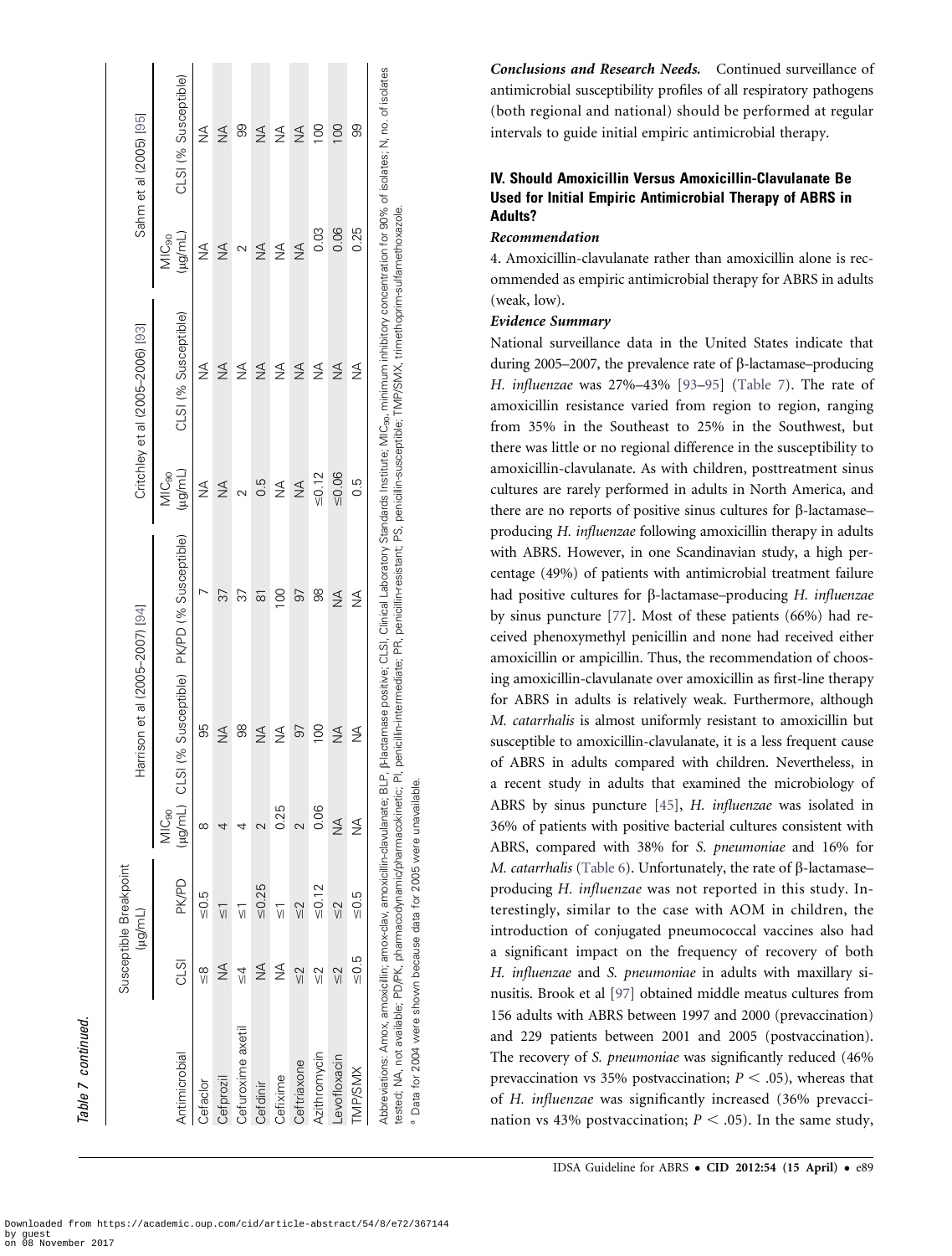Table 7 continued.

| Antimicrobial | Susceptible Breakpoint (μg/mL) | | Harrison et al (2005–2007) [94] | | | Critchley et al (2005–2006) [93] | | Sahm et al (2005) [95] | |
|---|---|---|---|---|---|---|---|---|---|
| | CLSI | PK/PD | $MIC_{90}$ (μg/mL) | CLSI (% Susceptible) | PK/PD (% Susceptible) | $MIC_{90}$ (μg/mL) | CLSI (% Susceptible) | $MIC_{90}$ (μg/mL) | CLSI (% Susceptible) |
| Cefaclor | ≤8 | ≤0.5 | 8 | 95 | 7 | NA | NA | NA | NA |
| Cefprozil | NA | ≤1 | 4 | NA | 37 | NA | NA | NA | NA |
| Cefuroxime axetil | ≤4 | ≤1 | 4 | 98 | 37 | 2 | NA | 2 | 99 |
| Cefdinir | NA | ≤0.25 | 2 | NA | 81 | 0.5 | NA | NA | NA |
| Cefixime | NA | ≤1 | 0.25 | NA | 100 | NA | NA | NA | NA |
| Ceftriaxone | ≤2 | ≤2 | 2 | 97 | 97 | NA | NA | NA | NA |
| Azithromycin | ≤2 | ≤0.12 | 0.06 | 100 | 98 | ≤0.12 | NA | 0.03 | 100 |
| Levofloxacin | ≤2 | ≤2 | NA | NA | NA | ≤0.06 | NA | 0.06 | 100 |
| TMP/SMX | ≤0.5 | ≤0.5 | NA | NA | NA | 0.5 | NA | 0.25 | 99 |

Abbreviations: Amox, amoxicillin; amox-clav, amoxicillin-clavulanate; BLP, β-lactamase positive; CLSI, Clinical Laboratory Standards Institute; $MIC_{90}$, minimum inhibitory concentration for 90% of isolates; N, no. of isolates tested; NA, not available; PD/PK, pharmacodynamic/pharmacokinetic; PI, penicillin-intermediate; PR, penicillin-resistant; PS, penicillin-susceptible; TMP/SMX, trimethoprim-sulfamethoxazole.

[a] Data for 2004 were shown because data for 2005 were unavailable.

***Conclusions and Research Needs.*** Continued surveillance of antimicrobial susceptibility profiles of all respiratory pathogens (both regional and national) should be performed at regular intervals to guide initial empiric antimicrobial therapy.

## IV. Should Amoxicillin Versus Amoxicillin-Clavulanate Be Used for Initial Empiric Antimicrobial Therapy of ABRS in Adults?

### *Recommendation*

4. Amoxicillin-clavulanate rather than amoxicillin alone is recommended as empiric antimicrobial therapy for ABRS in adults (weak, low).

### *Evidence Summary*

National surveillance data in the United States indicate that during 2005–2007, the prevalence rate of β-lactamase–producing *H. influenzae* was 27%–43% [93–95] (Table 7). The rate of amoxicillin resistance varied from region to region, ranging from 35% in the Southeast to 25% in the Southwest, but there was little or no regional difference in the susceptibility to amoxicillin-clavulanate. As with children, posttreatment sinus cultures are rarely performed in adults in North America, and there are no reports of positive sinus cultures for β-lactamase–producing *H. influenzae* following amoxicillin therapy in adults with ABRS. However, in one Scandinavian study, a high percentage (49%) of patients with antimicrobial treatment failure had positive cultures for β-lactamase–producing *H. influenzae* by sinus puncture [77]. Most of these patients (66%) had received phenoxymethyl penicillin and none had received either amoxicillin or ampicillin. Thus, the recommendation of choosing amoxicillin-clavulanate over amoxicillin as first-line therapy for ABRS in adults is relatively weak. Furthermore, although *M. catarrhalis* is almost uniformly resistant to amoxicillin but susceptible to amoxicillin-clavulanate, it is a less frequent cause of ABRS in adults compared with children. Nevertheless, in a recent study in adults that examined the microbiology of ABRS by sinus puncture [45], *H. influenzae* was isolated in 36% of patients with positive bacterial cultures consistent with ABRS, compared with 38% for *S. pneumoniae* and 16% for *M. catarrhalis* (Table 6). Unfortunately, the rate of β-lactamase–producing *H. influenzae* was not reported in this study. Interestingly, similar to the case with AOM in children, the introduction of conjugated pneumococcal vaccines also had a significant impact on the frequency of recovery of both *H. influenzae* and *S. pneumoniae* in adults with maxillary sinusitis. Brook et al [97] obtained middle meatus cultures from 156 adults with ABRS between 1997 and 2000 (prevaccination) and 229 patients between 2001 and 2005 (postvaccination). The recovery of *S. pneumoniae* was significantly reduced (46% prevaccination vs 35% postvaccination; $P < .05$), whereas that of *H. influenzae* was significantly increased (36% prevaccination vs 43% postvaccination; $P < .05$). In the same study,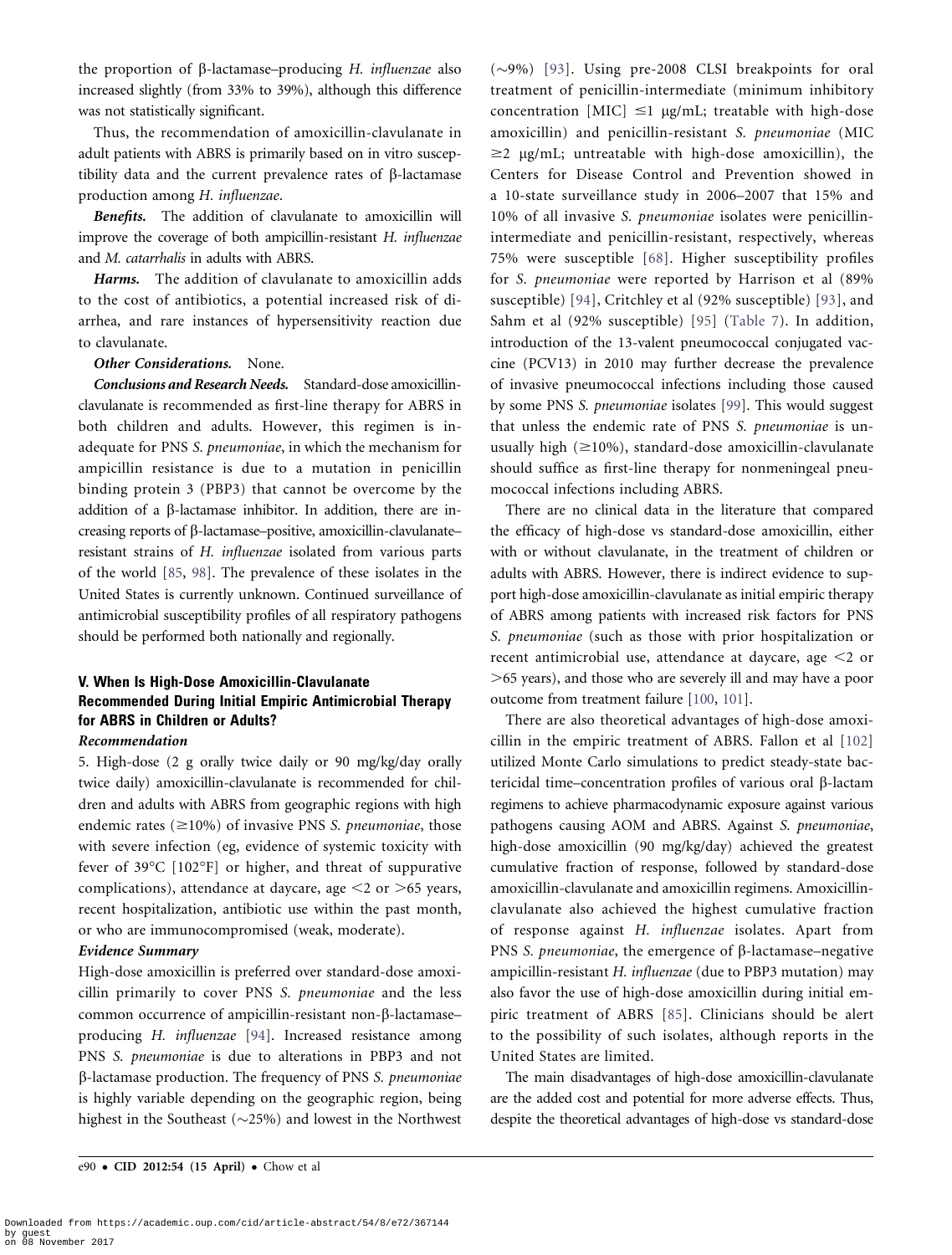the proportion of β-lactamase–producing *H. influenzae* also increased slightly (from 33% to 39%), although this difference was not statistically significant.

Thus, the recommendation of amoxicillin-clavulanate in adult patients with ABRS is primarily based on in vitro susceptibility data and the current prevalence rates of β-lactamase production among *H. influenzae*.

***Benefits.*** The addition of clavulanate to amoxicillin will improve the coverage of both ampicillin-resistant *H. influenzae* and *M. catarrhalis* in adults with ABRS.

***Harms.*** The addition of clavulanate to amoxicillin adds to the cost of antibiotics, a potential increased risk of diarrhea, and rare instances of hypersensitivity reaction due to clavulanate.

***Other Considerations.*** None.

***Conclusions and Research Needs.*** Standard-dose amoxicillin-clavulanate is recommended as first-line therapy for ABRS in both children and adults. However, this regimen is inadequate for PNS *S. pneumoniae*, in which the mechanism for ampicillin resistance is due to a mutation in penicillin binding protein 3 (PBP3) that cannot be overcome by the addition of a β-lactamase inhibitor. In addition, there are increasing reports of β-lactamase–positive, amoxicillin-clavulanate–resistant strains of *H. influenzae* isolated from various parts of the world [85, 98]. The prevalence of these isolates in the United States is currently unknown. Continued surveillance of antimicrobial susceptibility profiles of all respiratory pathogens should be performed both nationally and regionally.

### V. When Is High-Dose Amoxicillin-Clavulanate Recommended During Initial Empiric Antimicrobial Therapy for ABRS in Children or Adults?

#### *Recommendation*

5. High-dose (2 g orally twice daily or 90 mg/kg/day orally twice daily) amoxicillin-clavulanate is recommended for children and adults with ABRS from geographic regions with high endemic rates (≥10%) of invasive PNS *S. pneumoniae*, those with severe infection (eg, evidence of systemic toxicity with fever of 39°C [102°F] or higher, and threat of suppurative complications), attendance at daycare, age <2 or >65 years, recent hospitalization, antibiotic use within the past month, or who are immunocompromised (weak, moderate).

#### *Evidence Summary*

High-dose amoxicillin is preferred over standard-dose amoxicillin primarily to cover PNS *S. pneumoniae* and the less common occurrence of ampicillin-resistant non-β-lactamase–producing *H. influenzae* [94]. Increased resistance among PNS *S. pneumoniae* is due to alterations in PBP3 and not β-lactamase production. The frequency of PNS *S. pneumoniae* is highly variable depending on the geographic region, being highest in the Southeast (~25%) and lowest in the Northwest (~9%) [93]. Using pre-2008 CLSI breakpoints for oral treatment of penicillin-intermediate (minimum inhibitory concentration [MIC] ≤1 μg/mL; treatable with high-dose amoxicillin) and penicillin-resistant *S. pneumoniae* (MIC ≥2 μg/mL; untreatable with high-dose amoxicillin), the Centers for Disease Control and Prevention showed in a 10-state surveillance study in 2006–2007 that 15% and 10% of all invasive *S. pneumoniae* isolates were penicillin-intermediate and penicillin-resistant, respectively, whereas 75% were susceptible [68]. Higher susceptibility profiles for *S. pneumoniae* were reported by Harrison et al (89% susceptible) [94], Critchley et al (92% susceptible) [93], and Sahm et al (92% susceptible) [95] (Table 7). In addition, introduction of the 13-valent pneumococcal conjugated vaccine (PCV13) in 2010 may further decrease the prevalence of invasive pneumococcal infections including those caused by some PNS *S. pneumoniae* isolates [99]. This would suggest that unless the endemic rate of PNS *S. pneumoniae* is unusually high (≥10%), standard-dose amoxicillin-clavulanate should suffice as first-line therapy for nonmeningeal pneumococcal infections including ABRS.

There are no clinical data in the literature that compared the efficacy of high-dose vs standard-dose amoxicillin, either with or without clavulanate, in the treatment of children or adults with ABRS. However, there is indirect evidence to support high-dose amoxicillin-clavulanate as initial empiric therapy of ABRS among patients with increased risk factors for PNS *S. pneumoniae* (such as those with prior hospitalization or recent antimicrobial use, attendance at daycare, age <2 or >65 years), and those who are severely ill and may have a poor outcome from treatment failure [100, 101].

There are also theoretical advantages of high-dose amoxicillin in the empiric treatment of ABRS. Fallon et al [102] utilized Monte Carlo simulations to predict steady-state bactericidal time–concentration profiles of various oral β-lactam regimens to achieve pharmacodynamic exposure against various pathogens causing AOM and ABRS. Against *S. pneumoniae*, high-dose amoxicillin (90 mg/kg/day) achieved the greatest cumulative fraction of response, followed by standard-dose amoxicillin-clavulanate and amoxicillin regimens. Amoxicillin-clavulanate also achieved the highest cumulative fraction of response against *H. influenzae* isolates. Apart from PNS *S. pneumoniae*, the emergence of β-lactamase–negative ampicillin-resistant *H. influenzae* (due to PBP3 mutation) may also favor the use of high-dose amoxicillin during initial empiric treatment of ABRS [85]. Clinicians should be alert to the possibility of such isolates, although reports in the United States are limited.

The main disadvantages of high-dose amoxicillin-clavulanate are the added cost and potential for more adverse effects. Thus, despite the theoretical advantages of high-dose vs standard-dose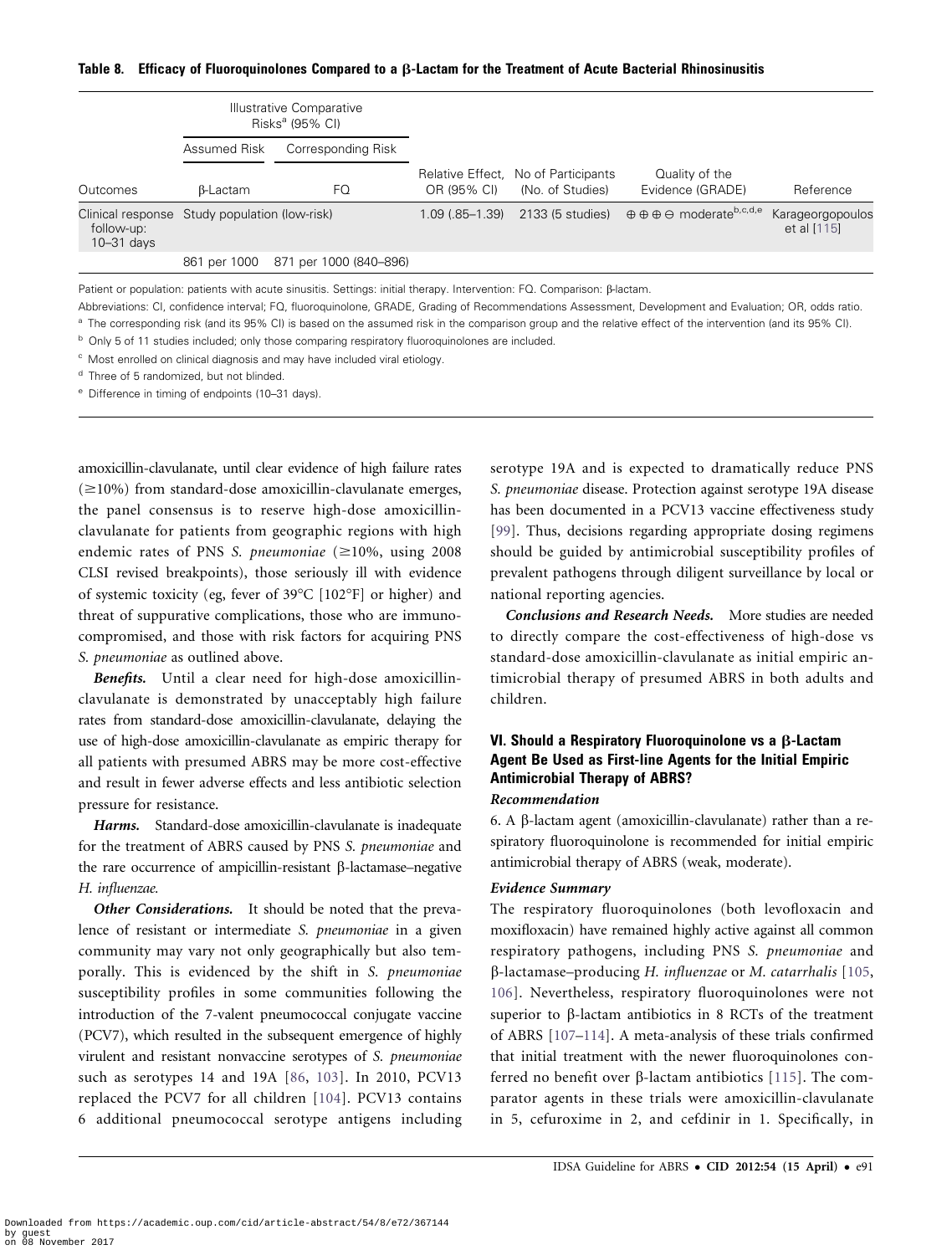**Table 8. Efficacy of Fluoroquinolones Compared to a β-Lactam for the Treatment of Acute Bacterial Rhinosinusitis**

| | Illustrative Comparative Risks[a] (95% CI) | | | | | |
|---|---|---|---|---|---|---|
| | Assumed Risk | Corresponding Risk | | | | |
| Outcomes | β-Lactam | FQ | Relative Effect, OR (95% CI) | No of Participants (No. of Studies) | Quality of the Evidence (GRADE) | Reference |
| Clinical response follow-up: 10–31 days | Study population (low-risk) | | 1.09 (.85–1.39) | 2133 (5 studies) | ⊕⊕⊕⊖ moderate[b,c,d,e] | Karageorgopoulos et al [115] |
| | 861 per 1000 | 871 per 1000 (840–896) | | | | |

Patient or population: patients with acute sinusitis. Settings: initial therapy. Intervention: FQ. Comparison: β-lactam.

Abbreviations: CI, confidence interval; FQ, fluoroquinolone, GRADE, Grading of Recommendations Assessment, Development and Evaluation; OR, odds ratio.

[a] The corresponding risk (and its 95% CI) is based on the assumed risk in the comparison group and the relative effect of the intervention (and its 95% CI).

[b] Only 5 of 11 studies included; only those comparing respiratory fluoroquinolones are included.

[c] Most enrolled on clinical diagnosis and may have included viral etiology.

[d] Three of 5 randomized, but not blinded.

[e] Difference in timing of endpoints (10–31 days).

amoxicillin-clavulanate, until clear evidence of high failure rates (≥10%) from standard-dose amoxicillin-clavulanate emerges, the panel consensus is to reserve high-dose amoxicillin-clavulanate for patients from geographic regions with high endemic rates of PNS *S. pneumoniae* (≥10%, using 2008 CLSI revised breakpoints), those seriously ill with evidence of systemic toxicity (eg, fever of 39°C [102°F] or higher) and threat of suppurative complications, those who are immunocompromised, and those with risk factors for acquiring PNS *S. pneumoniae* as outlined above.

***Benefits.*** Until a clear need for high-dose amoxicillin-clavulanate is demonstrated by unacceptably high failure rates from standard-dose amoxicillin-clavulanate, delaying the use of high-dose amoxicillin-clavulanate as empiric therapy for all patients with presumed ABRS may be more cost-effective and result in fewer adverse effects and less antibiotic selection pressure for resistance.

***Harms.*** Standard-dose amoxicillin-clavulanate is inadequate for the treatment of ABRS caused by PNS *S. pneumoniae* and the rare occurrence of ampicillin-resistant β-lactamase–negative *H. influenzae.*

***Other Considerations.*** It should be noted that the prevalence of resistant or intermediate *S. pneumoniae* in a given community may vary not only geographically but also temporally. This is evidenced by the shift in *S. pneumoniae* susceptibility profiles in some communities following the introduction of the 7-valent pneumococcal conjugate vaccine (PCV7), which resulted in the subsequent emergence of highly virulent and resistant nonvaccine serotypes of *S. pneumoniae* such as serotypes 14 and 19A [86, 103]. In 2010, PCV13 replaced the PCV7 for all children [104]. PCV13 contains 6 additional pneumococcal serotype antigens including serotype 19A and is expected to dramatically reduce PNS *S. pneumoniae* disease. Protection against serotype 19A disease has been documented in a PCV13 vaccine effectiveness study [99]. Thus, decisions regarding appropriate dosing regimens should be guided by antimicrobial susceptibility profiles of prevalent pathogens through diligent surveillance by local or national reporting agencies.

***Conclusions and Research Needs.*** More studies are needed to directly compare the cost-effectiveness of high-dose vs standard-dose amoxicillin-clavulanate as initial empiric antimicrobial therapy of presumed ABRS in both adults and children.

### VI. Should a Respiratory Fluoroquinolone vs a β-Lactam Agent Be Used as First-line Agents for the Initial Empiric Antimicrobial Therapy of ABRS?

#### Recommendation

6. A β-lactam agent (amoxicillin-clavulanate) rather than a respiratory fluoroquinolone is recommended for initial empiric antimicrobial therapy of ABRS (weak, moderate).

#### Evidence Summary

The respiratory fluoroquinolones (both levofloxacin and moxifloxacin) have remained highly active against all common respiratory pathogens, including PNS *S. pneumoniae* and β-lactamase–producing *H. influenzae* or *M. catarrhalis* [105, 106]. Nevertheless, respiratory fluoroquinolones were not superior to β-lactam antibiotics in 8 RCTs of the treatment of ABRS [107–114]. A meta-analysis of these trials confirmed that initial treatment with the newer fluoroquinolones conferred no benefit over β-lactam antibiotics [115]. The comparator agents in these trials were amoxicillin-clavulanate in 5, cefuroxime in 2, and cefdinir in 1. Specifically, in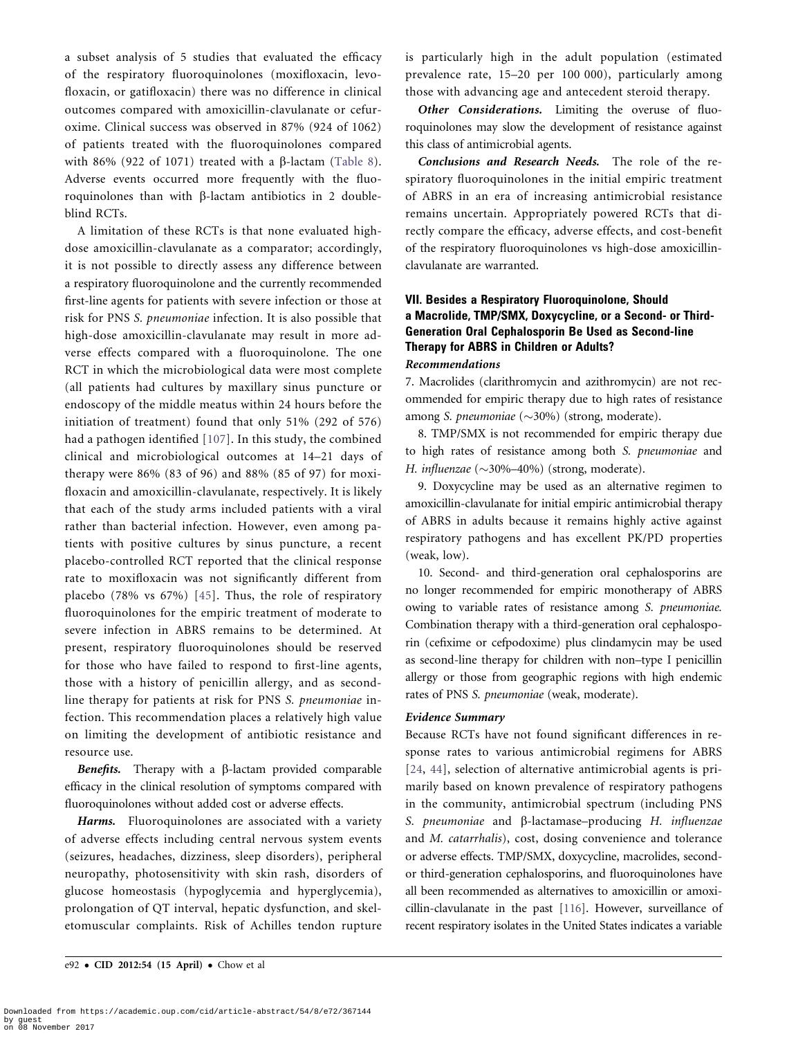a subset analysis of 5 studies that evaluated the efficacy of the respiratory fluoroquinolones (moxifloxacin, levofloxacin, or gatifloxacin) there was no difference in clinical outcomes compared with amoxicillin-clavulanate or cefuroxime. Clinical success was observed in 87% (924 of 1062) of patients treated with the fluoroquinolones compared with 86% (922 of 1071) treated with a β-lactam (Table 8). Adverse events occurred more frequently with the fluoroquinolones than with β-lactam antibiotics in 2 double-blind RCTs.

A limitation of these RCTs is that none evaluated high-dose amoxicillin-clavulanate as a comparator; accordingly, it is not possible to directly assess any difference between a respiratory fluoroquinolone and the currently recommended first-line agents for patients with severe infection or those at risk for PNS *S. pneumoniae* infection. It is also possible that high-dose amoxicillin-clavulanate may result in more adverse effects compared with a fluoroquinolone. The one RCT in which the microbiological data were most complete (all patients had cultures by maxillary sinus puncture or endoscopy of the middle meatus within 24 hours before the initiation of treatment) found that only 51% (292 of 576) had a pathogen identified [107]. In this study, the combined clinical and microbiological outcomes at 14–21 days of therapy were 86% (83 of 96) and 88% (85 of 97) for moxifloxacin and amoxicillin-clavulanate, respectively. It is likely that each of the study arms included patients with a viral rather than bacterial infection. However, even among patients with positive cultures by sinus puncture, a recent placebo-controlled RCT reported that the clinical response rate to moxifloxacin was not significantly different from placebo (78% vs 67%) [45]. Thus, the role of respiratory fluoroquinolones for the empiric treatment of moderate to severe infection in ABRS remains to be determined. At present, respiratory fluoroquinolones should be reserved for those who have failed to respond to first-line agents, those with a history of penicillin allergy, and as second-line therapy for patients at risk for PNS *S. pneumoniae* infection. This recommendation places a relatively high value on limiting the development of antibiotic resistance and resource use.

***Benefits.*** Therapy with a β-lactam provided comparable efficacy in the clinical resolution of symptoms compared with fluoroquinolones without added cost or adverse effects.

***Harms.*** Fluoroquinolones are associated with a variety of adverse effects including central nervous system events (seizures, headaches, dizziness, sleep disorders), peripheral neuropathy, photosensitivity with skin rash, disorders of glucose homeostasis (hypoglycemia and hyperglycemia), prolongation of QT interval, hepatic dysfunction, and skeletomuscular complaints. Risk of Achilles tendon rupture is particularly high in the adult population (estimated prevalence rate, 15–20 per 100 000), particularly among those with advancing age and antecedent steroid therapy.

***Other Considerations.*** Limiting the overuse of fluoroquinolones may slow the development of resistance against this class of antimicrobial agents.

***Conclusions and Research Needs.*** The role of the respiratory fluoroquinolones in the initial empiric treatment of ABRS in an era of increasing antimicrobial resistance remains uncertain. Appropriately powered RCTs that directly compare the efficacy, adverse effects, and cost-benefit of the respiratory fluoroquinolones vs high-dose amoxicillin-clavulanate are warranted.

## VII. Besides a Respiratory Fluoroquinolone, Should a Macrolide, TMP/SMX, Doxycycline, or a Second- or Third-Generation Oral Cephalosporin Be Used as Second-line Therapy for ABRS in Children or Adults?

### *Recommendations*

7. Macrolides (clarithromycin and azithromycin) are not recommended for empiric therapy due to high rates of resistance among *S. pneumoniae* (∼30%) (strong, moderate).

8. TMP/SMX is not recommended for empiric therapy due to high rates of resistance among both *S. pneumoniae* and *H. influenzae* (∼30%–40%) (strong, moderate).

9. Doxycycline may be used as an alternative regimen to amoxicillin-clavulanate for initial empiric antimicrobial therapy of ABRS in adults because it remains highly active against respiratory pathogens and has excellent PK/PD properties (weak, low).

10. Second- and third-generation oral cephalosporins are no longer recommended for empiric monotherapy of ABRS owing to variable rates of resistance among *S. pneumoniae.* Combination therapy with a third-generation oral cephalosporin (cefixime or cefpodoxime) plus clindamycin may be used as second-line therapy for children with non–type I penicillin allergy or those from geographic regions with high endemic rates of PNS *S. pneumoniae* (weak, moderate).

### *Evidence Summary*

Because RCTs have not found significant differences in response rates to various antimicrobial regimens for ABRS [24, 44], selection of alternative antimicrobial agents is primarily based on known prevalence of respiratory pathogens in the community, antimicrobial spectrum (including PNS *S. pneumoniae* and β-lactamase–producing *H. influenzae* and *M. catarrhalis*), cost, dosing convenience and tolerance or adverse effects. TMP/SMX, doxycycline, macrolides, second- or third-generation cephalosporins, and fluoroquinolones have all been recommended as alternatives to amoxicillin or amoxicillin-clavulanate in the past [116]. However, surveillance of recent respiratory isolates in the United States indicates a variable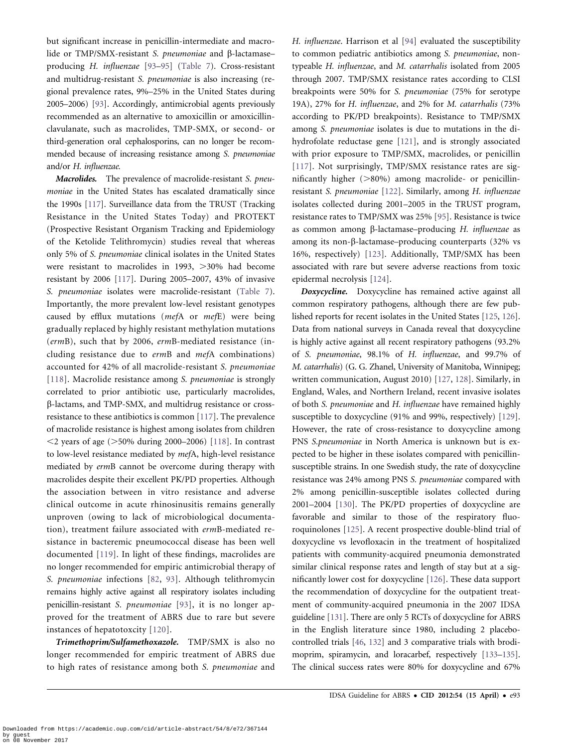but significant increase in penicillin-intermediate and macrolide or TMP/SMX-resistant *S. pneumoniae* and β-lactamase–producing *H. influenzae* [93–95] (Table 7). Cross-resistant and multidrug-resistant *S. pneumoniae* is also increasing (regional prevalence rates, 9%–25% in the United States during 2005–2006) [93]. Accordingly, antimicrobial agents previously recommended as an alternative to amoxicillin or amoxicillin-clavulanate, such as macrolides, TMP-SMX, or second- or third-generation oral cephalosporins, can no longer be recommended because of increasing resistance among *S. pneumoniae* and/or *H. influenzae.*

***Macrolides.*** The prevalence of macrolide-resistant *S. pneumoniae* in the United States has escalated dramatically since the 1990s [117]. Surveillance data from the TRUST (Tracking Resistance in the United States Today) and PROTEKT (Prospective Resistant Organism Tracking and Epidemiology of the Ketolide Telithromycin) studies reveal that whereas only 5% of *S. pneumoniae* clinical isolates in the United States were resistant to macrolides in 1993, >30% had become resistant by 2006 [117]. During 2005–2007, 43% of invasive *S. pneumoniae* isolates were macrolide-resistant (Table 7). Importantly, the more prevalent low-level resistant genotypes caused by efflux mutations (*mef*A or *mef*E) were being gradually replaced by highly resistant methylation mutations (*erm*B), such that by 2006, *erm*B-mediated resistance (including resistance due to *erm*B and *mef*A combinations) accounted for 42% of all macrolide-resistant *S. pneumoniae* [118]. Macrolide resistance among *S. pneumoniae* is strongly correlated to prior antibiotic use, particularly macrolides, β-lactams, and TMP-SMX, and multidrug resistance or cross-resistance to these antibiotics is common [117]. The prevalence of macrolide resistance is highest among isolates from children <2 years of age (>50% during 2000–2006) [118]. In contrast to low-level resistance mediated by *mef*A, high-level resistance mediated by *erm*B cannot be overcome during therapy with macrolides despite their excellent PK/PD properties. Although the association between in vitro resistance and adverse clinical outcome in acute rhinosinusitis remains generally unproven (owing to lack of microbiological documentation), treatment failure associated with *erm*B-mediated resistance in bacteremic pneumococcal disease has been well documented [119]. In light of these findings, macrolides are no longer recommended for empiric antimicrobial therapy of *S. pneumoniae* infections [82, 93]. Although telithromycin remains highly active against all respiratory isolates including penicillin-resistant *S. pneumoniae* [93], it is no longer approved for the treatment of ABRS due to rare but severe instances of hepatotoxcity [120].

***Trimethoprim/Sulfamethoxazole.*** TMP/SMX is also no longer recommended for empiric treatment of ABRS due to high rates of resistance among both *S. pneumoniae* and *H. influenzae*. Harrison et al [94] evaluated the susceptibility to common pediatric antibiotics among *S. pneumoniae*, non-typeable *H. influenzae*, and *M. catarrhalis* isolated from 2005 through 2007. TMP/SMX resistance rates according to CLSI breakpoints were 50% for *S. pneumoniae* (75% for serotype 19A), 27% for *H. influenzae*, and 2% for *M. catarrhalis* (73% according to PK/PD breakpoints). Resistance to TMP/SMX among *S. pneumoniae* isolates is due to mutations in the dihydrofolate reductase gene [121], and is strongly associated with prior exposure to TMP/SMX, macrolides, or penicillin [117]. Not surprisingly, TMP/SMX resistance rates are significantly higher (>80%) among macrolide- or penicillin-resistant *S. pneumoniae* [122]. Similarly, among *H. influenzae* isolates collected during 2001–2005 in the TRUST program, resistance rates to TMP/SMX was 25% [95]. Resistance is twice as common among β-lactamase–producing *H. influenzae* as among its non-β-lactamase–producing counterparts (32% vs 16%, respectively) [123]. Additionally, TMP/SMX has been associated with rare but severe adverse reactions from toxic epidermal necrolysis [124].

***Doxycycline.*** Doxycycline has remained active against all common respiratory pathogens, although there are few published reports for recent isolates in the United States [125, 126]. Data from national surveys in Canada reveal that doxycycline is highly active against all recent respiratory pathogens (93.2% of *S. pneumoniae*, 98.1% of *H. influenzae*, and 99.7% of *M. catarrhalis*) (G. G. Zhanel, University of Manitoba, Winnipeg; written communication, August 2010) [127, 128]. Similarly, in England, Wales, and Northern Ireland, recent invasive isolates of both *S. pneumoniae* and *H. influenzae* have remained highly susceptible to doxycycline (91% and 99%, respectively) [129]. However, the rate of cross-resistance to doxycycline among PNS *S.pneumoniae* in North America is unknown but is expected to be higher in these isolates compared with penicillin-susceptible strains. In one Swedish study, the rate of doxycycline resistance was 24% among PNS *S. pneumoniae* compared with 2% among penicillin-susceptible isolates collected during 2001–2004 [130]. The PK/PD properties of doxycycline are favorable and similar to those of the respiratory fluoroquinolones [125]. A recent prospective double-blind trial of doxycycline vs levofloxacin in the treatment of hospitalized patients with community-acquired pneumonia demonstrated similar clinical response rates and length of stay but at a significantly lower cost for doxycycline [126]. These data support the recommendation of doxycycline for the outpatient treatment of community-acquired pneumonia in the 2007 IDSA guideline [131]. There are only 5 RCTs of doxycycline for ABRS in the English literature since 1980, including 2 placebo-controlled trials [46, 132] and 3 comparative trials with brodimoprim, spiramycin, and loracarbef, respectively [133–135]. The clinical success rates were 80% for doxycycline and 67%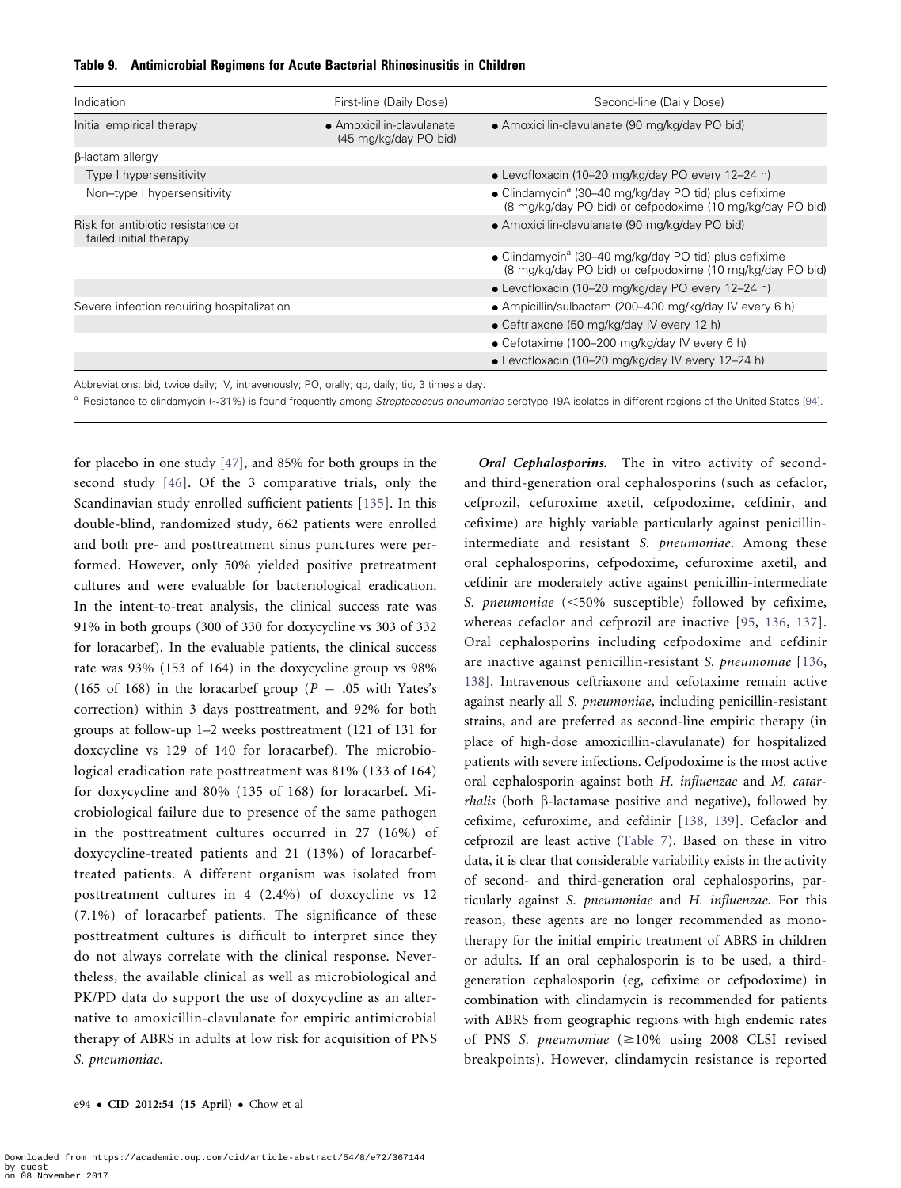**Table 9. Antimicrobial Regimens for Acute Bacterial Rhinosinusitis in Children**

| Indication | First-line (Daily Dose) | Second-line (Daily Dose) |
|---|---|---|
| Initial empirical therapy | • Amoxicillin-clavulanate (45 mg/kg/day PO bid) | • Amoxicillin-clavulanate (90 mg/kg/day PO bid) |
| β-lactam allergy | | |
| Type I hypersensitivity | | • Levofloxacin (10–20 mg/kg/day PO every 12–24 h) |
| Non–type I hypersensitivity | | • Clindamycin[a] (30–40 mg/kg/day PO tid) plus cefixime (8 mg/kg/day PO bid) or cefpodoxime (10 mg/kg/day PO bid) |
| Risk for antibiotic resistance or failed initial therapy | | • Amoxicillin-clavulanate (90 mg/kg/day PO bid) |
| | | • Clindamycin[a] (30–40 mg/kg/day PO tid) plus cefixime (8 mg/kg/day PO bid) or cefpodoxime (10 mg/kg/day PO bid) |
| | | • Levofloxacin (10–20 mg/kg/day PO every 12–24 h) |
| Severe infection requiring hospitalization | | • Ampicillin/sulbactam (200–400 mg/kg/day IV every 6 h) |
| | | • Ceftriaxone (50 mg/kg/day IV every 12 h) |
| | | • Cefotaxime (100–200 mg/kg/day IV every 6 h) |
| | | • Levofloxacin (10–20 mg/kg/day IV every 12–24 h) |

Abbreviations: bid, twice daily; IV, intravenously; PO, orally; qd, daily; tid, 3 times a day.

[a] Resistance to clindamycin (∼31%) is found frequently among *Streptococcus pneumoniae* serotype 19A isolates in different regions of the United States [94].

for placebo in one study [47], and 85% for both groups in the second study [46]. Of the 3 comparative trials, only the Scandinavian study enrolled sufficient patients [135]. In this double-blind, randomized study, 662 patients were enrolled and both pre- and posttreatment sinus punctures were performed. However, only 50% yielded positive pretreatment cultures and were evaluable for bacteriological eradication. In the intent-to-treat analysis, the clinical success rate was 91% in both groups (300 of 330 for doxycycline vs 303 of 332 for loracarbef). In the evaluable patients, the clinical success rate was 93% (153 of 164) in the doxycycline group vs 98% (165 of 168) in the loracarbef group ($P = .05$ with Yates's correction) within 3 days posttreatment, and 92% for both groups at follow-up 1–2 weeks posttreatment (121 of 131 for doxcycline vs 129 of 140 for loracarbef). The microbiological eradication rate posttreatment was 81% (133 of 164) for doxycycline and 80% (135 of 168) for loracarbef. Microbiological failure due to presence of the same pathogen in the posttreatment cultures occurred in 27 (16%) of doxycycline-treated patients and 21 (13%) of loracarbef-treated patients. A different organism was isolated from posttreatment cultures in 4 (2.4%) of doxcycline vs 12 (7.1%) of loracarbef patients. The significance of these posttreatment cultures is difficult to interpret since they do not always correlate with the clinical response. Nevertheless, the available clinical as well as microbiological and PK/PD data do support the use of doxycycline as an alternative to amoxicillin-clavulanate for empiric antimicrobial therapy of ABRS in adults at low risk for acquisition of PNS *S. pneumoniae*.

***Oral Cephalosporins.*** The in vitro activity of second- and third-generation oral cephalosporins (such as cefaclor, cefprozil, cefuroxime axetil, cefpodoxime, cefdinir, and cefixime) are highly variable particularly against penicillin-intermediate and resistant *S. pneumoniae*. Among these oral cephalosporins, cefpodoxime, cefuroxime axetil, and cefdinir are moderately active against penicillin-intermediate *S. pneumoniae* (<50% susceptible) followed by cefixime, whereas cefaclor and cefprozil are inactive [95, 136, 137]. Oral cephalosporins including cefpodoxime and cefdinir are inactive against penicillin-resistant *S. pneumoniae* [136, 138]. Intravenous ceftriaxone and cefotaxime remain active against nearly all *S. pneumoniae*, including penicillin-resistant strains, and are preferred as second-line empiric therapy (in place of high-dose amoxicillin-clavulanate) for hospitalized patients with severe infections. Cefpodoxime is the most active oral cephalosporin against both *H. influenzae* and *M. catarrhalis* (both β-lactamase positive and negative), followed by cefixime, cefuroxime, and cefdinir [138, 139]. Cefaclor and cefprozil are least active (Table 7). Based on these in vitro data, it is clear that considerable variability exists in the activity of second- and third-generation oral cephalosporins, particularly against *S. pneumoniae* and *H. influenzae*. For this reason, these agents are no longer recommended as monotherapy for the initial empiric treatment of ABRS in children or adults. If an oral cephalosporin is to be used, a third-generation cephalosporin (eg, cefixime or cefpodoxime) in combination with clindamycin is recommended for patients with ABRS from geographic regions with high endemic rates of PNS *S. pneumoniae* (≥10% using 2008 CLSI revised breakpoints). However, clindamycin resistance is reported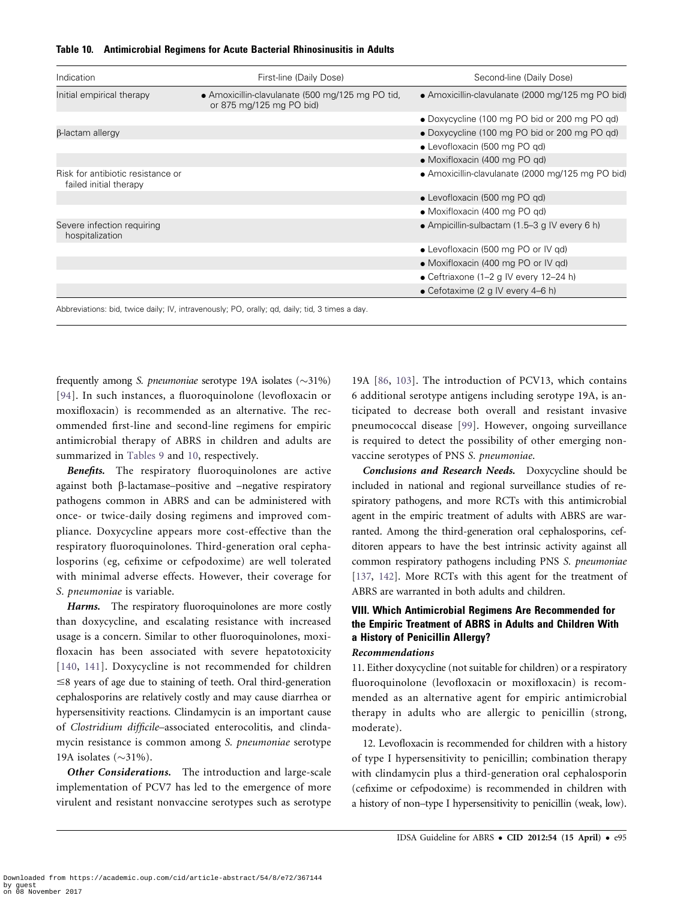**Table 10. Antimicrobial Regimens for Acute Bacterial Rhinosinusitis in Adults**

| Indication | First-line (Daily Dose) | Second-line (Daily Dose) |
|---|---|---|
| Initial empirical therapy | • Amoxicillin-clavulanate (500 mg/125 mg PO tid, or 875 mg/125 mg PO bid) | • Amoxicillin-clavulanate (2000 mg/125 mg PO bid) |
| | | • Doxycycline (100 mg PO bid or 200 mg PO qd) |
| β-lactam allergy | | • Doxycycline (100 mg PO bid or 200 mg PO qd) |
| | | • Levofloxacin (500 mg PO qd) |
| | | • Moxifloxacin (400 mg PO qd) |
| Risk for antibiotic resistance or failed initial therapy | | • Amoxicillin-clavulanate (2000 mg/125 mg PO bid) |
| | | • Levofloxacin (500 mg PO qd) |
| | | • Moxifloxacin (400 mg PO qd) |
| Severe infection requiring hospitalization | | • Ampicillin-sulbactam (1.5–3 g IV every 6 h) |
| | | • Levofloxacin (500 mg PO or IV qd) |
| | | • Moxifloxacin (400 mg PO or IV qd) |
| | | • Ceftriaxone (1–2 g IV every 12–24 h) |
| | | • Cefotaxime (2 g IV every 4–6 h) |

Abbreviations: bid, twice daily; IV, intravenously; PO, orally; qd, daily; tid, 3 times a day.

frequently among *S. pneumoniae* serotype 19A isolates (~31%) [94]. In such instances, a fluoroquinolone (levofloxacin or moxifloxacin) is recommended as an alternative. The recommended first-line and second-line regimens for empiric antimicrobial therapy of ABRS in children and adults are summarized in Tables 9 and 10, respectively.

***Benefits.*** The respiratory fluoroquinolones are active against both β-lactamase–positive and –negative respiratory pathogens common in ABRS and can be administered with once- or twice-daily dosing regimens and improved compliance. Doxycycline appears more cost-effective than the respiratory fluoroquinolones. Third-generation oral cephalosporins (eg, cefixime or cefpodoxime) are well tolerated with minimal adverse effects. However, their coverage for *S. pneumoniae* is variable.

***Harms.*** The respiratory fluoroquinolones are more costly than doxycycline, and escalating resistance with increased usage is a concern. Similar to other fluoroquinolones, moxifloxacin has been associated with severe hepatotoxicity [140, 141]. Doxycycline is not recommended for children ≤8 years of age due to staining of teeth. Oral third-generation cephalosporins are relatively costly and may cause diarrhea or hypersensitivity reactions. Clindamycin is an important cause of *Clostridium difficile*–associated enterocolitis, and clindamycin resistance is common among *S. pneumoniae* serotype 19A isolates (~31%).

***Other Considerations.*** The introduction and large-scale implementation of PCV7 has led to the emergence of more virulent and resistant nonvaccine serotypes such as serotype 19A [86, 103]. The introduction of PCV13, which contains 6 additional serotype antigens including serotype 19A, is anticipated to decrease both overall and resistant invasive pneumococcal disease [99]. However, ongoing surveillance is required to detect the possibility of other emerging nonvaccine serotypes of PNS *S. pneumoniae*.

***Conclusions and Research Needs.*** Doxycycline should be included in national and regional surveillance studies of respiratory pathogens, and more RCTs with this antimicrobial agent in the empiric treatment of adults with ABRS are warranted. Among the third-generation oral cephalosporins, cefditoren appears to have the best intrinsic activity against all common respiratory pathogens including PNS *S. pneumoniae* [137, 142]. More RCTs with this agent for the treatment of ABRS are warranted in both adults and children.

## VIII. Which Antimicrobial Regimens Are Recommended for the Empiric Treatment of ABRS in Adults and Children With a History of Penicillin Allergy?

***Recommendations***

11. Either doxycycline (not suitable for children) or a respiratory fluoroquinolone (levofloxacin or moxifloxacin) is recommended as an alternative agent for empiric antimicrobial therapy in adults who are allergic to penicillin (strong, moderate).

12. Levofloxacin is recommended for children with a history of type I hypersensitivity to penicillin; combination therapy with clindamycin plus a third-generation oral cephalosporin (cefixime or cefpodoxime) is recommended in children with a history of non–type I hypersensitivity to penicillin (weak, low).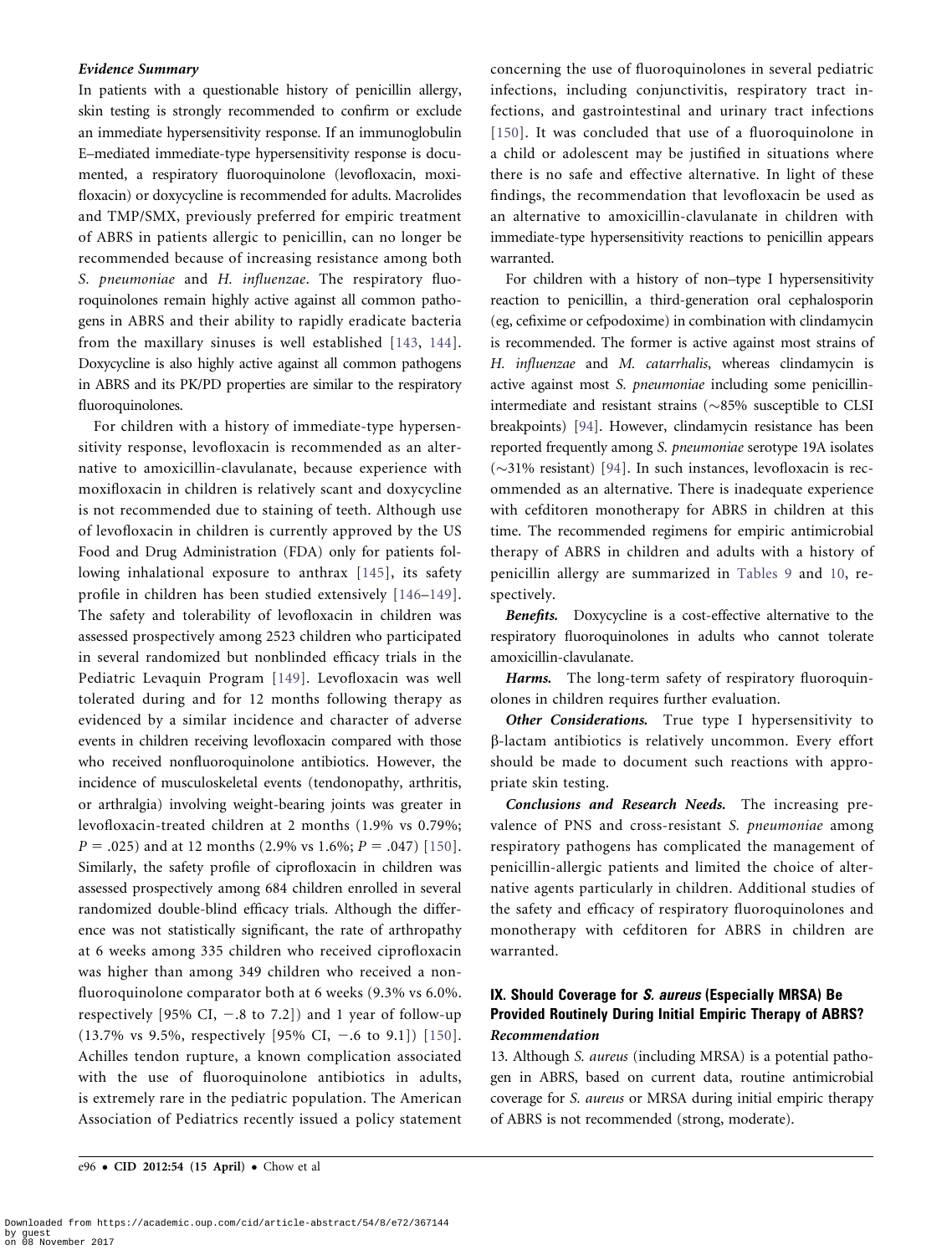### *Evidence Summary*

In patients with a questionable history of penicillin allergy, skin testing is strongly recommended to confirm or exclude an immediate hypersensitivity response. If an immunoglobulin E–mediated immediate-type hypersensitivity response is documented, a respiratory fluoroquinolone (levofloxacin, moxifloxacin) or doxycycline is recommended for adults. Macrolides and TMP/SMX, previously preferred for empiric treatment of ABRS in patients allergic to penicillin, can no longer be recommended because of increasing resistance among both *S. pneumoniae* and *H. influenzae*. The respiratory fluoroquinolones remain highly active against all common pathogens in ABRS and their ability to rapidly eradicate bacteria from the maxillary sinuses is well established [143, 144]. Doxycycline is also highly active against all common pathogens in ABRS and its PK/PD properties are similar to the respiratory fluoroquinolones.

For children with a history of immediate-type hypersensitivity response, levofloxacin is recommended as an alternative to amoxicillin-clavulanate, because experience with moxifloxacin in children is relatively scant and doxycycline is not recommended due to staining of teeth. Although use of levofloxacin in children is currently approved by the US Food and Drug Administration (FDA) only for patients following inhalational exposure to anthrax [145], its safety profile in children has been studied extensively [146–149]. The safety and tolerability of levofloxacin in children was assessed prospectively among 2523 children who participated in several randomized but nonblinded efficacy trials in the Pediatric Levaquin Program [149]. Levofloxacin was well tolerated during and for 12 months following therapy as evidenced by a similar incidence and character of adverse events in children receiving levofloxacin compared with those who received nonfluoroquinolone antibiotics. However, the incidence of musculoskeletal events (tendonopathy, arthritis, or arthralgia) involving weight-bearing joints was greater in levofloxacin-treated children at 2 months (1.9% vs 0.79%; $P = .025$) and at 12 months (2.9% vs 1.6%; $P = .047$) [150]. Similarly, the safety profile of ciprofloxacin in children was assessed prospectively among 684 children enrolled in several randomized double-blind efficacy trials. Although the difference was not statistically significant, the rate of arthropathy at 6 weeks among 335 children who received ciprofloxacin was higher than among 349 children who received a nonfluoroquinolone comparator both at 6 weeks (9.3% vs 6.0%. respectively [95% CI, −.8 to 7.2]) and 1 year of follow-up (13.7% vs 9.5%, respectively [95% CI, −.6 to 9.1]) [150]. Achilles tendon rupture, a known complication associated with the use of fluoroquinolone antibiotics in adults, is extremely rare in the pediatric population. The American Association of Pediatrics recently issued a policy statement concerning the use of fluoroquinolones in several pediatric infections, including conjunctivitis, respiratory tract infections, and gastrointestinal and urinary tract infections [150]. It was concluded that use of a fluoroquinolone in a child or adolescent may be justified in situations where there is no safe and effective alternative. In light of these findings, the recommendation that levofloxacin be used as an alternative to amoxicillin-clavulanate in children with immediate-type hypersensitivity reactions to penicillin appears warranted.

For children with a history of non–type I hypersensitivity reaction to penicillin, a third-generation oral cephalosporin (eg, cefixime or cefpodoxime) in combination with clindamycin is recommended. The former is active against most strains of *H. influenzae* and *M. catarrhalis*, whereas clindamycin is active against most *S. pneumoniae* including some penicillin-intermediate and resistant strains (~85% susceptible to CLSI breakpoints) [94]. However, clindamycin resistance has been reported frequently among *S. pneumoniae* serotype 19A isolates (~31% resistant) [94]. In such instances, levofloxacin is recommended as an alternative. There is inadequate experience with cefditoren monotherapy for ABRS in children at this time. The recommended regimens for empiric antimicrobial therapy of ABRS in children and adults with a history of penicillin allergy are summarized in Tables 9 and 10, respectively.

***Benefits.*** Doxycycline is a cost-effective alternative to the respiratory fluoroquinolones in adults who cannot tolerate amoxicillin-clavulanate.

***Harms.*** The long-term safety of respiratory fluoroquinolones in children requires further evaluation.

***Other Considerations.*** True type I hypersensitivity to β-lactam antibiotics is relatively uncommon. Every effort should be made to document such reactions with appropriate skin testing.

***Conclusions and Research Needs.*** The increasing prevalence of PNS and cross-resistant *S. pneumoniae* among respiratory pathogens has complicated the management of penicillin-allergic patients and limited the choice of alternative agents particularly in children. Additional studies of the safety and efficacy of respiratory fluoroquinolones and monotherapy with cefditoren for ABRS in children are warranted.

## IX. Should Coverage for *S. aureus* (Especially MRSA) Be Provided Routinely During Initial Empiric Therapy of ABRS?

### *Recommendation*

13. Although *S. aureus* (including MRSA) is a potential pathogen in ABRS, based on current data, routine antimicrobial coverage for *S. aureus* or MRSA during initial empiric therapy of ABRS is not recommended (strong, moderate).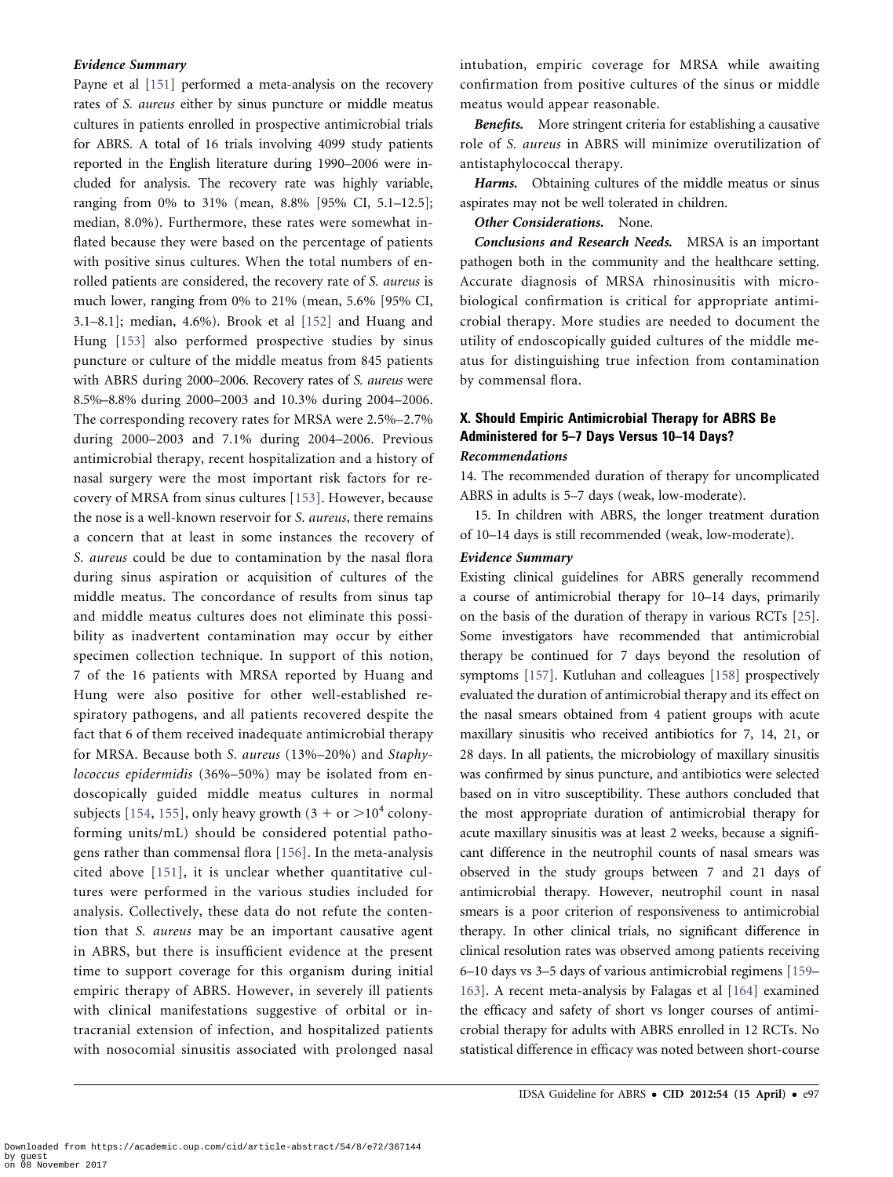#### *Evidence Summary*

Payne et al [151] performed a meta-analysis on the recovery rates of *S. aureus* either by sinus puncture or middle meatus cultures in patients enrolled in prospective antimicrobial trials for ABRS. A total of 16 trials involving 4099 study patients reported in the English literature during 1990–2006 were included for analysis. The recovery rate was highly variable, ranging from 0% to 31% (mean, 8.8% [95% CI, 5.1–12.5]; median, 8.0%). Furthermore, these rates were somewhat inflated because they were based on the percentage of patients with positive sinus cultures. When the total numbers of enrolled patients are considered, the recovery rate of *S. aureus* is much lower, ranging from 0% to 21% (mean, 5.6% [95% CI, 3.1–8.1]; median, 4.6%). Brook et al [152] and Huang and Hung [153] also performed prospective studies by sinus puncture or culture of the middle meatus from 845 patients with ABRS during 2000–2006. Recovery rates of *S. aureus* were 8.5%–8.8% during 2000–2003 and 10.3% during 2004–2006. The corresponding recovery rates for MRSA were 2.5%–2.7% during 2000–2003 and 7.1% during 2004–2006. Previous antimicrobial therapy, recent hospitalization and a history of nasal surgery were the most important risk factors for recovery of MRSA from sinus cultures [153]. However, because the nose is a well-known reservoir for *S. aureus*, there remains a concern that at least in some instances the recovery of *S. aureus* could be due to contamination by the nasal flora during sinus aspiration or acquisition of cultures of the middle meatus. The concordance of results from sinus tap and middle meatus cultures does not eliminate this possibility as inadvertent contamination may occur by either specimen collection technique. In support of this notion, 7 of the 16 patients with MRSA reported by Huang and Hung were also positive for other well-established respiratory pathogens, and all patients recovered despite the fact that 6 of them received inadequate antimicrobial therapy for MRSA. Because both *S. aureus* (13%–20%) and *Staphylococcus epidermidis* (36%–50%) may be isolated from endoscopically guided middle meatus cultures in normal subjects [154, 155], only heavy growth (3 + or $>10^4$ colony-forming units/mL) should be considered potential pathogens rather than commensal flora [156]. In the meta-analysis cited above [151], it is unclear whether quantitative cultures were performed in the various studies included for analysis. Collectively, these data do not refute the contention that *S. aureus* may be an important causative agent in ABRS, but there is insufficient evidence at the present time to support coverage for this organism during initial empiric therapy of ABRS. However, in severely ill patients with clinical manifestations suggestive of orbital or intracranial extension of infection, and hospitalized patients with nosocomial sinusitis associated with prolonged nasal intubation, empiric coverage for MRSA while awaiting confirmation from positive cultures of the sinus or middle meatus would appear reasonable.

***Benefits.*** More stringent criteria for establishing a causative role of *S. aureus* in ABRS will minimize overutilization of antistaphylococcal therapy.

***Harms.*** Obtaining cultures of the middle meatus or sinus aspirates may not be well tolerated in children.

***Other Considerations.*** None.

***Conclusions and Research Needs.*** MRSA is an important pathogen both in the community and the healthcare setting. Accurate diagnosis of MRSA rhinosinusitis with microbiological confirmation is critical for appropriate antimicrobial therapy. More studies are needed to document the utility of endoscopically guided cultures of the middle meatus for distinguishing true infection from contamination by commensal flora.

### X. Should Empiric Antimicrobial Therapy for ABRS Be Administered for 5–7 Days Versus 10–14 Days?

#### *Recommendations*

14. The recommended duration of therapy for uncomplicated ABRS in adults is 5–7 days (weak, low-moderate).

15. In children with ABRS, the longer treatment duration of 10–14 days is still recommended (weak, low-moderate).

#### *Evidence Summary*

Existing clinical guidelines for ABRS generally recommend a course of antimicrobial therapy for 10–14 days, primarily on the basis of the duration of therapy in various RCTs [25]. Some investigators have recommended that antimicrobial therapy be continued for 7 days beyond the resolution of symptoms [157]. Kutluhan and colleagues [158] prospectively evaluated the duration of antimicrobial therapy and its effect on the nasal smears obtained from 4 patient groups with acute maxillary sinusitis who received antibiotics for 7, 14, 21, or 28 days. In all patients, the microbiology of maxillary sinusitis was confirmed by sinus puncture, and antibiotics were selected based on in vitro susceptibility. These authors concluded that the most appropriate duration of antimicrobial therapy for acute maxillary sinusitis was at least 2 weeks, because a significant difference in the neutrophil counts of nasal smears was observed in the study groups between 7 and 21 days of antimicrobial therapy. However, neutrophil count in nasal smears is a poor criterion of responsiveness to antimicrobial therapy. In other clinical trials, no significant difference in clinical resolution rates was observed among patients receiving 6–10 days vs 3–5 days of various antimicrobial regimens [159–163]. A recent meta-analysis by Falagas et al [164] examined the efficacy and safety of short vs longer courses of antimicrobial therapy for adults with ABRS enrolled in 12 RCTs. No statistical difference in efficacy was noted between short-course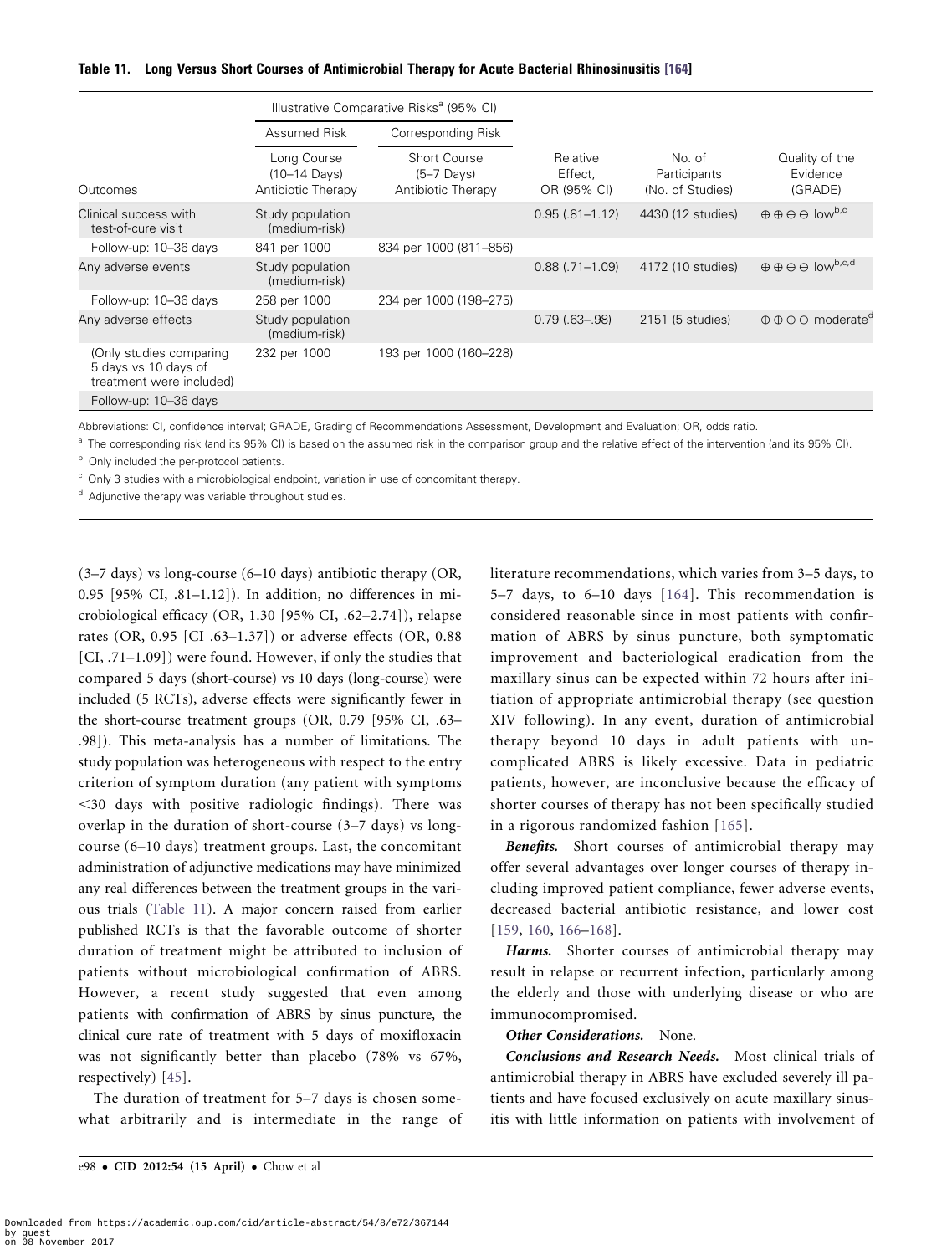**Table 11. Long Versus Short Courses of Antimicrobial Therapy for Acute Bacterial Rhinosinusitis [164]**

| | Illustrative Comparative Risks[a] (95% CI) | | | | |
|---|---|---|---|---|---|
| | Assumed Risk | Corresponding Risk | | | |
| Outcomes | Long Course (10–14 Days) Antibiotic Therapy | Short Course (5–7 Days) Antibiotic Therapy | Relative Effect, OR (95% CI) | No. of Participants (No. of Studies) | Quality of the Evidence (GRADE) |
| Clinical success with test-of-cure visit | Study population (medium-risk) | | 0.95 (.81–1.12) | 4430 (12 studies) | ⊕⊕⊖⊖ low[b,c] |
| Follow-up: 10–36 days | 841 per 1000 | 834 per 1000 (811–856) | | | |
| Any adverse events | Study population (medium-risk) | | 0.88 (.71–1.09) | 4172 (10 studies) | ⊕⊕⊖⊖ low[b,c,d] |
| Follow-up: 10–36 days | 258 per 1000 | 234 per 1000 (198–275) | | | |
| Any adverse effects | Study population (medium-risk) | | 0.79 (.63–.98) | 2151 (5 studies) | ⊕⊕⊕⊖ moderate[d] |
| (Only studies comparing 5 days vs 10 days of treatment were included) | 232 per 1000 | 193 per 1000 (160–228) | | | |
| Follow-up: 10–36 days | | | | | |

Abbreviations: CI, confidence interval; GRADE, Grading of Recommendations Assessment, Development and Evaluation; OR, odds ratio.

[a] The corresponding risk (and its 95% CI) is based on the assumed risk in the comparison group and the relative effect of the intervention (and its 95% CI).

[b] Only included the per-protocol patients.

[c] Only 3 studies with a microbiological endpoint, variation in use of concomitant therapy.

[d] Adjunctive therapy was variable throughout studies.

(3–7 days) vs long-course (6–10 days) antibiotic therapy (OR, 0.95 [95% CI, .81–1.12]). In addition, no differences in microbiological efficacy (OR, 1.30 [95% CI, .62–2.74]), relapse rates (OR, 0.95 [CI .63–1.37]) or adverse effects (OR, 0.88 [CI, .71–1.09]) were found. However, if only the studies that compared 5 days (short-course) vs 10 days (long-course) were included (5 RCTs), adverse effects were significantly fewer in the short-course treatment groups (OR, 0.79 [95% CI, .63–.98]). This meta-analysis has a number of limitations. The study population was heterogeneous with respect to the entry criterion of symptom duration (any patient with symptoms <30 days with positive radiologic findings). There was overlap in the duration of short-course (3–7 days) vs long-course (6–10 days) treatment groups. Last, the concomitant administration of adjunctive medications may have minimized any real differences between the treatment groups in the various trials (Table 11). A major concern raised from earlier published RCTs is that the favorable outcome of shorter duration of treatment might be attributed to inclusion of patients without microbiological confirmation of ABRS. However, a recent study suggested that even among patients with confirmation of ABRS by sinus puncture, the clinical cure rate of treatment with 5 days of moxifloxacin was not significantly better than placebo (78% vs 67%, respectively) [45].

The duration of treatment for 5–7 days is chosen somewhat arbitrarily and is intermediate in the range of literature recommendations, which varies from 3–5 days, to 5–7 days, to 6–10 days [164]. This recommendation is considered reasonable since in most patients with confirmation of ABRS by sinus puncture, both symptomatic improvement and bacteriological eradication from the maxillary sinus can be expected within 72 hours after initiation of appropriate antimicrobial therapy (see question XIV following). In any event, duration of antimicrobial therapy beyond 10 days in adult patients with uncomplicated ABRS is likely excessive. Data in pediatric patients, however, are inconclusive because the efficacy of shorter courses of therapy has not been specifically studied in a rigorous randomized fashion [165].

***Benefits.*** Short courses of antimicrobial therapy may offer several advantages over longer courses of therapy including improved patient compliance, fewer adverse events, decreased bacterial antibiotic resistance, and lower cost [159, 160, 166–168].

***Harms.*** Shorter courses of antimicrobial therapy may result in relapse or recurrent infection, particularly among the elderly and those with underlying disease or who are immunocompromised.

***Other Considerations.*** None.

***Conclusions and Research Needs.*** Most clinical trials of antimicrobial therapy in ABRS have excluded severely ill patients and have focused exclusively on acute maxillary sinusitis with little information on patients with involvement of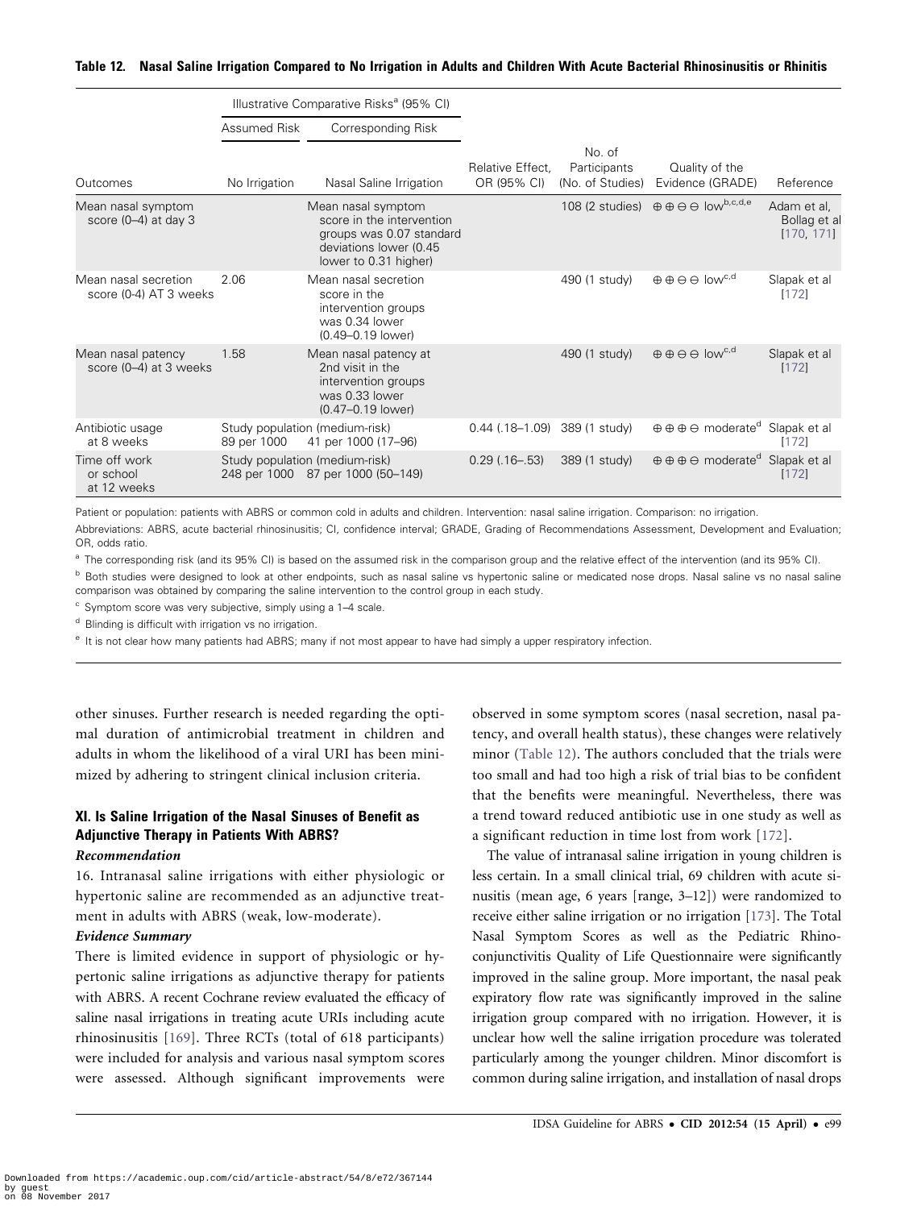**Table 12. Nasal Saline Irrigation Compared to No Irrigation in Adults and Children With Acute Bacterial Rhinosinusitis or Rhinitis**

| | Illustrative Comparative Risks[a] (95% CI) | | | | | |
|---|---|---|---|---|---|---|
| | Assumed Risk | Corresponding Risk | | | | |
| Outcomes | No Irrigation | Nasal Saline Irrigation | Relative Effect, OR (95% CI) | No. of Participants (No. of Studies) | Quality of the Evidence (GRADE) | Reference |
| Mean nasal symptom score (0–4) at day 3 | | Mean nasal symptom score in the intervention groups was 0.07 standard deviations lower (0.45 lower to 0.31 higher) | | 108 (2 studies) | ⊕⊕⊖⊖ low[b,c,d,e] | Adam et al, Bollag et al [170, 171] |
| Mean nasal secretion score (0-4) AT 3 weeks | 2.06 | Mean nasal secretion score in the intervention groups was 0.34 lower (0.49–0.19 lower) | | 490 (1 study) | ⊕⊕⊖⊖ low[c,d] | Slapak et al [172] |
| Mean nasal patency score (0–4) at 3 weeks | 1.58 | Mean nasal patency at 2nd visit in the intervention groups was 0.33 lower (0.47–0.19 lower) | | 490 (1 study) | ⊕⊕⊖⊖ low[c,d] | Slapak et al [172] |
| Antibiotic usage at 8 weeks | Study population (medium-risk) 89 per 1000 | 41 per 1000 (17–96) | 0.44 (.18–1.09) | 389 (1 study) | ⊕⊕⊕⊖ moderate[d] | Slapak et al [172] |
| Time off work or school at 12 weeks | Study population (medium-risk) 248 per 1000 | 87 per 1000 (50–149) | 0.29 (.16–.53) | 389 (1 study) | ⊕⊕⊕⊖ moderate[d] | Slapak et al [172] |

Patient or population: patients with ABRS or common cold in adults and children. Intervention: nasal saline irrigation. Comparison: no irrigation.

Abbreviations: ABRS, acute bacterial rhinosinusitis; CI, confidence interval; GRADE, Grading of Recommendations Assessment, Development and Evaluation; OR, odds ratio.

[a] The corresponding risk (and its 95% CI) is based on the assumed risk in the comparison group and the relative effect of the intervention (and its 95% CI).

[b] Both studies were designed to look at other endpoints, such as nasal saline vs hypertonic saline or medicated nose drops. Nasal saline vs no nasal saline comparison was obtained by comparing the saline intervention to the control group in each study.

[c] Symptom score was very subjective, simply using a 1–4 scale.

[d] Blinding is difficult with irrigation vs no irrigation.

[e] It is not clear how many patients had ABRS; many if not most appear to have had simply a upper respiratory infection.

other sinuses. Further research is needed regarding the optimal duration of antimicrobial treatment in children and adults in whom the likelihood of a viral URI has been minimized by adhering to stringent clinical inclusion criteria.

## XI. Is Saline Irrigation of the Nasal Sinuses of Benefit as Adjunctive Therapy in Patients With ABRS?

### *Recommendation*

16. Intranasal saline irrigations with either physiologic or hypertonic saline are recommended as an adjunctive treatment in adults with ABRS (weak, low-moderate).

### *Evidence Summary*

There is limited evidence in support of physiologic or hypertonic saline irrigations as adjunctive therapy for patients with ABRS. A recent Cochrane review evaluated the efficacy of saline nasal irrigations in treating acute URIs including acute rhinosinusitis [169]. Three RCTs (total of 618 participants) were included for analysis and various nasal symptom scores were assessed. Although significant improvements were observed in some symptom scores (nasal secretion, nasal patency, and overall health status), these changes were relatively minor (Table 12). The authors concluded that the trials were too small and had too high a risk of trial bias to be confident that the benefits were meaningful. Nevertheless, there was a trend toward reduced antibiotic use in one study as well as a significant reduction in time lost from work [172].

The value of intranasal saline irrigation in young children is less certain. In a small clinical trial, 69 children with acute sinusitis (mean age, 6 years [range, 3–12]) were randomized to receive either saline irrigation or no irrigation [173]. The Total Nasal Symptom Scores as well as the Pediatric Rhinoconjunctivitis Quality of Life Questionnaire were significantly improved in the saline group. More important, the nasal peak expiratory flow rate was significantly improved in the saline irrigation group compared with no irrigation. However, it is unclear how well the saline irrigation procedure was tolerated particularly among the younger children. Minor discomfort is common during saline irrigation, and installation of nasal drops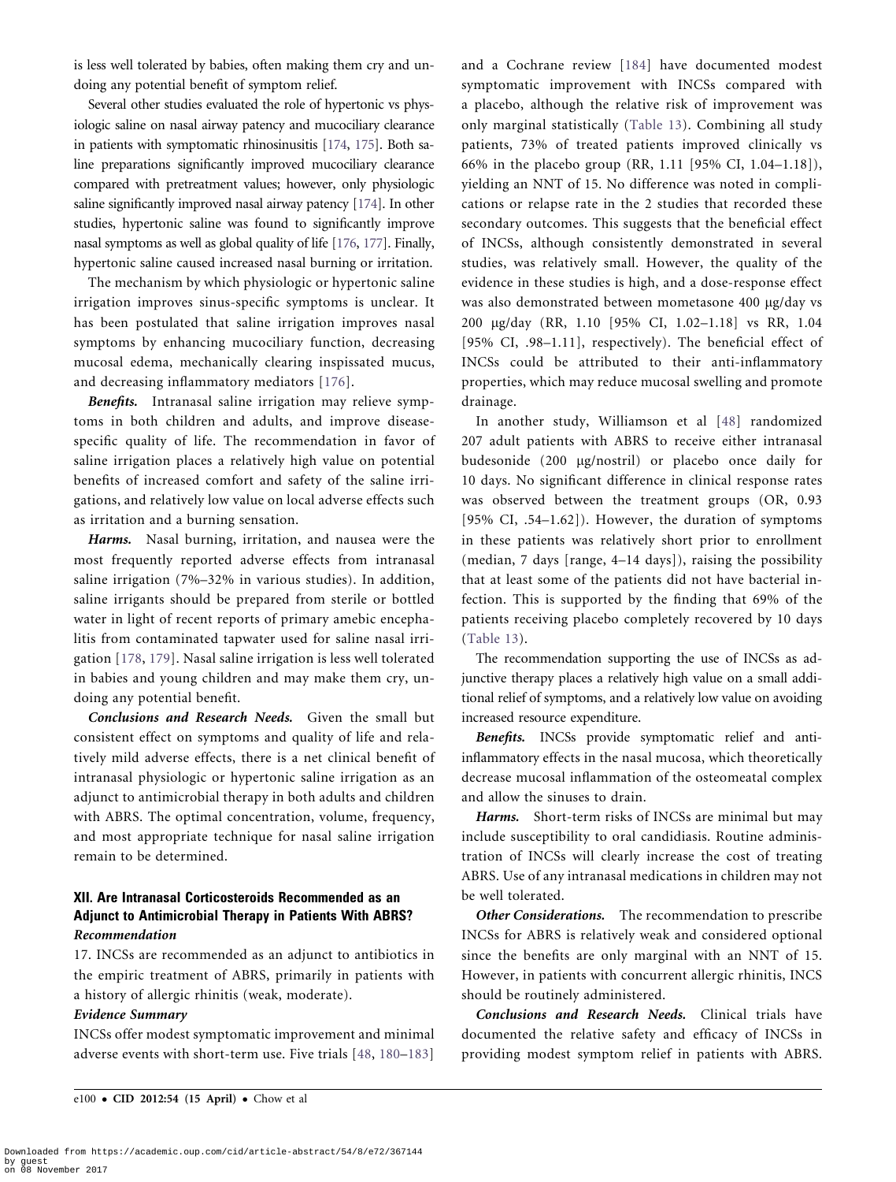is less well tolerated by babies, often making them cry and undoing any potential benefit of symptom relief.

Several other studies evaluated the role of hypertonic vs physiologic saline on nasal airway patency and mucociliary clearance in patients with symptomatic rhinosinusitis [174, 175]. Both saline preparations significantly improved mucociliary clearance compared with pretreatment values; however, only physiologic saline significantly improved nasal airway patency [174]. In other studies, hypertonic saline was found to significantly improve nasal symptoms as well as global quality of life [176, 177]. Finally, hypertonic saline caused increased nasal burning or irritation.

The mechanism by which physiologic or hypertonic saline irrigation improves sinus-specific symptoms is unclear. It has been postulated that saline irrigation improves nasal symptoms by enhancing mucociliary function, decreasing mucosal edema, mechanically clearing inspissated mucus, and decreasing inflammatory mediators [176].

***Benefits.*** Intranasal saline irrigation may relieve symptoms in both children and adults, and improve disease-specific quality of life. The recommendation in favor of saline irrigation places a relatively high value on potential benefits of increased comfort and safety of the saline irrigations, and relatively low value on local adverse effects such as irritation and a burning sensation.

***Harms.*** Nasal burning, irritation, and nausea were the most frequently reported adverse effects from intranasal saline irrigation (7%–32% in various studies). In addition, saline irrigants should be prepared from sterile or bottled water in light of recent reports of primary amebic encephalitis from contaminated tapwater used for saline nasal irrigation [178, 179]. Nasal saline irrigation is less well tolerated in babies and young children and may make them cry, undoing any potential benefit.

***Conclusions and Research Needs.*** Given the small but consistent effect on symptoms and quality of life and relatively mild adverse effects, there is a net clinical benefit of intranasal physiologic or hypertonic saline irrigation as an adjunct to antimicrobial therapy in both adults and children with ABRS. The optimal concentration, volume, frequency, and most appropriate technique for nasal saline irrigation remain to be determined.

## XII. Are Intranasal Corticosteroids Recommended as an Adjunct to Antimicrobial Therapy in Patients With ABRS?

***Recommendation***

17. INCSs are recommended as an adjunct to antibiotics in the empiric treatment of ABRS, primarily in patients with a history of allergic rhinitis (weak, moderate).

***Evidence Summary***

INCSs offer modest symptomatic improvement and minimal adverse events with short-term use. Five trials [48, 180–183] and a Cochrane review [184] have documented modest symptomatic improvement with INCSs compared with a placebo, although the relative risk of improvement was only marginal statistically (Table 13). Combining all study patients, 73% of treated patients improved clinically vs 66% in the placebo group (RR, 1.11 [95% CI, 1.04–1.18]), yielding an NNT of 15. No difference was noted in complications or relapse rate in the 2 studies that recorded these secondary outcomes. This suggests that the beneficial effect of INCSs, although consistently demonstrated in several studies, was relatively small. However, the quality of the evidence in these studies is high, and a dose-response effect was also demonstrated between mometasone 400 μg/day vs 200 μg/day (RR, 1.10 [95% CI, 1.02–1.18] vs RR, 1.04 [95% CI, .98–1.11], respectively). The beneficial effect of INCSs could be attributed to their anti-inflammatory properties, which may reduce mucosal swelling and promote drainage.

In another study, Williamson et al [48] randomized 207 adult patients with ABRS to receive either intranasal budesonide (200 μg/nostril) or placebo once daily for 10 days. No significant difference in clinical response rates was observed between the treatment groups (OR, 0.93 [95% CI, .54–1.62]). However, the duration of symptoms in these patients was relatively short prior to enrollment (median, 7 days [range, 4–14 days]), raising the possibility that at least some of the patients did not have bacterial infection. This is supported by the finding that 69% of the patients receiving placebo completely recovered by 10 days (Table 13).

The recommendation supporting the use of INCSs as adjunctive therapy places a relatively high value on a small additional relief of symptoms, and a relatively low value on avoiding increased resource expenditure.

***Benefits.*** INCSs provide symptomatic relief and anti-inflammatory effects in the nasal mucosa, which theoretically decrease mucosal inflammation of the osteomeatal complex and allow the sinuses to drain.

***Harms.*** Short-term risks of INCSs are minimal but may include susceptibility to oral candidiasis. Routine administration of INCSs will clearly increase the cost of treating ABRS. Use of any intranasal medications in children may not be well tolerated.

***Other Considerations.*** The recommendation to prescribe INCSs for ABRS is relatively weak and considered optional since the benefits are only marginal with an NNT of 15. However, in patients with concurrent allergic rhinitis, INCS should be routinely administered.

***Conclusions and Research Needs.*** Clinical trials have documented the relative safety and efficacy of INCSs in providing modest symptom relief in patients with ABRS.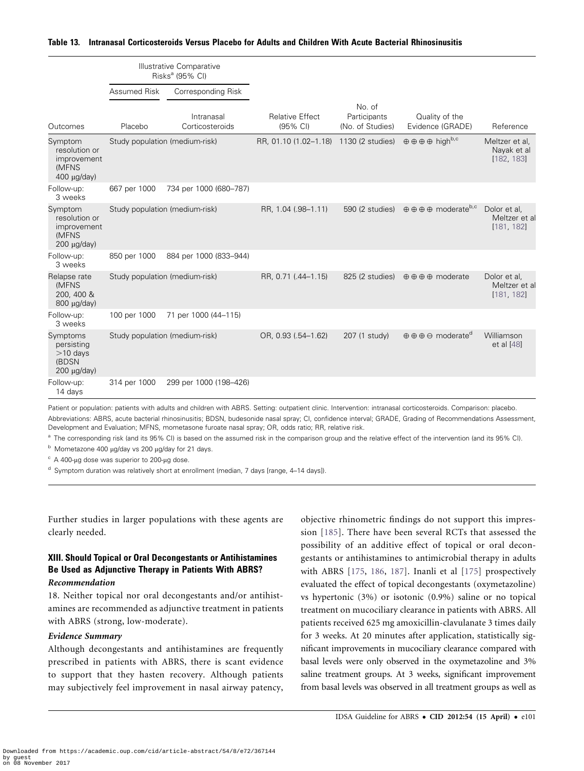**Table 13. Intranasal Corticosteroids Versus Placebo for Adults and Children With Acute Bacterial Rhinosinusitis**

| | Illustrative Comparative Risks[a] (95% CI) | | | | | |
|---|---|---|---|---|---|---|
| | Assumed Risk | Corresponding Risk | | | | |
| Outcomes | Placebo | Intranasal Corticosteroids | Relative Effect (95% CI) | No. of Participants (No. of Studies) | Quality of the Evidence (GRADE) | Reference |
| Symptom resolution or improvement (MFNS 400 μg/day) | Study population (medium-risk) | | RR, 01.10 (1.02–1.18) | 1130 (2 studies) | ⊕⊕⊕⊕ high[b,c] | Meltzer et al, Nayak et al [182, 183] |
| Follow-up: 3 weeks | 667 per 1000 | 734 per 1000 (680–787) | | | | |
| Symptom resolution or improvement (MFNS 200 μg/day) | Study population (medium-risk) | | RR, 1.04 (.98–1.11) | 590 (2 studies) | ⊕⊕⊕⊕ moderate[b,c] | Dolor et al, Meltzer et al [181, 182] |
| Follow-up: 3 weeks | 850 per 1000 | 884 per 1000 (833–944) | | | | |
| Relapse rate (MFNS 200, 400 & 800 μg/day) | Study population (medium-risk) | | RR, 0.71 (.44–1.15) | 825 (2 studies) | ⊕⊕⊕⊕ moderate | Dolor et al, Meltzer et al [181, 182] |
| Follow-up: 3 weeks | 100 per 1000 | 71 per 1000 (44–115) | | | | |
| Symptoms persisting >10 days (BDSN 200 μg/day) | Study population (medium-risk) | | OR, 0.93 (.54–1.62) | 207 (1 study) | ⊕⊕⊕⊖ moderate[d] | Williamson et al [48] |
| Follow-up: 14 days | 314 per 1000 | 299 per 1000 (198–426) | | | | |

Patient or population: patients with adults and children with ABRS. Setting: outpatient clinic. Intervention: intranasal corticosteroids. Comparison: placebo.

Abbreviations: ABRS, acute bacterial rhinosinusitis; BDSN, budesonide nasal spray; CI, confidence interval; GRADE, Grading of Recommendations Assessment, Development and Evaluation; MFNS, mometasone furoate nasal spray; OR, odds ratio; RR, relative risk.

[a] The corresponding risk (and its 95% CI) is based on the assumed risk in the comparison group and the relative effect of the intervention (and its 95% CI).

[b] Mometazone 400 μg/day vs 200 μg/day for 21 days.

[c] A 400-μg dose was superior to 200-μg dose.

[d] Symptom duration was relatively short at enrollment (median, 7 days [range, 4–14 days]).

Further studies in larger populations with these agents are clearly needed.

### XIII. Should Topical or Oral Decongestants or Antihistamines Be Used as Adjunctive Therapy in Patients With ABRS?

#### *Recommendation*

18. Neither topical nor oral decongestants and/or antihistamines are recommended as adjunctive treatment in patients with ABRS (strong, low-moderate).

#### *Evidence Summary*

Although decongestants and antihistamines are frequently prescribed in patients with ABRS, there is scant evidence to support that they hasten recovery. Although patients may subjectively feel improvement in nasal airway patency, objective rhinometric findings do not support this impression [185]. There have been several RCTs that assessed the possibility of an additive effect of topical or oral decongestants or antihistamines to antimicrobial therapy in adults with ABRS [175, 186, 187]. Inanli et al [175] prospectively evaluated the effect of topical decongestants (oxymetazoline) vs hypertonic (3%) or isotonic (0.9%) saline or no topical treatment on mucociliary clearance in patients with ABRS. All patients received 625 mg amoxicillin-clavulanate 3 times daily for 3 weeks. At 20 minutes after application, statistically significant improvements in mucociliary clearance compared with basal levels were only observed in the oxymetazoline and 3% saline treatment groups. At 3 weeks, significant improvement from basal levels was observed in all treatment groups as well as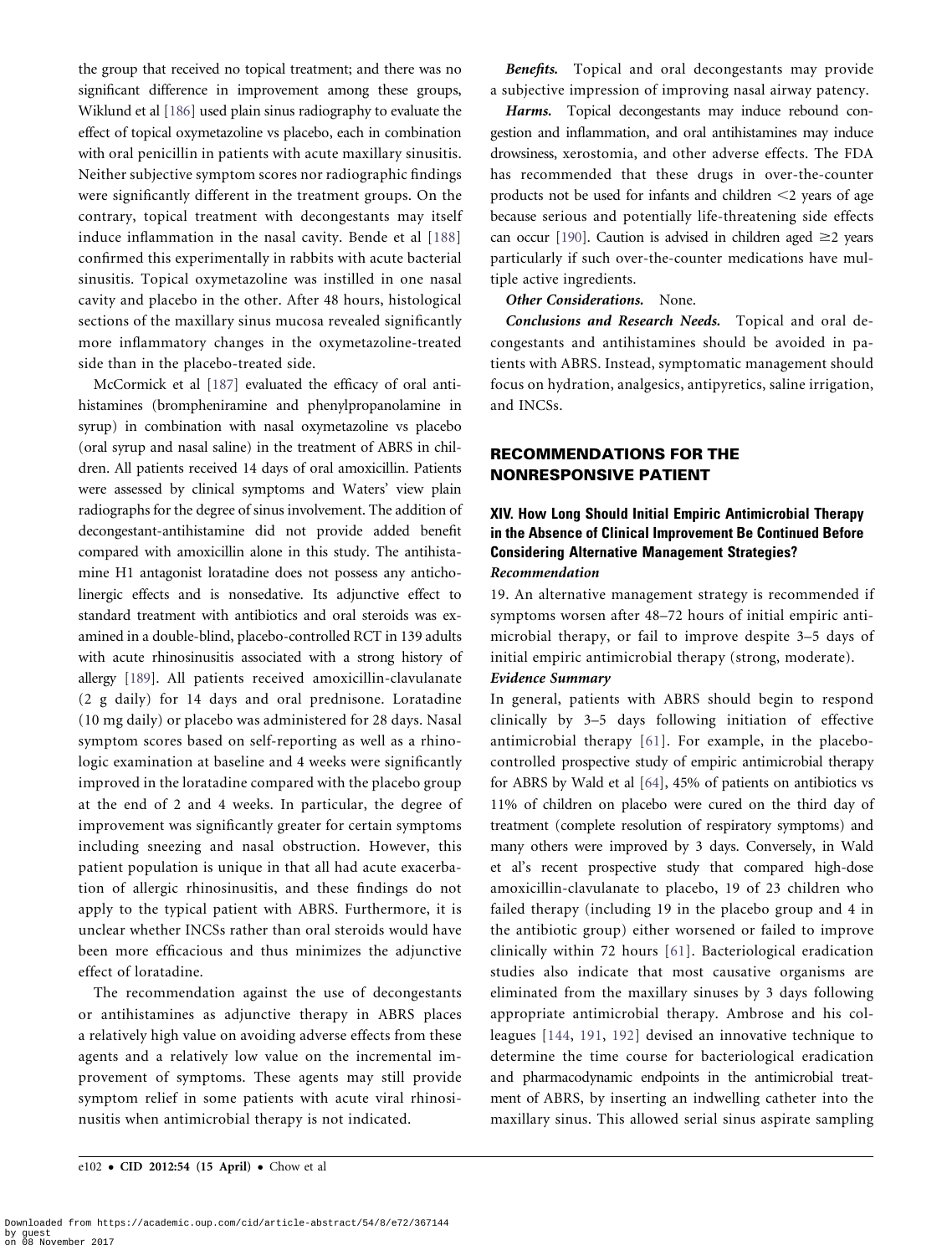the group that received no topical treatment; and there was no significant difference in improvement among these groups, Wiklund et al [186] used plain sinus radiography to evaluate the effect of topical oxymetazoline vs placebo, each in combination with oral penicillin in patients with acute maxillary sinusitis. Neither subjective symptom scores nor radiographic findings were significantly different in the treatment groups. On the contrary, topical treatment with decongestants may itself induce inflammation in the nasal cavity. Bende et al [188] confirmed this experimentally in rabbits with acute bacterial sinusitis. Topical oxymetazoline was instilled in one nasal cavity and placebo in the other. After 48 hours, histological sections of the maxillary sinus mucosa revealed significantly more inflammatory changes in the oxymetazoline-treated side than in the placebo-treated side.

McCormick et al [187] evaluated the efficacy of oral antihistamines (brompheniramine and phenylpropanolamine in syrup) in combination with nasal oxymetazoline vs placebo (oral syrup and nasal saline) in the treatment of ABRS in children. All patients received 14 days of oral amoxicillin. Patients were assessed by clinical symptoms and Waters' view plain radiographs for the degree of sinus involvement. The addition of decongestant-antihistamine did not provide added benefit compared with amoxicillin alone in this study. The antihistamine H1 antagonist loratadine does not possess any anticholinergic effects and is nonsedative. Its adjunctive effect to standard treatment with antibiotics and oral steroids was examined in a double-blind, placebo-controlled RCT in 139 adults with acute rhinosinusitis associated with a strong history of allergy [189]. All patients received amoxicillin-clavulanate (2 g daily) for 14 days and oral prednisone. Loratadine (10 mg daily) or placebo was administered for 28 days. Nasal symptom scores based on self-reporting as well as a rhinologic examination at baseline and 4 weeks were significantly improved in the loratadine compared with the placebo group at the end of 2 and 4 weeks. In particular, the degree of improvement was significantly greater for certain symptoms including sneezing and nasal obstruction. However, this patient population is unique in that all had acute exacerbation of allergic rhinosinusitis, and these findings do not apply to the typical patient with ABRS. Furthermore, it is unclear whether INCSs rather than oral steroids would have been more efficacious and thus minimizes the adjunctive effect of loratadine.

The recommendation against the use of decongestants or antihistamines as adjunctive therapy in ABRS places a relatively high value on avoiding adverse effects from these agents and a relatively low value on the incremental improvement of symptoms. These agents may still provide symptom relief in some patients with acute viral rhinosinusitis when antimicrobial therapy is not indicated.

***Benefits.*** Topical and oral decongestants may provide a subjective impression of improving nasal airway patency.

***Harms.*** Topical decongestants may induce rebound congestion and inflammation, and oral antihistamines may induce drowsiness, xerostomia, and other adverse effects. The FDA has recommended that these drugs in over-the-counter products not be used for infants and children <2 years of age because serious and potentially life-threatening side effects can occur [190]. Caution is advised in children aged ≥2 years particularly if such over-the-counter medications have multiple active ingredients.

***Other Considerations.*** None.

***Conclusions and Research Needs.*** Topical and oral decongestants and antihistamines should be avoided in patients with ABRS. Instead, symptomatic management should focus on hydration, analgesics, antipyretics, saline irrigation, and INCSs.

## RECOMMENDATIONS FOR THE NONRESPONSIVE PATIENT

### XIV. How Long Should Initial Empiric Antimicrobial Therapy in the Absence of Clinical Improvement Be Continued Before Considering Alternative Management Strategies?

***Recommendation***

19. An alternative management strategy is recommended if symptoms worsen after 48–72 hours of initial empiric antimicrobial therapy, or fail to improve despite 3–5 days of initial empiric antimicrobial therapy (strong, moderate).

***Evidence Summary***

In general, patients with ABRS should begin to respond clinically by 3–5 days following initiation of effective antimicrobial therapy [61]. For example, in the placebo-controlled prospective study of empiric antimicrobial therapy for ABRS by Wald et al [64], 45% of patients on antibiotics vs 11% of children on placebo were cured on the third day of treatment (complete resolution of respiratory symptoms) and many others were improved by 3 days. Conversely, in Wald et al's recent prospective study that compared high-dose amoxicillin-clavulanate to placebo, 19 of 23 children who failed therapy (including 19 in the placebo group and 4 in the antibiotic group) either worsened or failed to improve clinically within 72 hours [61]. Bacteriological eradication studies also indicate that most causative organisms are eliminated from the maxillary sinuses by 3 days following appropriate antimicrobial therapy. Ambrose and his colleagues [144, 191, 192] devised an innovative technique to determine the time course for bacteriological eradication and pharmacodynamic endpoints in the antimicrobial treatment of ABRS, by inserting an indwelling catheter into the maxillary sinus. This allowed serial sinus aspirate sampling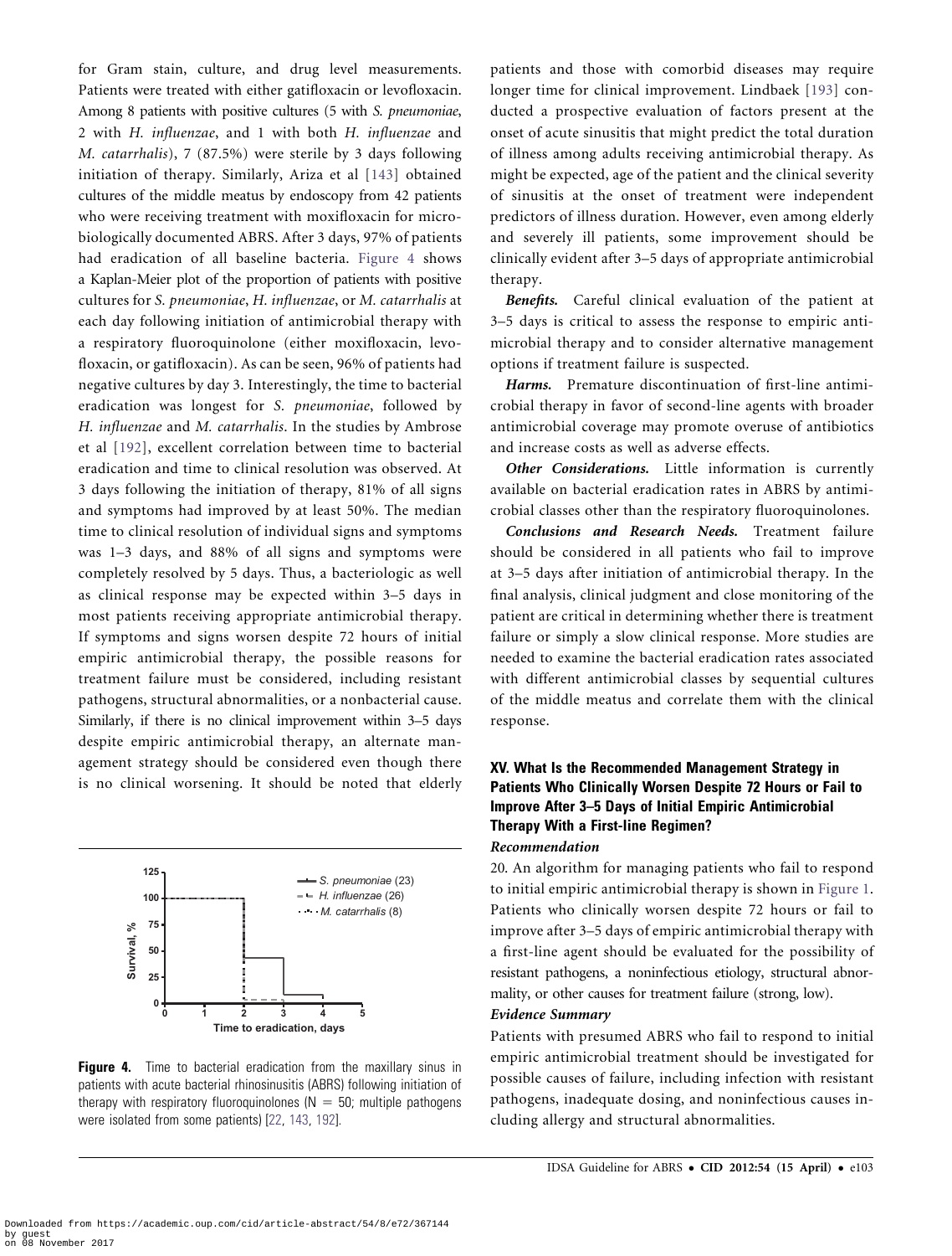for Gram stain, culture, and drug level measurements. Patients were treated with either gatifloxacin or levofloxacin. Among 8 patients with positive cultures (5 with *S. pneumoniae*, 2 with *H. influenzae*, and 1 with both *H. influenzae* and *M. catarrhalis*), 7 (87.5%) were sterile by 3 days following initiation of therapy. Similarly, Ariza et al [143] obtained cultures of the middle meatus by endoscopy from 42 patients who were receiving treatment with moxifloxacin for microbiologically documented ABRS. After 3 days, 97% of patients had eradication of all baseline bacteria. Figure 4 shows a Kaplan-Meier plot of the proportion of patients with positive cultures for *S. pneumoniae*, *H. influenzae*, or *M. catarrhalis* at each day following initiation of antimicrobial therapy with a respiratory fluoroquinolone (either moxifloxacin, levofloxacin, or gatifloxacin). As can be seen, 96% of patients had negative cultures by day 3. Interestingly, the time to bacterial eradication was longest for *S. pneumoniae*, followed by *H. influenzae* and *M. catarrhalis*. In the studies by Ambrose et al [192], excellent correlation between time to bacterial eradication and time to clinical resolution was observed. At 3 days following the initiation of therapy, 81% of all signs and symptoms had improved by at least 50%. The median time to clinical resolution of individual signs and symptoms was 1–3 days, and 88% of all signs and symptoms were completely resolved by 5 days. Thus, a bacteriologic as well as clinical response may be expected within 3–5 days in most patients receiving appropriate antimicrobial therapy. If symptoms and signs worsen despite 72 hours of initial empiric antimicrobial therapy, the possible reasons for treatment failure must be considered, including resistant pathogens, structural abnormalities, or a nonbacterial cause. Similarly, if there is no clinical improvement within 3–5 days despite empiric antimicrobial therapy, an alternate management strategy should be considered even though there is no clinical worsening. It should be noted that elderly patients and those with comorbid diseases may require longer time for clinical improvement. Lindbaek [193] conducted a prospective evaluation of factors present at the onset of acute sinusitis that might predict the total duration of illness among adults receiving antimicrobial therapy. As might be expected, age of the patient and the clinical severity of sinusitis at the onset of treatment were independent predictors of illness duration. However, even among elderly and severely ill patients, some improvement should be clinically evident after 3–5 days of appropriate antimicrobial therapy.

**Figure 4.** Time to bacterial eradication from the maxillary sinus in patients with acute bacterial rhinosinusitis (ABRS) following initiation of therapy with respiratory fluoroquinolones (N = 50; multiple pathogens were isolated from some patients) [22, 143, 192].

***Benefits.*** Careful clinical evaluation of the patient at 3–5 days is critical to assess the response to empiric antimicrobial therapy and to consider alternative management options if treatment failure is suspected.

***Harms.*** Premature discontinuation of first-line antimicrobial therapy in favor of second-line agents with broader antimicrobial coverage may promote overuse of antibiotics and increase costs as well as adverse effects.

***Other Considerations.*** Little information is currently available on bacterial eradication rates in ABRS by antimicrobial classes other than the respiratory fluoroquinolones.

***Conclusions and Research Needs.*** Treatment failure should be considered in all patients who fail to improve at 3–5 days after initiation of antimicrobial therapy. In the final analysis, clinical judgment and close monitoring of the patient are critical in determining whether there is treatment failure or simply a slow clinical response. More studies are needed to examine the bacterial eradication rates associated with different antimicrobial classes by sequential cultures of the middle meatus and correlate them with the clinical response.

## XV. What Is the Recommended Management Strategy in Patients Who Clinically Worsen Despite 72 Hours or Fail to Improve After 3–5 Days of Initial Empiric Antimicrobial Therapy With a First-line Regimen?

### *Recommendation*

20. An algorithm for managing patients who fail to respond to initial empiric antimicrobial therapy is shown in Figure 1. Patients who clinically worsen despite 72 hours or fail to improve after 3–5 days of empiric antimicrobial therapy with a first-line agent should be evaluated for the possibility of resistant pathogens, a noninfectious etiology, structural abnormality, or other causes for treatment failure (strong, low).

### *Evidence Summary*

Patients with presumed ABRS who fail to respond to initial empiric antimicrobial treatment should be investigated for possible causes of failure, including infection with resistant pathogens, inadequate dosing, and noninfectious causes including allergy and structural abnormalities.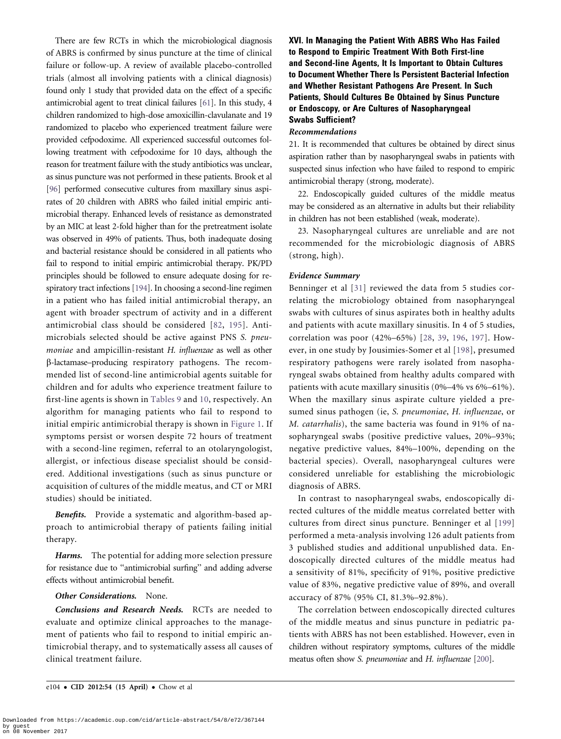There are few RCTs in which the microbiological diagnosis of ABRS is confirmed by sinus puncture at the time of clinical failure or follow-up. A review of available placebo-controlled trials (almost all involving patients with a clinical diagnosis) found only 1 study that provided data on the effect of a specific antimicrobial agent to treat clinical failures [61]. In this study, 4 children randomized to high-dose amoxicillin-clavulanate and 19 randomized to placebo who experienced treatment failure were provided cefpodoxime. All experienced successful outcomes following treatment with cefpodoxime for 10 days, although the reason for treatment failure with the study antibiotics was unclear, as sinus puncture was not performed in these patients. Brook et al [96] performed consecutive cultures from maxillary sinus aspirates of 20 children with ABRS who failed initial empiric antimicrobial therapy. Enhanced levels of resistance as demonstrated by an MIC at least 2-fold higher than for the pretreatment isolate was observed in 49% of patients. Thus, both inadequate dosing and bacterial resistance should be considered in all patients who fail to respond to initial empiric antimicrobial therapy. PK/PD principles should be followed to ensure adequate dosing for respiratory tract infections [194]. In choosing a second-line regimen in a patient who has failed initial antimicrobial therapy, an agent with broader spectrum of activity and in a different antimicrobial class should be considered [82, 195]. Antimicrobials selected should be active against PNS *S. pneumoniae* and ampicillin-resistant *H. influenzae* as well as other β-lactamase–producing respiratory pathogens. The recommended list of second-line antimicrobial agents suitable for children and for adults who experience treatment failure to first-line agents is shown in Tables 9 and 10, respectively. An algorithm for managing patients who fail to respond to initial empiric antimicrobial therapy is shown in Figure 1. If symptoms persist or worsen despite 72 hours of treatment with a second-line regimen, referral to an otolaryngologist, allergist, or infectious disease specialist should be considered. Additional investigations (such as sinus puncture or acquisition of cultures of the middle meatus, and CT or MRI studies) should be initiated.

***Benefits.*** Provide a systematic and algorithm-based approach to antimicrobial therapy of patients failing initial therapy.

***Harms.*** The potential for adding more selection pressure for resistance due to "antimicrobial surfing" and adding adverse effects without antimicrobial benefit.

***Other Considerations.*** None.

***Conclusions and Research Needs.*** RCTs are needed to evaluate and optimize clinical approaches to the management of patients who fail to respond to initial empiric antimicrobial therapy, and to systematically assess all causes of clinical treatment failure.

## XVI. In Managing the Patient With ABRS Who Has Failed to Respond to Empiric Treatment With Both First-line and Second-line Agents, It Is Important to Obtain Cultures to Document Whether There Is Persistent Bacterial Infection and Whether Resistant Pathogens Are Present. In Such Patients, Should Cultures Be Obtained by Sinus Puncture or Endoscopy, or Are Cultures of Nasopharyngeal Swabs Sufficient?

### *Recommendations*

21. It is recommended that cultures be obtained by direct sinus aspiration rather than by nasopharyngeal swabs in patients with suspected sinus infection who have failed to respond to empiric antimicrobial therapy (strong, moderate).

22. Endoscopically guided cultures of the middle meatus may be considered as an alternative in adults but their reliability in children has not been established (weak, moderate).

23. Nasopharyngeal cultures are unreliable and are not recommended for the microbiologic diagnosis of ABRS (strong, high).

### *Evidence Summary*

Benninger et al [31] reviewed the data from 5 studies correlating the microbiology obtained from nasopharyngeal swabs with cultures of sinus aspirates both in healthy adults and patients with acute maxillary sinusitis. In 4 of 5 studies, correlation was poor (42%–65%) [28, 39, 196, 197]. However, in one study by Jousimies-Somer et al [198], presumed respiratory pathogens were rarely isolated from nasopharyngeal swabs obtained from healthy adults compared with patients with acute maxillary sinusitis (0%–4% vs 6%–61%). When the maxillary sinus aspirate culture yielded a presumed sinus pathogen (ie, *S. pneumoniae*, *H. influenzae*, or *M. catarrhalis*), the same bacteria was found in 91% of nasopharyngeal swabs (positive predictive values, 20%–93%; negative predictive values, 84%–100%, depending on the bacterial species). Overall, nasopharyngeal cultures were considered unreliable for establishing the microbiologic diagnosis of ABRS.

In contrast to nasopharyngeal swabs, endoscopically directed cultures of the middle meatus correlated better with cultures from direct sinus puncture. Benninger et al [199] performed a meta-analysis involving 126 adult patients from 3 published studies and additional unpublished data. Endoscopically directed cultures of the middle meatus had a sensitivity of 81%, specificity of 91%, positive predictive value of 83%, negative predictive value of 89%, and overall accuracy of 87% (95% CI, 81.3%–92.8%).

The correlation between endoscopically directed cultures of the middle meatus and sinus puncture in pediatric patients with ABRS has not been established. However, even in children without respiratory symptoms, cultures of the middle meatus often show *S. pneumoniae* and *H. influenzae* [200].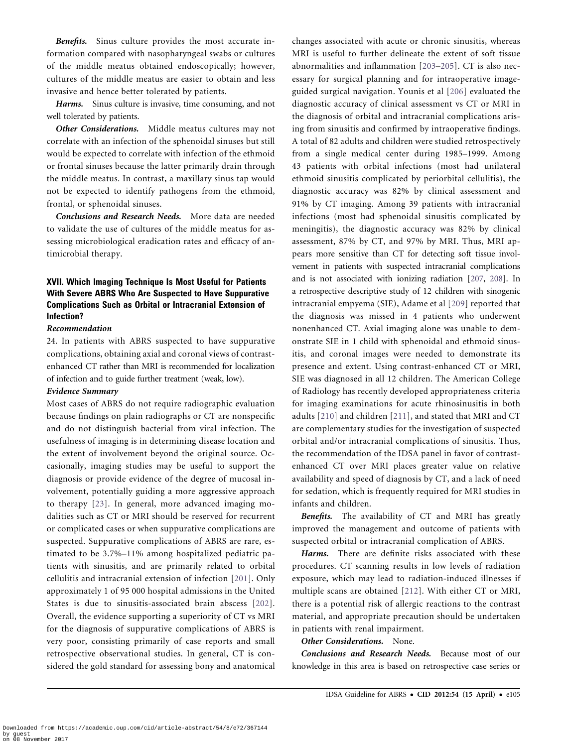***Benefits.*** Sinus culture provides the most accurate information compared with nasopharyngeal swabs or cultures of the middle meatus obtained endoscopically; however, cultures of the middle meatus are easier to obtain and less invasive and hence better tolerated by patients.

***Harms.*** Sinus culture is invasive, time consuming, and not well tolerated by patients.

***Other Considerations.*** Middle meatus cultures may not correlate with an infection of the sphenoidal sinuses but still would be expected to correlate with infection of the ethmoid or frontal sinuses because the latter primarily drain through the middle meatus. In contrast, a maxillary sinus tap would not be expected to identify pathogens from the ethmoid, frontal, or sphenoidal sinuses.

***Conclusions and Research Needs.*** More data are needed to validate the use of cultures of the middle meatus for assessing microbiological eradication rates and efficacy of antimicrobial therapy.

## XVII. Which Imaging Technique Is Most Useful for Patients With Severe ABRS Who Are Suspected to Have Suppurative Complications Such as Orbital or Intracranial Extension of Infection?

### *Recommendation*

24. In patients with ABRS suspected to have suppurative complications, obtaining axial and coronal views of contrast-enhanced CT rather than MRI is recommended for localization of infection and to guide further treatment (weak, low).

### *Evidence Summary*

Most cases of ABRS do not require radiographic evaluation because findings on plain radiographs or CT are nonspecific and do not distinguish bacterial from viral infection. The usefulness of imaging is in determining disease location and the extent of involvement beyond the original source. Occasionally, imaging studies may be useful to support the diagnosis or provide evidence of the degree of mucosal involvement, potentially guiding a more aggressive approach to therapy [23]. In general, more advanced imaging modalities such as CT or MRI should be reserved for recurrent or complicated cases or when suppurative complications are suspected. Suppurative complications of ABRS are rare, estimated to be 3.7%–11% among hospitalized pediatric patients with sinusitis, and are primarily related to orbital cellulitis and intracranial extension of infection [201]. Only approximately 1 of 95 000 hospital admissions in the United States is due to sinusitis-associated brain abscess [202]. Overall, the evidence supporting a superiority of CT vs MRI for the diagnosis of suppurative complications of ABRS is very poor, consisting primarily of case reports and small retrospective observational studies. In general, CT is considered the gold standard for assessing bony and anatomical changes associated with acute or chronic sinusitis, whereas MRI is useful to further delineate the extent of soft tissue abnormalities and inflammation [203–205]. CT is also necessary for surgical planning and for intraoperative image-guided surgical navigation. Younis et al [206] evaluated the diagnostic accuracy of clinical assessment vs CT or MRI in the diagnosis of orbital and intracranial complications arising from sinusitis and confirmed by intraoperative findings. A total of 82 adults and children were studied retrospectively from a single medical center during 1985–1999. Among 43 patients with orbital infections (most had unilateral ethmoid sinusitis complicated by periorbital cellulitis), the diagnostic accuracy was 82% by clinical assessment and 91% by CT imaging. Among 39 patients with intracranial infections (most had sphenoidal sinusitis complicated by meningitis), the diagnostic accuracy was 82% by clinical assessment, 87% by CT, and 97% by MRI. Thus, MRI appears more sensitive than CT for detecting soft tissue involvement in patients with suspected intracranial complications and is not associated with ionizing radiation [207, 208]. In a retrospective descriptive study of 12 children with sinogenic intracranial empyema (SIE), Adame et al [209] reported that the diagnosis was missed in 4 patients who underwent nonenhanced CT. Axial imaging alone was unable to demonstrate SIE in 1 child with sphenoidal and ethmoid sinusitis, and coronal images were needed to demonstrate its presence and extent. Using contrast-enhanced CT or MRI, SIE was diagnosed in all 12 children. The American College of Radiology has recently developed appropriateness criteria for imaging examinations for acute rhinosinusitis in both adults [210] and children [211], and stated that MRI and CT are complementary studies for the investigation of suspected orbital and/or intracranial complications of sinusitis. Thus, the recommendation of the IDSA panel in favor of contrast-enhanced CT over MRI places greater value on relative availability and speed of diagnosis by CT, and a lack of need for sedation, which is frequently required for MRI studies in infants and children.

***Benefits.*** The availability of CT and MRI has greatly improved the management and outcome of patients with suspected orbital or intracranial complication of ABRS.

***Harms.*** There are definite risks associated with these procedures. CT scanning results in low levels of radiation exposure, which may lead to radiation-induced illnesses if multiple scans are obtained [212]. With either CT or MRI, there is a potential risk of allergic reactions to the contrast material, and appropriate precaution should be undertaken in patients with renal impairment.

***Other Considerations.*** None.

***Conclusions and Research Needs.*** Because most of our knowledge in this area is based on retrospective case series or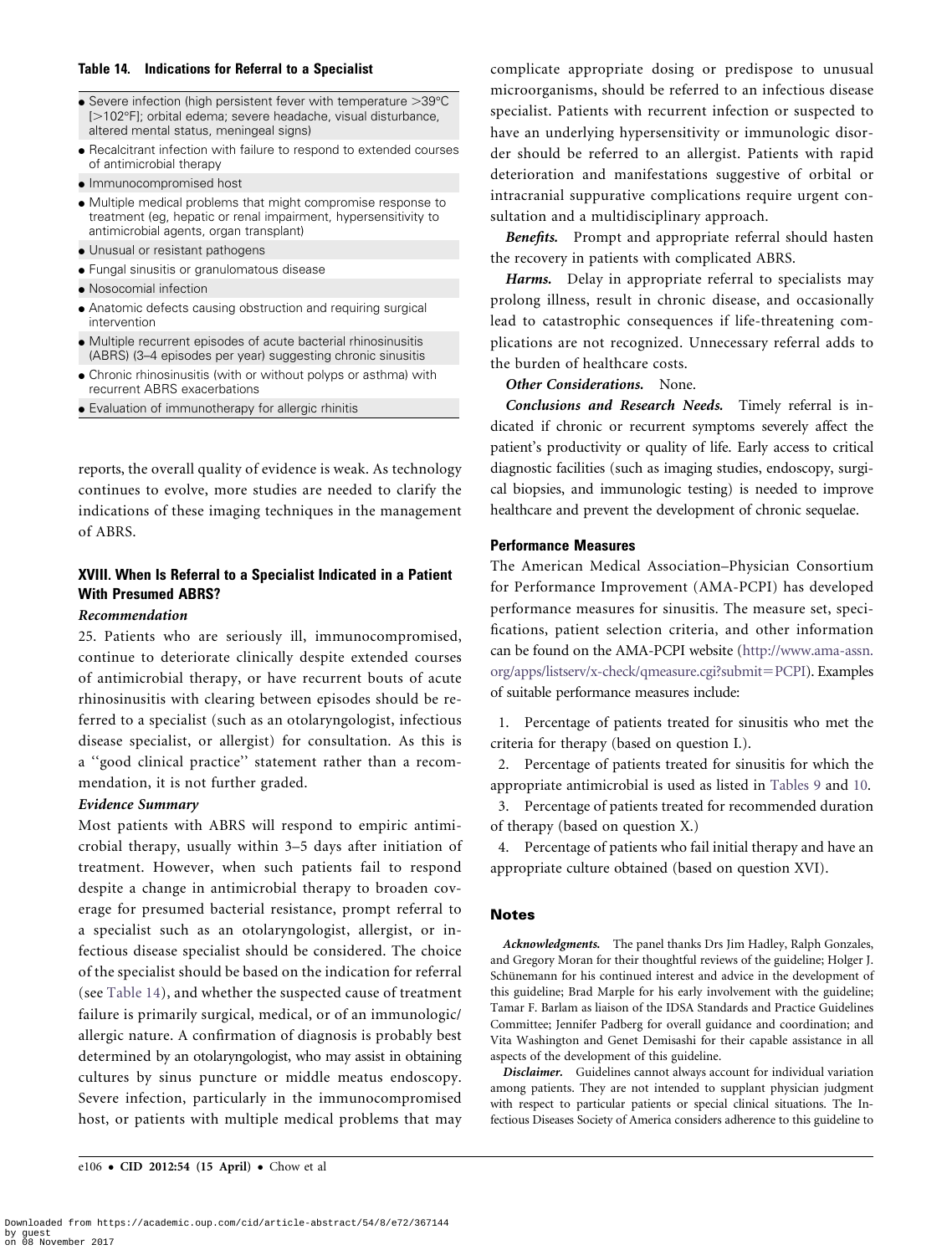**Table 14. Indications for Referral to a Specialist**

- Severe infection (high persistent fever with temperature >39°C [>102°F]; orbital edema; severe headache, visual disturbance, altered mental status, meningeal signs)
- Recalcitrant infection with failure to respond to extended courses of antimicrobial therapy
- Immunocompromised host
- Multiple medical problems that might compromise response to treatment (eg, hepatic or renal impairment, hypersensitivity to antimicrobial agents, organ transplant)
- Unusual or resistant pathogens
- Fungal sinusitis or granulomatous disease
- Nosocomial infection
- Anatomic defects causing obstruction and requiring surgical intervention
- Multiple recurrent episodes of acute bacterial rhinosinusitis (ABRS) (3–4 episodes per year) suggesting chronic sinusitis
- Chronic rhinosinusitis (with or without polyps or asthma) with recurrent ABRS exacerbations
- Evaluation of immunotherapy for allergic rhinitis

reports, the overall quality of evidence is weak. As technology continues to evolve, more studies are needed to clarify the indications of these imaging techniques in the management of ABRS.

### XVIII. When Is Referral to a Specialist Indicated in a Patient With Presumed ABRS?

***Recommendation***

25. Patients who are seriously ill, immunocompromised, continue to deteriorate clinically despite extended courses of antimicrobial therapy, or have recurrent bouts of acute rhinosinusitis with clearing between episodes should be referred to a specialist (such as an otolaryngologist, infectious disease specialist, or allergist) for consultation. As this is a ''good clinical practice'' statement rather than a recommendation, it is not further graded.

***Evidence Summary***

Most patients with ABRS will respond to empiric antimicrobial therapy, usually within 3–5 days after initiation of treatment. However, when such patients fail to respond despite a change in antimicrobial therapy to broaden coverage for presumed bacterial resistance, prompt referral to a specialist such as an otolaryngologist, allergist, or infectious disease specialist should be considered. The choice of the specialist should be based on the indication for referral (see Table 14), and whether the suspected cause of treatment failure is primarily surgical, medical, or of an immunologic/allergic nature. A confirmation of diagnosis is probably best determined by an otolaryngologist, who may assist in obtaining cultures by sinus puncture or middle meatus endoscopy. Severe infection, particularly in the immunocompromised host, or patients with multiple medical problems that may complicate appropriate dosing or predispose to unusual microorganisms, should be referred to an infectious disease specialist. Patients with recurrent infection or suspected to have an underlying hypersensitivity or immunologic disorder should be referred to an allergist. Patients with rapid deterioration and manifestations suggestive of orbital or intracranial suppurative complications require urgent consultation and a multidisciplinary approach.

***Benefits.*** Prompt and appropriate referral should hasten the recovery in patients with complicated ABRS.

***Harms.*** Delay in appropriate referral to specialists may prolong illness, result in chronic disease, and occasionally lead to catastrophic consequences if life-threatening complications are not recognized. Unnecessary referral adds to the burden of healthcare costs.

***Other Considerations.*** None.

***Conclusions and Research Needs.*** Timely referral is indicated if chronic or recurrent symptoms severely affect the patient's productivity or quality of life. Early access to critical diagnostic facilities (such as imaging studies, endoscopy, surgical biopsies, and immunologic testing) is needed to improve healthcare and prevent the development of chronic sequelae.

### Performance Measures

The American Medical Association–Physician Consortium for Performance Improvement (AMA-PCPI) has developed performance measures for sinusitis. The measure set, specifications, patient selection criteria, and other information can be found on the AMA-PCPI website (http://www.ama-assn.org/apps/listserv/x-check/qmeasure.cgi?submit=PCPI). Examples of suitable performance measures include:

1. Percentage of patients treated for sinusitis who met the criteria for therapy (based on question I.).
2. Percentage of patients treated for sinusitis for which the appropriate antimicrobial is used as listed in Tables 9 and 10.
3. Percentage of patients treated for recommended duration of therapy (based on question X.)
4. Percentage of patients who fail initial therapy and have an appropriate culture obtained (based on question XVI).

## Notes

***Acknowledgments.*** The panel thanks Drs Jim Hadley, Ralph Gonzales, and Gregory Moran for their thoughtful reviews of the guideline; Holger J. Schünemann for his continued interest and advice in the development of this guideline; Brad Marple for his early involvement with the guideline; Tamar F. Barlam as liaison of the IDSA Standards and Practice Guidelines Committee; Jennifer Padberg for overall guidance and coordination; and Vita Washington and Genet Demisashi for their capable assistance in all aspects of the development of this guideline.

***Disclaimer.*** Guidelines cannot always account for individual variation among patients. They are not intended to supplant physician judgment with respect to particular patients or special clinical situations. The Infectious Diseases Society of America considers adherence to this guideline to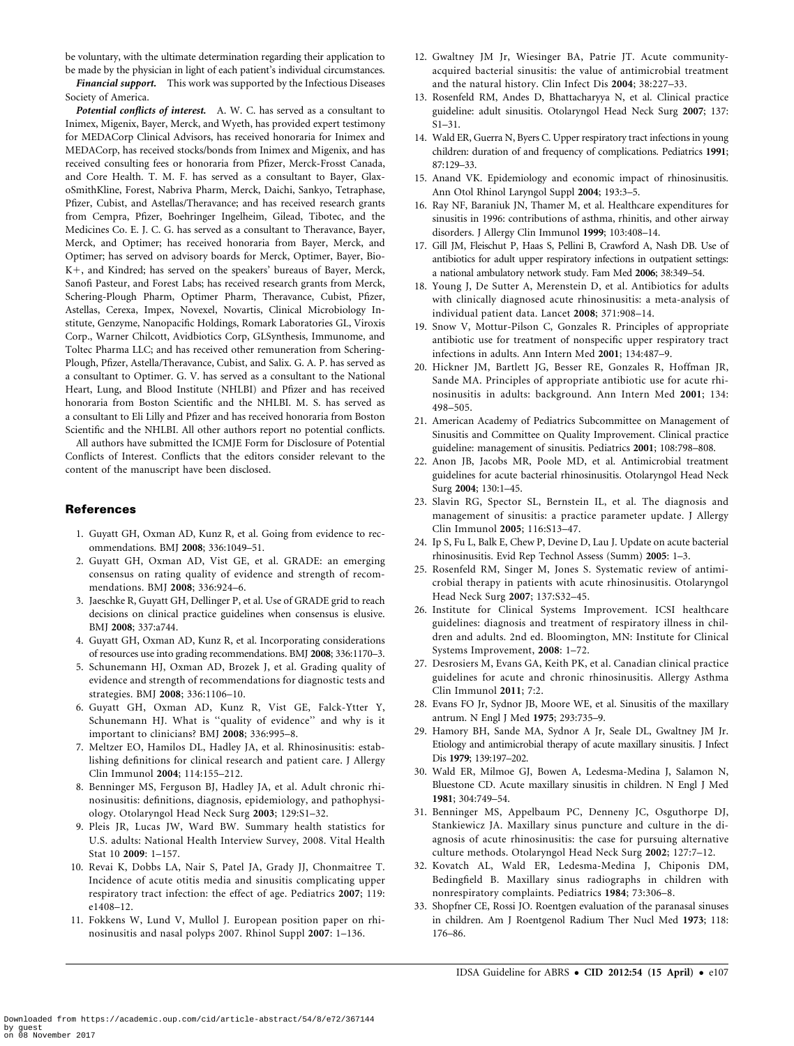be voluntary, with the ultimate determination regarding their application to be made by the physician in light of each patient's individual circumstances.

***Financial support.*** This work was supported by the Infectious Diseases Society of America.

***Potential conflicts of interest.*** A. W. C. has served as a consultant to Inimex, Migenix, Bayer, Merck, and Wyeth, has provided expert testimony for MEDACorp Clinical Advisors, has received honoraria for Inimex and MEDACorp, has received stocks/bonds from Inimex and Migenix, and has received consulting fees or honoraria from Pfizer, Merck-Frosst Canada, and Core Health. T. M. F. has served as a consultant to Bayer, GlaxoSmithKline, Forest, Nabriva Pharm, Merck, Daichi, Sankyo, Tetraphase, Pfizer, Cubist, and Astellas/Theravance; and has received research grants from Cempra, Pfizer, Boehringer Ingelheim, Gilead, Tibotec, and the Medicines Co. E. J. C. G. has served as a consultant to Theravance, Bayer, Merck, and Optimer; has received honoraria from Bayer, Merck, and Optimer; has served on advisory boards for Merck, Optimer, Bayer, Bio-K+, and Kindred; has served on the speakers' bureaus of Bayer, Merck, Sanofi Pasteur, and Forest Labs; has received research grants from Merck, Schering-Plough Pharm, Optimer Pharm, Theravance, Cubist, Pfizer, Astellas, Cerexa, Impex, Novexel, Novartis, Clinical Microbiology Institute, Genzyme, Nanopacific Holdings, Romark Laboratories GL, Viroxis Corp., Warner Chilcott, Avidbiotics Corp, GLSynthesis, Immunome, and Toltec Pharma LLC; and has received other remuneration from Schering-Plough, Pfizer, Astella/Theravance, Cubist, and Salix. G. A. P. has served as a consultant to Optimer. G. V. has served as a consultant to the National Heart, Lung, and Blood Institute (NHLBI) and Pfizer and has received honoraria from Boston Scientific and the NHLBI. M. S. has served as a consultant to Eli Lilly and Pfizer and has received honoraria from Boston Scientific and the NHLBI. All other authors report no potential conflicts.

All authors have submitted the ICMJE Form for Disclosure of Potential Conflicts of Interest. Conflicts that the editors consider relevant to the content of the manuscript have been disclosed.

## References

1. Guyatt GH, Oxman AD, Kunz R, et al. Going from evidence to recommendations. BMJ **2008**; 336:1049–51.
2. Guyatt GH, Oxman AD, Vist GE, et al. GRADE: an emerging consensus on rating quality of evidence and strength of recommendations. BMJ **2008**; 336:924–6.
3. Jaeschke R, Guyatt GH, Dellinger P, et al. Use of GRADE grid to reach decisions on clinical practice guidelines when consensus is elusive. BMJ **2008**; 337:a744.
4. Guyatt GH, Oxman AD, Kunz R, et al. Incorporating considerations of resources use into grading recommendations. BMJ **2008**; 336:1170–3.
5. Schunemann HJ, Oxman AD, Brozek J, et al. Grading quality of evidence and strength of recommendations for diagnostic tests and strategies. BMJ **2008**; 336:1106–10.
6. Guyatt GH, Oxman AD, Kunz R, Vist GE, Falck-Ytter Y, Schunemann HJ. What is ''quality of evidence'' and why is it important to clinicians? BMJ **2008**; 336:995–8.
7. Meltzer EO, Hamilos DL, Hadley JA, et al. Rhinosinusitis: establishing definitions for clinical research and patient care. J Allergy Clin Immunol **2004**; 114:155–212.
8. Benninger MS, Ferguson BJ, Hadley JA, et al. Adult chronic rhinosinusitis: definitions, diagnosis, epidemiology, and pathophysiology. Otolaryngol Head Neck Surg **2003**; 129:S1–32.
9. Pleis JR, Lucas JW, Ward BW. Summary health statistics for U.S. adults: National Health Interview Survey, 2008. Vital Health Stat 10 **2009**: 1–157.
10. Revai K, Dobbs LA, Nair S, Patel JA, Grady JJ, Chonmaitree T. Incidence of acute otitis media and sinusitis complicating upper respiratory tract infection: the effect of age. Pediatrics **2007**; 119: e1408–12.
11. Fokkens W, Lund V, Mullol J. European position paper on rhinosinusitis and nasal polyps 2007. Rhinol Suppl **2007**: 1–136.
12. Gwaltney JM Jr, Wiesinger BA, Patrie JT. Acute community-acquired bacterial sinusitis: the value of antimicrobial treatment and the natural history. Clin Infect Dis **2004**; 38:227–33.
13. Rosenfeld RM, Andes D, Bhattacharyya N, et al. Clinical practice guideline: adult sinusitis. Otolaryngol Head Neck Surg **2007**; 137: S1–31.
14. Wald ER, Guerra N, Byers C. Upper respiratory tract infections in young children: duration of and frequency of complications. Pediatrics **1991**; 87:129–33.
15. Anand VK. Epidemiology and economic impact of rhinosinusitis. Ann Otol Rhinol Laryngol Suppl **2004**; 193:3–5.
16. Ray NF, Baraniuk JN, Thamer M, et al. Healthcare expenditures for sinusitis in 1996: contributions of asthma, rhinitis, and other airway disorders. J Allergy Clin Immunol **1999**; 103:408–14.
17. Gill JM, Fleischut P, Haas S, Pellini B, Crawford A, Nash DB. Use of antibiotics for adult upper respiratory infections in outpatient settings: a national ambulatory network study. Fam Med **2006**; 38:349–54.
18. Young J, De Sutter A, Merenstein D, et al. Antibiotics for adults with clinically diagnosed acute rhinosinusitis: a meta-analysis of individual patient data. Lancet **2008**; 371:908–14.
19. Snow V, Mottur-Pilson C, Gonzales R. Principles of appropriate antibiotic use for treatment of nonspecific upper respiratory tract infections in adults. Ann Intern Med **2001**; 134:487–9.
20. Hickner JM, Bartlett JG, Besser RE, Gonzales R, Hoffman JR, Sande MA. Principles of appropriate antibiotic use for acute rhinosinusitis in adults: background. Ann Intern Med **2001**; 134: 498–505.
21. American Academy of Pediatrics Subcommittee on Management of Sinusitis and Committee on Quality Improvement. Clinical practice guideline: management of sinusitis. Pediatrics **2001**; 108:798–808.
22. Anon JB, Jacobs MR, Poole MD, et al. Antimicrobial treatment guidelines for acute bacterial rhinosinusitis. Otolaryngol Head Neck Surg **2004**; 130:1–45.
23. Slavin RG, Spector SL, Bernstein IL, et al. The diagnosis and management of sinusitis: a practice parameter update. J Allergy Clin Immunol **2005**; 116:S13–47.
24. Ip S, Fu L, Balk E, Chew P, Devine D, Lau J. Update on acute bacterial rhinosinusitis. Evid Rep Technol Assess (Summ) **2005**: 1–3.
25. Rosenfeld RM, Singer M, Jones S. Systematic review of antimicrobial therapy in patients with acute rhinosinusitis. Otolaryngol Head Neck Surg **2007**; 137:S32–45.
26. Institute for Clinical Systems Improvement. ICSI healthcare guidelines: diagnosis and treatment of respiratory illness in children and adults. 2nd ed. Bloomington, MN: Institute for Clinical Systems Improvement, **2008**: 1–72.
27. Desrosiers M, Evans GA, Keith PK, et al. Canadian clinical practice guidelines for acute and chronic rhinosinusitis. Allergy Asthma Clin Immunol **2011**; 7:2.
28. Evans FO Jr, Sydnor JB, Moore WE, et al. Sinusitis of the maxillary antrum. N Engl J Med **1975**; 293:735–9.
29. Hamory BH, Sande MA, Sydnor A Jr, Seale DL, Gwaltney JM Jr. Etiology and antimicrobial therapy of acute maxillary sinusitis. J Infect Dis **1979**; 139:197–202.
30. Wald ER, Milmoe GJ, Bowen A, Ledesma-Medina J, Salamon N, Bluestone CD. Acute maxillary sinusitis in children. N Engl J Med **1981**; 304:749–54.
31. Benninger MS, Appelbaum PC, Denneny JC, Osguthorpe DJ, Stankiewicz JA. Maxillary sinus puncture and culture in the diagnosis of acute rhinosinusitis: the case for pursuing alternative culture methods. Otolaryngol Head Neck Surg **2002**; 127:7–12.
32. Kovatch AL, Wald ER, Ledesma-Medina J, Chiponis DM, Bedingfield B. Maxillary sinus radiographs in children with nonrespiratory complaints. Pediatrics **1984**; 73:306–8.
33. Shopfner CE, Rossi JO. Roentgen evaluation of the paranasal sinuses in children. Am J Roentgenol Radium Ther Nucl Med **1973**; 118: 176–86.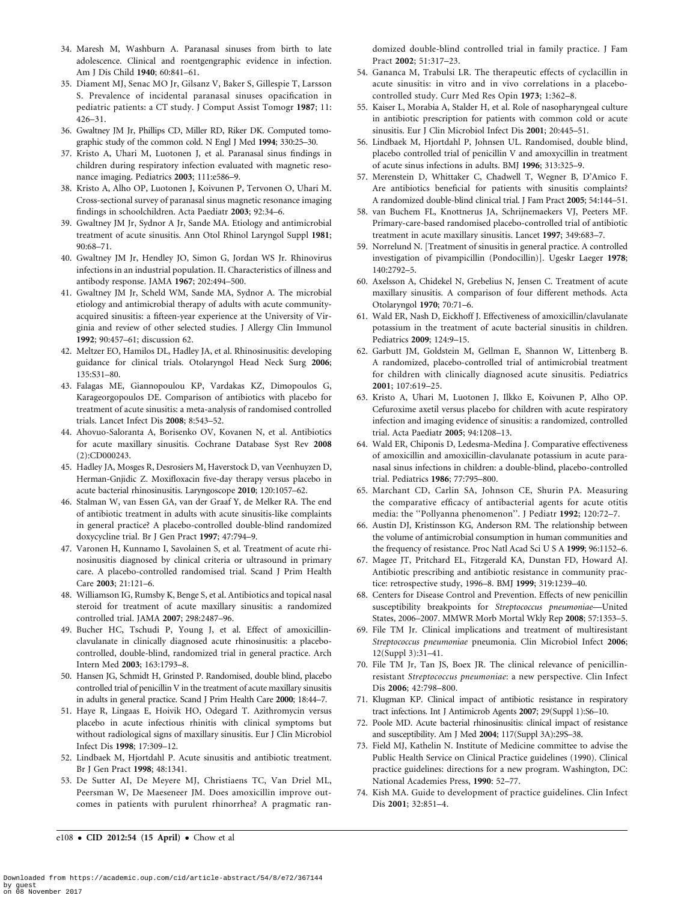34. Maresh M, Washburn A. Paranasal sinuses from birth to late adolescence. Clinical and roentgengraphic evidence in infection. Am J Dis Child **1940**; 60:841–61.
35. Diament MJ, Senac MO Jr, Gilsanz V, Baker S, Gillespie T, Larsson S. Prevalence of incidental paranasal sinuses opacification in pediatric patients: a CT study. J Comput Assist Tomogr **1987**; 11: 426–31.
36. Gwaltney JM Jr, Phillips CD, Miller RD, Riker DK. Computed tomographic study of the common cold. N Engl J Med **1994**; 330:25–30.
37. Kristo A, Uhari M, Luotonen J, et al. Paranasal sinus findings in children during respiratory infection evaluated with magnetic resonance imaging. Pediatrics **2003**; 111:e586–9.
38. Kristo A, Alho OP, Luotonen J, Koivunen P, Tervonen O, Uhari M. Cross-sectional survey of paranasal sinus magnetic resonance imaging findings in schoolchildren. Acta Paediatr **2003**; 92:34–6.
39. Gwaltney JM Jr, Sydnor A Jr, Sande MA. Etiology and antimicrobial treatment of acute sinusitis. Ann Otol Rhinol Laryngol Suppl **1981**; 90:68–71.
40. Gwaltney JM Jr, Hendley JO, Simon G, Jordan WS Jr. Rhinovirus infections in an industrial population. II. Characteristics of illness and antibody response. JAMA **1967**; 202:494–500.
41. Gwaltney JM Jr, Scheld WM, Sande MA, Sydnor A. The microbial etiology and antimicrobial therapy of adults with acute community-acquired sinusitis: a fifteen-year experience at the University of Virginia and review of other selected studies. J Allergy Clin Immunol **1992**; 90:457–61; discussion 62.
42. Meltzer EO, Hamilos DL, Hadley JA, et al. Rhinosinusitis: developing guidance for clinical trials. Otolaryngol Head Neck Surg **2006**; 135:S31–80.
43. Falagas ME, Giannopoulou KP, Vardakas KZ, Dimopoulos G, Karageorgopoulos DE. Comparison of antibiotics with placebo for treatment of acute sinusitis: a meta-analysis of randomised controlled trials. Lancet Infect Dis **2008**; 8:543–52.
44. Ahovuo-Saloranta A, Borisenko OV, Kovanen N, et al. Antibiotics for acute maxillary sinusitis. Cochrane Database Syst Rev **2008** (2):CD000243.
45. Hadley JA, Mosges R, Desrosiers M, Haverstock D, van Veenhuyzen D, Herman-Gnjidic Z. Moxifloxacin five-day therapy versus placebo in acute bacterial rhinosinusitis. Laryngoscope **2010**; 120:1057–62.
46. Stalman W, van Essen GA, van der Graaf Y, de Melker RA. The end of antibiotic treatment in adults with acute sinusitis-like complaints in general practice? A placebo-controlled double-blind randomized doxycycline trial. Br J Gen Pract **1997**; 47:794–9.
47. Varonen H, Kunnamo I, Savolainen S, et al. Treatment of acute rhinosinusitis diagnosed by clinical criteria or ultrasound in primary care. A placebo-controlled randomised trial. Scand J Prim Health Care **2003**; 21:121–6.
48. Williamson IG, Rumsby K, Benge S, et al. Antibiotics and topical nasal steroid for treatment of acute maxillary sinusitis: a randomized controlled trial. JAMA **2007**; 298:2487–96.
49. Bucher HC, Tschudi P, Young J, et al. Effect of amoxicillin-clavulanate in clinically diagnosed acute rhinosinusitis: a placebo-controlled, double-blind, randomized trial in general practice. Arch Intern Med **2003**; 163:1793–8.
50. Hansen JG, Schmidt H, Grinsted P. Randomised, double blind, placebo controlled trial of penicillin V in the treatment of acute maxillary sinusitis in adults in general practice. Scand J Prim Health Care **2000**; 18:44–7.
51. Haye R, Lingaas E, Hoivik HO, Odegard T. Azithromycin versus placebo in acute infectious rhinitis with clinical symptoms but without radiological signs of maxillary sinusitis. Eur J Clin Microbiol Infect Dis **1998**; 17:309–12.
52. Lindbaek M, Hjortdahl P. Acute sinusitis and antibiotic treatment. Br J Gen Pract **1998**; 48:1341.
53. De Sutter AI, De Meyere MJ, Christiaens TC, Van Driel ML, Peersman W, De Maeseneer JM. Does amoxicillin improve outcomes in patients with purulent rhinorrhea? A pragmatic randomized double-blind controlled trial in family practice. J Fam Pract **2002**; 51:317–23.
54. Gananca M, Trabulsi LR. The therapeutic effects of cyclacillin in acute sinusitis: in vitro and in vivo correlations in a placebo-controlled study. Curr Med Res Opin **1973**; 1:362–8.
55. Kaiser L, Morabia A, Stalder H, et al. Role of nasopharyngeal culture in antibiotic prescription for patients with common cold or acute sinusitis. Eur J Clin Microbiol Infect Dis **2001**; 20:445–51.
56. Lindbaek M, Hjortdahl P, Johnsen UL. Randomised, double blind, placebo controlled trial of penicillin V and amoxycillin in treatment of acute sinus infections in adults. BMJ **1996**; 313:325–9.
57. Merenstein D, Whittaker C, Chadwell T, Wegner B, D'Amico F. Are antibiotics beneficial for patients with sinusitis complaints? A randomized double-blind clinical trial. J Fam Pract **2005**; 54:144–51.
58. van Buchem FL, Knottnerus JA, Schrijnemaekers VJ, Peeters MF. Primary-care-based randomised placebo-controlled trial of antibiotic treatment in acute maxillary sinusitis. Lancet **1997**; 349:683–7.
59. Norrelund N. [Treatment of sinusitis in general practice. A controlled investigation of pivampicillin (Pondocillin)]. Ugeskr Laeger **1978**; 140:2792–5.
60. Axelsson A, Chidekel N, Grebelius N, Jensen C. Treatment of acute maxillary sinusitis. A comparison of four different methods. Acta Otolaryngol **1970**; 70:71–6.
61. Wald ER, Nash D, Eickhoff J. Effectiveness of amoxicillin/clavulanate potassium in the treatment of acute bacterial sinusitis in children. Pediatrics **2009**; 124:9–15.
62. Garbutt JM, Goldstein M, Gellman E, Shannon W, Littenberg B. A randomized, placebo-controlled trial of antimicrobial treatment for children with clinically diagnosed acute sinusitis. Pediatrics **2001**; 107:619–25.
63. Kristo A, Uhari M, Luotonen J, Ilkko E, Koivunen P, Alho OP. Cefuroxime axetil versus placebo for children with acute respiratory infection and imaging evidence of sinusitis: a randomized, controlled trial. Acta Paediatr **2005**; 94:1208–13.
64. Wald ER, Chiponis D, Ledesma-Medina J. Comparative effectiveness of amoxicillin and amoxicillin-clavulanate potassium in acute paranasal sinus infections in children: a double-blind, placebo-controlled trial. Pediatrics **1986**; 77:795–800.
65. Marchant CD, Carlin SA, Johnson CE, Shurin PA. Measuring the comparative efficacy of antibacterial agents for acute otitis media: the ''Pollyanna phenomenon''. J Pediatr **1992**; 120:72–7.
66. Austin DJ, Kristinsson KG, Anderson RM. The relationship between the volume of antimicrobial consumption in human communities and the frequency of resistance. Proc Natl Acad Sci U S A **1999**; 96:1152–6.
67. Magee JT, Pritchard EL, Fitzgerald KA, Dunstan FD, Howard AJ. Antibiotic prescribing and antibiotic resistance in community practice: retrospective study, 1996–8. BMJ **1999**; 319:1239–40.
68. Centers for Disease Control and Prevention. Effects of new penicillin susceptibility breakpoints for *Streptococcus pneumoniae*—United States, 2006–2007. MMWR Morb Mortal Wkly Rep **2008**; 57:1353–5.
69. File TM Jr. Clinical implications and treatment of multiresistant *Streptococcus pneumoniae* pneumonia. Clin Microbiol Infect **2006**; 12(Suppl 3):31–41.
70. File TM Jr, Tan JS, Boex JR. The clinical relevance of penicillin-resistant *Streptococcus pneumoniae*: a new perspective. Clin Infect Dis **2006**; 42:798–800.
71. Klugman KP. Clinical impact of antibiotic resistance in respiratory tract infections. Int J Antimicrob Agents **2007**; 29(Suppl 1):S6–10.
72. Poole MD. Acute bacterial rhinosinusitis: clinical impact of resistance and susceptibility. Am J Med **2004**; 117(Suppl 3A):29S–38.
73. Field MJ, Kathelin N. Institute of Medicine committee to advise the Public Health Service on Clinical Practice guidelines (1990). Clinical practice guidelines: directions for a new program. Washington, DC: National Academies Press, **1990**: 52–77.
74. Kish MA. Guide to development of practice guidelines. Clin Infect Dis **2001**; 32:851–4.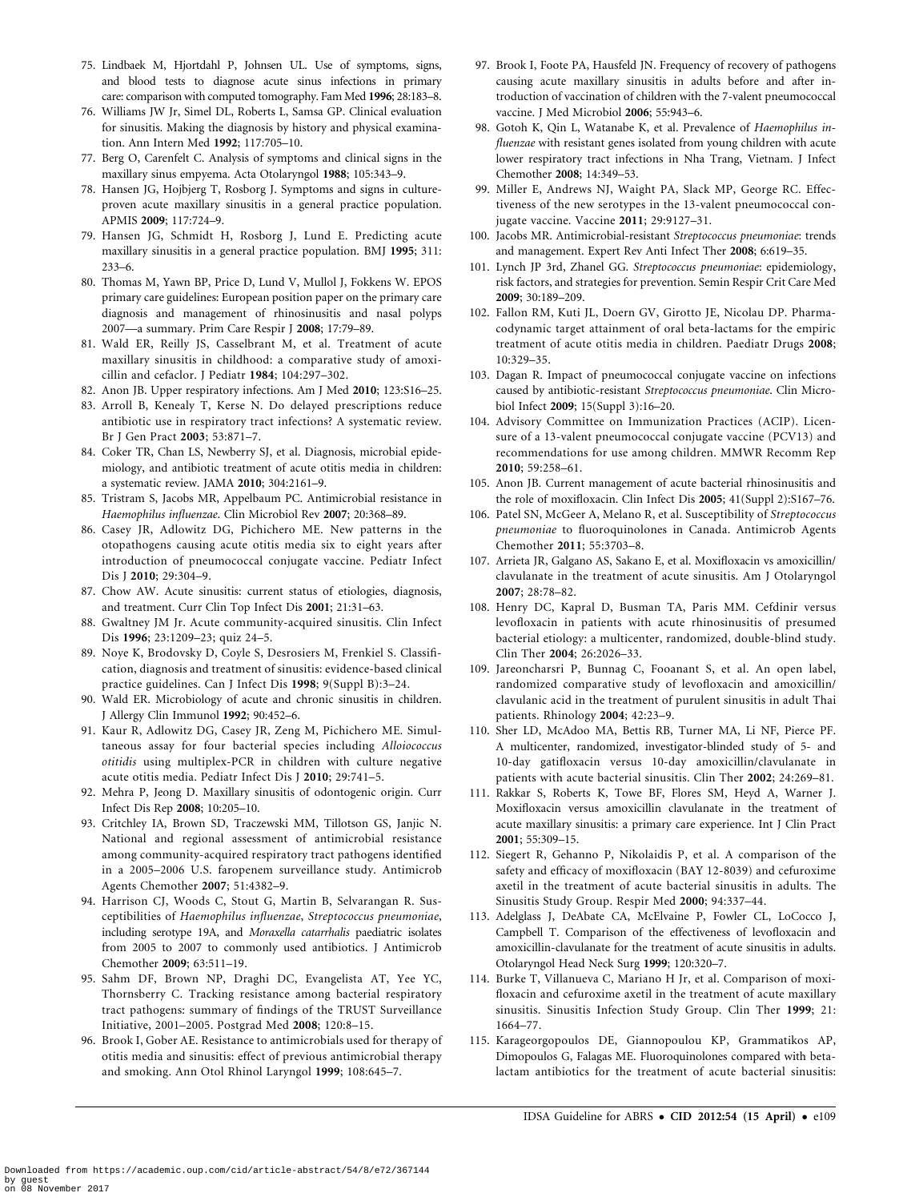75. Lindbaek M, Hjortdahl P, Johnsen UL. Use of symptoms, signs, and blood tests to diagnose acute sinus infections in primary care: comparison with computed tomography. Fam Med **1996**; 28:183–8.
76. Williams JW Jr, Simel DL, Roberts L, Samsa GP. Clinical evaluation for sinusitis. Making the diagnosis by history and physical examination. Ann Intern Med **1992**; 117:705–10.
77. Berg O, Carenfelt C. Analysis of symptoms and clinical signs in the maxillary sinus empyema. Acta Otolaryngol **1988**; 105:343–9.
78. Hansen JG, Hojbjerg T, Rosborg J. Symptoms and signs in culture-proven acute maxillary sinusitis in a general practice population. APMIS **2009**; 117:724–9.
79. Hansen JG, Schmidt H, Rosborg J, Lund E. Predicting acute maxillary sinusitis in a general practice population. BMJ **1995**; 311: 233–6.
80. Thomas M, Yawn BP, Price D, Lund V, Mullol J, Fokkens W. EPOS primary care guidelines: European position paper on the primary care diagnosis and management of rhinosinusitis and nasal polyps 2007—a summary. Prim Care Respir J **2008**; 17:79–89.
81. Wald ER, Reilly JS, Casselbrant M, et al. Treatment of acute maxillary sinusitis in childhood: a comparative study of amoxicillin and cefaclor. J Pediatr **1984**; 104:297–302.
82. Anon JB. Upper respiratory infections. Am J Med **2010**; 123:S16–25.
83. Arroll B, Kenealy T, Kerse N. Do delayed prescriptions reduce antibiotic use in respiratory tract infections? A systematic review. Br J Gen Pract **2003**; 53:871–7.
84. Coker TR, Chan LS, Newberry SJ, et al. Diagnosis, microbial epidemiology, and antibiotic treatment of acute otitis media in children: a systematic review. JAMA **2010**; 304:2161–9.
85. Tristram S, Jacobs MR, Appelbaum PC. Antimicrobial resistance in *Haemophilus influenzae*. Clin Microbiol Rev **2007**; 20:368–89.
86. Casey JR, Adlowitz DG, Pichichero ME. New patterns in the otopathogens causing acute otitis media six to eight years after introduction of pneumococcal conjugate vaccine. Pediatr Infect Dis J **2010**; 29:304–9.
87. Chow AW. Acute sinusitis: current status of etiologies, diagnosis, and treatment. Curr Clin Top Infect Dis **2001**; 21:31–63.
88. Gwaltney JM Jr. Acute community-acquired sinusitis. Clin Infect Dis **1996**; 23:1209–23; quiz 24–5.
89. Noye K, Brodovsky D, Coyle S, Desrosiers M, Frenkiel S. Classification, diagnosis and treatment of sinusitis: evidence-based clinical practice guidelines. Can J Infect Dis **1998**; 9(Suppl B):3–24.
90. Wald ER. Microbiology of acute and chronic sinusitis in children. J Allergy Clin Immunol **1992**; 90:452–6.
91. Kaur R, Adlowitz DG, Casey JR, Zeng M, Pichichero ME. Simultaneous assay for four bacterial species including *Alloiococcus otitidis* using multiplex-PCR in children with culture negative acute otitis media. Pediatr Infect Dis J **2010**; 29:741–5.
92. Mehra P, Jeong D. Maxillary sinusitis of odontogenic origin. Curr Infect Dis Rep **2008**; 10:205–10.
93. Critchley IA, Brown SD, Traczewski MM, Tillotson GS, Janjic N. National and regional assessment of antimicrobial resistance among community-acquired respiratory tract pathogens identified in a 2005–2006 U.S. faropenem surveillance study. Antimicrob Agents Chemother **2007**; 51:4382–9.
94. Harrison CJ, Woods C, Stout G, Martin B, Selvarangan R. Susceptibilities of *Haemophilus influenzae*, *Streptococcus pneumoniae*, including serotype 19A, and *Moraxella catarrhalis* paediatric isolates from 2005 to 2007 to commonly used antibiotics. J Antimicrob Chemother **2009**; 63:511–19.
95. Sahm DF, Brown NP, Draghi DC, Evangelista AT, Yee YC, Thornsberry C. Tracking resistance among bacterial respiratory tract pathogens: summary of findings of the TRUST Surveillance Initiative, 2001–2005. Postgrad Med **2008**; 120:8–15.
96. Brook I, Gober AE. Resistance to antimicrobials used for therapy of otitis media and sinusitis: effect of previous antimicrobial therapy and smoking. Ann Otol Rhinol Laryngol **1999**; 108:645–7.
97. Brook I, Foote PA, Hausfeld JN. Frequency of recovery of pathogens causing acute maxillary sinusitis in adults before and after introduction of vaccination of children with the 7-valent pneumococcal vaccine. J Med Microbiol **2006**; 55:943–6.
98. Gotoh K, Qin L, Watanabe K, et al. Prevalence of *Haemophilus influenzae* with resistant genes isolated from young children with acute lower respiratory tract infections in Nha Trang, Vietnam. J Infect Chemother **2008**; 14:349–53.
99. Miller E, Andrews NJ, Waight PA, Slack MP, George RC. Effectiveness of the new serotypes in the 13-valent pneumococcal conjugate vaccine. Vaccine **2011**; 29:9127–31.
100. Jacobs MR. Antimicrobial-resistant *Streptococcus pneumoniae*: trends and management. Expert Rev Anti Infect Ther **2008**; 6:619–35.
101. Lynch JP 3rd, Zhanel GG. *Streptococcus pneumoniae*: epidemiology, risk factors, and strategies for prevention. Semin Respir Crit Care Med **2009**; 30:189–209.
102. Fallon RM, Kuti JL, Doern GV, Girotto JE, Nicolau DP. Pharmacodynamic target attainment of oral beta-lactams for the empiric treatment of acute otitis media in children. Paediatr Drugs **2008**; 10:329–35.
103. Dagan R. Impact of pneumococcal conjugate vaccine on infections caused by antibiotic-resistant *Streptococcus pneumoniae*. Clin Microbiol Infect **2009**; 15(Suppl 3):16–20.
104. Advisory Committee on Immunization Practices (ACIP). Licensure of a 13-valent pneumococcal conjugate vaccine (PCV13) and recommendations for use among children. MMWR Recomm Rep **2010**; 59:258–61.
105. Anon JB. Current management of acute bacterial rhinosinusitis and the role of moxifloxacin. Clin Infect Dis **2005**; 41(Suppl 2):S167–76.
106. Patel SN, McGeer A, Melano R, et al. Susceptibility of *Streptococcus pneumoniae* to fluoroquinolones in Canada. Antimicrob Agents Chemother **2011**; 55:3703–8.
107. Arrieta JR, Galgano AS, Sakano E, et al. Moxifloxacin vs amoxicillin/clavulanate in the treatment of acute sinusitis. Am J Otolaryngol **2007**; 28:78–82.
108. Henry DC, Kapral D, Busman TA, Paris MM. Cefdinir versus levofloxacin in patients with acute rhinosinusitis of presumed bacterial etiology: a multicenter, randomized, double-blind study. Clin Ther **2004**; 26:2026–33.
109. Jareoncharsri P, Bunnag C, Fooanant S, et al. An open label, randomized comparative study of levofloxacin and amoxicillin/clavulanic acid in the treatment of purulent sinusitis in adult Thai patients. Rhinology **2004**; 42:23–9.
110. Sher LD, McAdoo MA, Bettis RB, Turner MA, Li NF, Pierce PF. A multicenter, randomized, investigator-blinded study of 5- and 10-day gatifloxacin versus 10-day amoxicillin/clavulanate in patients with acute bacterial sinusitis. Clin Ther **2002**; 24:269–81.
111. Rakkar S, Roberts K, Towe BF, Flores SM, Heyd A, Warner J. Moxifloxacin versus amoxicillin clavulanate in the treatment of acute maxillary sinusitis: a primary care experience. Int J Clin Pract **2001**; 55:309–15.
112. Siegert R, Gehanno P, Nikolaidis P, et al. A comparison of the safety and efficacy of moxifloxacin (BAY 12-8039) and cefuroxime axetil in the treatment of acute bacterial sinusitis in adults. The Sinusitis Study Group. Respir Med **2000**; 94:337–44.
113. Adelglass J, DeAbate CA, McElvaine P, Fowler CL, LoCocco J, Campbell T. Comparison of the effectiveness of levofloxacin and amoxicillin-clavulanate for the treatment of acute sinusitis in adults. Otolaryngol Head Neck Surg **1999**; 120:320–7.
114. Burke T, Villanueva C, Mariano H Jr, et al. Comparison of moxifloxacin and cefuroxime axetil in the treatment of acute maxillary sinusitis. Sinusitis Infection Study Group. Clin Ther **1999**; 21: 1664–77.
115. Karageorgopoulos DE, Giannopoulou KP, Grammatikos AP, Dimopoulos G, Falagas ME. Fluoroquinolones compared with beta-lactam antibiotics for the treatment of acute bacterial sinusitis: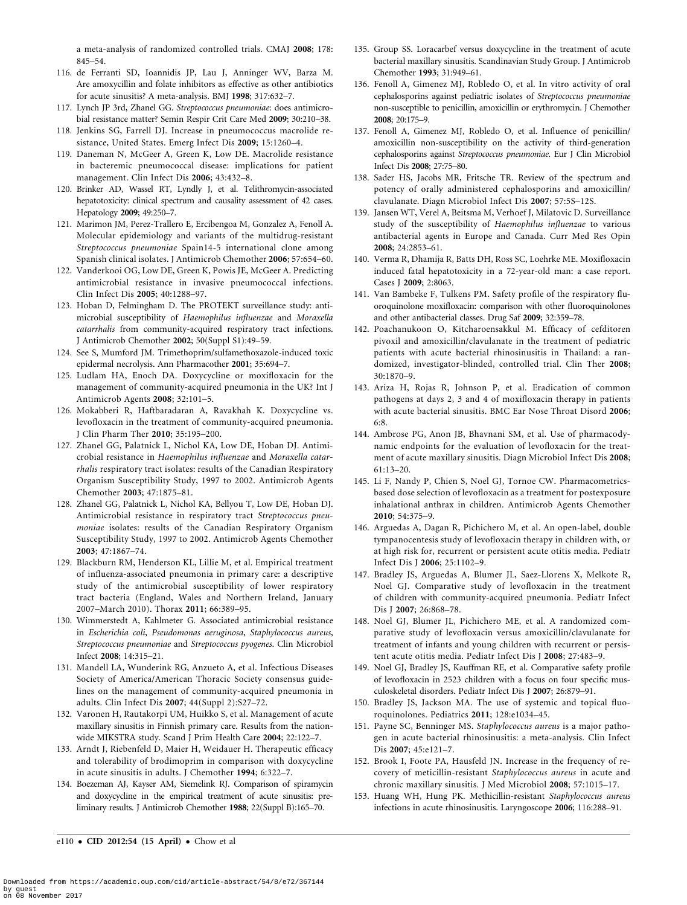a meta-analysis of randomized controlled trials. CMAJ **2008**; 178: 845–54.

116. de Ferranti SD, Ioannidis JP, Lau J, Anninger WV, Barza M. Are amoxycillin and folate inhibitors as effective as other antibiotics for acute sinusitis? A meta-analysis. BMJ **1998**; 317:632–7.
117. Lynch JP 3rd, Zhanel GG. *Streptococcus pneumoniae*: does antimicrobial resistance matter? Semin Respir Crit Care Med **2009**; 30:210–38.
118. Jenkins SG, Farrell DJ. Increase in pneumococcus macrolide resistance, United States. Emerg Infect Dis **2009**; 15:1260–4.
119. Daneman N, McGeer A, Green K, Low DE. Macrolide resistance in bacteremic pneumococcal disease: implications for patient management. Clin Infect Dis **2006**; 43:432–8.
120. Brinker AD, Wassel RT, Lyndly J, et al. Telithromycin-associated hepatotoxicity: clinical spectrum and causality assessment of 42 cases. Hepatology **2009**; 49:250–7.
121. Marimon JM, Perez-Trallero E, Ercibengoa M, Gonzalez A, Fenoll A. Molecular epidemiology and variants of the multidrug-resistant *Streptococcus pneumoniae* Spain14-5 international clone among Spanish clinical isolates. J Antimicrob Chemother **2006**; 57:654–60.
122. Vanderkooi OG, Low DE, Green K, Powis JE, McGeer A. Predicting antimicrobial resistance in invasive pneumococcal infections. Clin Infect Dis **2005**; 40:1288–97.
123. Hoban D, Felmingham D. The PROTEKT surveillance study: antimicrobial susceptibility of *Haemophilus influenzae* and *Moraxella catarrhalis* from community-acquired respiratory tract infections. J Antimicrob Chemother **2002**; 50(Suppl S1):49–59.
124. See S, Mumford JM. Trimethoprim/sulfamethoxazole-induced toxic epidermal necrolysis. Ann Pharmacother **2001**; 35:694–7.
125. Ludlam HA, Enoch DA. Doxycycline or moxifloxacin for the management of community-acquired pneumonia in the UK? Int J Antimicrob Agents **2008**; 32:101–5.
126. Mokabberi R, Haftbaradaran A, Ravakhah K. Doxycycline vs. levofloxacin in the treatment of community-acquired pneumonia. J Clin Pharm Ther **2010**; 35:195–200.
127. Zhanel GG, Palatnick L, Nichol KA, Low DE, Hoban DJ. Antimicrobial resistance in *Haemophilus influenzae* and *Moraxella catarrhalis* respiratory tract isolates: results of the Canadian Respiratory Organism Susceptibility Study, 1997 to 2002. Antimicrob Agents Chemother **2003**; 47:1875–81.
128. Zhanel GG, Palatnick L, Nichol KA, Bellyou T, Low DE, Hoban DJ. Antimicrobial resistance in respiratory tract *Streptococcus pneumoniae* isolates: results of the Canadian Respiratory Organism Susceptibility Study, 1997 to 2002. Antimicrob Agents Chemother **2003**; 47:1867–74.
129. Blackburn RM, Henderson KL, Lillie M, et al. Empirical treatment of influenza-associated pneumonia in primary care: a descriptive study of the antimicrobial susceptibility of lower respiratory tract bacteria (England, Wales and Northern Ireland, January 2007–March 2010). Thorax **2011**; 66:389–95.
130. Wimmerstedt A, Kahlmeter G. Associated antimicrobial resistance in *Escherichia coli*, *Pseudomonas aeruginosa*, *Staphylococcus aureus*, *Streptococcus pneumoniae* and *Streptococcus pyogenes*. Clin Microbiol Infect **2008**; 14:315–21.
131. Mandell LA, Wunderink RG, Anzueto A, et al. Infectious Diseases Society of America/American Thoracic Society consensus guidelines on the management of community-acquired pneumonia in adults. Clin Infect Dis **2007**; 44(Suppl 2):S27–72.
132. Varonen H, Rautakorpi UM, Huikko S, et al. Management of acute maxillary sinusitis in Finnish primary care. Results from the nationwide MIKSTRA study. Scand J Prim Health Care **2004**; 22:122–7.
133. Arndt J, Riebenfeld D, Maier H, Weidauer H. Therapeutic efficacy and tolerability of brodimoprim in comparison with doxycycline in acute sinusitis in adults. J Chemother **1994**; 6:322–7.
134. Boezeman AJ, Kayser AM, Siemelink RJ. Comparison of spiramycin and doxycycline in the empirical treatment of acute sinusitis: preliminary results. J Antimicrob Chemother **1988**; 22(Suppl B):165–70.
135. Group SS. Loracarbef versus doxycycline in the treatment of acute bacterial maxillary sinusitis. Scandinavian Study Group. J Antimicrob Chemother **1993**; 31:949–61.
136. Fenoll A, Gimenez MJ, Robledo O, et al. In vitro activity of oral cephalosporins against pediatric isolates of *Streptococcus pneumoniae* non-susceptible to penicillin, amoxicillin or erythromycin. J Chemother **2008**; 20:175–9.
137. Fenoll A, Gimenez MJ, Robledo O, et al. Influence of penicillin/amoxicillin non-susceptibility on the activity of third-generation cephalosporins against *Streptococcus pneumoniae*. Eur J Clin Microbiol Infect Dis **2008**; 27:75–80.
138. Sader HS, Jacobs MR, Fritsche TR. Review of the spectrum and potency of orally administered cephalosporins and amoxicillin/clavulanate. Diagn Microbiol Infect Dis **2007**; 57:5S–12S.
139. Jansen WT, Verel A, Beitsma M, Verhoef J, Milatovic D. Surveillance study of the susceptibility of *Haemophilus influenzae* to various antibacterial agents in Europe and Canada. Curr Med Res Opin **2008**; 24:2853–61.
140. Verma R, Dhamija R, Batts DH, Ross SC, Loehrke ME. Moxifloxacin induced fatal hepatotoxicity in a 72-year-old man: a case report. Cases J **2009**; 2:8063.
141. Van Bambeke F, Tulkens PM. Safety profile of the respiratory fluoroquinolone moxifloxacin: comparison with other fluoroquinolones and other antibacterial classes. Drug Saf **2009**; 32:359–78.
142. Poachanukoon O, Kitcharoensakkul M. Efficacy of cefditoren pivoxil and amoxicillin/clavulanate in the treatment of pediatric patients with acute bacterial rhinosinusitis in Thailand: a randomized, investigator-blinded, controlled trial. Clin Ther **2008**; 30:1870–9.
143. Ariza H, Rojas R, Johnson P, et al. Eradication of common pathogens at days 2, 3 and 4 of moxifloxacin therapy in patients with acute bacterial sinusitis. BMC Ear Nose Throat Disord **2006**; 6:8.
144. Ambrose PG, Anon JB, Bhavnani SM, et al. Use of pharmacodynamic endpoints for the evaluation of levofloxacin for the treatment of acute maxillary sinusitis. Diagn Microbiol Infect Dis **2008**; 61:13–20.
145. Li F, Nandy P, Chien S, Noel GJ, Tornoe CW. Pharmacometrics-based dose selection of levofloxacin as a treatment for postexposure inhalational anthrax in children. Antimicrob Agents Chemother **2010**; 54:375–9.
146. Arguedas A, Dagan R, Pichichero M, et al. An open-label, double tympanocentesis study of levofloxacin therapy in children with, or at high risk for, recurrent or persistent acute otitis media. Pediatr Infect Dis J **2006**; 25:1102–9.
147. Bradley JS, Arguedas A, Blumer JL, Saez-Llorens X, Melkote R, Noel GJ. Comparative study of levofloxacin in the treatment of children with community-acquired pneumonia. Pediatr Infect Dis J **2007**; 26:868–78.
148. Noel GJ, Blumer JL, Pichichero ME, et al. A randomized comparative study of levofloxacin versus amoxicillin/clavulanate for treatment of infants and young children with recurrent or persistent acute otitis media. Pediatr Infect Dis J **2008**; 27:483–9.
149. Noel GJ, Bradley JS, Kauffman RE, et al. Comparative safety profile of levofloxacin in 2523 children with a focus on four specific musculoskeletal disorders. Pediatr Infect Dis J **2007**; 26:879–91.
150. Bradley JS, Jackson MA. The use of systemic and topical fluoroquinolones. Pediatrics **2011**; 128:e1034–45.
151. Payne SC, Benninger MS. *Staphylococcus aureus* is a major pathogen in acute bacterial rhinosinusitis: a meta-analysis. Clin Infect Dis **2007**; 45:e121–7.
152. Brook I, Foote PA, Hausfeld JN. Increase in the frequency of recovery of meticillin-resistant *Staphylococcus aureus* in acute and chronic maxillary sinusitis. J Med Microbiol **2008**; 57:1015–17.
153. Huang WH, Hung PK. Methicillin-resistant *Staphylococcus aureus* infections in acute rhinosinusitis. Laryngoscope **2006**; 116:288–91.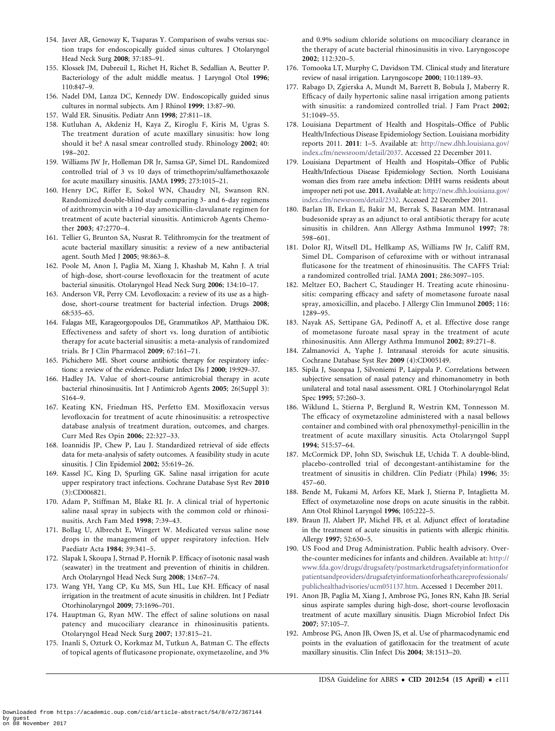154. Javer AR, Genoway K, Tsaparas Y. Comparison of swabs versus suction traps for endoscopically guided sinus cultures. J Otolaryngol Head Neck Surg **2008**; 37:185–91.
155. Klossek JM, Dubreuil L, Richet H, Richet B, Sedallian A, Beutter P. Bacteriology of the adult middle meatus. J Laryngol Otol **1996**; 110:847–9.
156. Nadel DM, Lanza DC, Kennedy DW. Endoscopically guided sinus cultures in normal subjects. Am J Rhinol **1999**; 13:87–90.
157. Wald ER. Sinusitis. Pediatr Ann **1998**; 27:811–18.
158. Kutluhan A, Akdeniz H, Kaya Z, Kiroglu F, Kiris M, Ugras S. The treatment duration of acute maxillary sinusitis: how long should it be? A nasal smear controlled study. Rhinology **2002**; 40: 198–202.
159. Williams JW Jr, Holleman DR Jr, Samsa GP, Simel DL. Randomized controlled trial of 3 vs 10 days of trimethoprim/sulfamethoxazole for acute maxillary sinusitis. JAMA **1995**; 273:1015–21.
160. Henry DC, Riffer E, Sokol WN, Chaudry NI, Swanson RN. Randomized double-blind study comparing 3- and 6-day regimens of azithromycin with a 10-day amoxicillin-clavulanate regimen for treatment of acute bacterial sinusitis. Antimicrob Agents Chemother **2003**; 47:2770–4.
161. Tellier G, Brunton SA, Nusrat R. Telithromycin for the treatment of acute bacterial maxillary sinusitis: a review of a new antibacterial agent. South Med J **2005**; 98:863–8.
162. Poole M, Anon J, Paglia M, Xiang J, Khashab M, Kahn J. A trial of high-dose, short-course levofloxacin for the treatment of acute bacterial sinusitis. Otolaryngol Head Neck Surg **2006**; 134:10–17.
163. Anderson VR, Perry CM. Levofloxacin: a review of its use as a high-dose, short-course treatment for bacterial infection. Drugs **2008**; 68:535–65.
164. Falagas ME, Karageorgopoulos DE, Grammatikos AP, Matthaiou DK. Effectiveness and safety of short vs. long duration of antibiotic therapy for acute bacterial sinusitis: a meta-analysis of randomized trials. Br J Clin Pharmacol **2009**; 67:161–71.
165. Pichichero ME. Short course antibiotic therapy for respiratory infections: a review of the evidence. Pediatr Infect Dis J **2000**; 19:929–37.
166. Hadley JA. Value of short-course antimicrobial therapy in acute bacterial rhinosinusitis. Int J Antimicrob Agents **2005**; 26(Suppl 3): S164–9.
167. Keating KN, Friedman HS, Perfetto EM. Moxifloxacin versus levofloxacin for treatment of acute rhinosinusitis: a retrospective database analysis of treatment duration, outcomes, and charges. Curr Med Res Opin **2006**; 22:327–33.
168. Ioannidis JP, Chew P, Lau J. Standardized retrieval of side effects data for meta-analysis of safety outcomes. A feasibility study in acute sinusitis. J Clin Epidemiol **2002**; 55:619–26.
169. Kassel JC, King D, Spurling GK. Saline nasal irrigation for acute upper respiratory tract infections. Cochrane Database Syst Rev **2010** (3):CD006821.
170. Adam P, Stiffman M, Blake RL Jr. A clinical trial of hypertonic saline nasal spray in subjects with the common cold or rhinosinusitis. Arch Fam Med **1998**; 7:39–43.
171. Bollag U, Albrecht E, Wingert W. Medicated versus saline nose drops in the management of upper respiratory infection. Helv Paediatr Acta **1984**; 39:341–5.
172. Slapak I, Skoupa J, Strnad P, Hornik P. Efficacy of isotonic nasal wash (seawater) in the treatment and prevention of rhinitis in children. Arch Otolaryngol Head Neck Surg **2008**; 134:67–74.
173. Wang YH, Yang CP, Ku MS, Sun HL, Lue KH. Efficacy of nasal irrigation in the treatment of acute sinusitis in children. Int J Pediatr Otorhinolaryngol **2009**; 73:1696–701.
174. Hauptman G, Ryan MW. The effect of saline solutions on nasal patency and mucociliary clearance in rhinosinusitis patients. Otolaryngol Head Neck Surg **2007**; 137:815–21.
175. Inanli S, Ozturk O, Korkmaz M, Tutkun A, Batman C. The effects of topical agents of fluticasone propionate, oxymetazoline, and 3% and 0.9% sodium chloride solutions on mucociliary clearance in the therapy of acute bacterial rhinosinusitis in vivo. Laryngoscope **2002**; 112:320–5.
176. Tomooka LT, Murphy C, Davidson TM. Clinical study and literature review of nasal irrigation. Laryngoscope **2000**; 110:1189–93.
177. Rabago D, Zgierska A, Mundt M, Barrett B, Bobula J, Maberry R. Efficacy of daily hypertonic saline nasal irrigation among patients with sinusitis: a randomized controlled trial. J Fam Pract **2002**; 51:1049–55.
178. Louisiana Department of Health and Hospitals–Office of Public Health/Infectious Disease Epidemiology Section. Louisiana morbidity reports 2011. **2011**: 1–5. Available at: http://new.dhh.louisiana.gov/index.cfm/newsroom/detail/2037. Accessed 22 December 2011.
179. Louisiana Department of Health and Hospitals–Office of Public Health/Infectious Disease Epidemiology Section. North Louisiana woman dies from rare ameba infection: DHH warns residents about improper neti pot use. **2011.** Available at: http://new.dhh.louisiana.gov/index.cfm/newsroom/detail/2332. Accessed 22 December 2011.
180. Barlan IB, Erkan E, Bakir M, Berrak S, Basaran MM. Intranasal budesonide spray as an adjunct to oral antibiotic therapy for acute sinusitis in children. Ann Allergy Asthma Immunol **1997**; 78: 598–601.
181. Dolor RJ, Witsell DL, Hellkamp AS, Williams JW Jr, Califf RM, Simel DL. Comparison of cefuroxime with or without intranasal fluticasone for the treatment of rhinosinusitis. The CAFFS Trial: a randomized controlled trial. JAMA **2001**; 286:3097–105.
182. Meltzer EO, Bachert C, Staudinger H. Treating acute rhinosinusitis: comparing efficacy and safety of mometasone furoate nasal spray, amoxicillin, and placebo. J Allergy Clin Immunol **2005**; 116: 1289–95.
183. Nayak AS, Settipane GA, Pedinoff A, et al. Effective dose range of mometasone furoate nasal spray in the treatment of acute rhinosinusitis. Ann Allergy Asthma Immunol **2002**; 89:271–8.
184. Zalmanovici A, Yaphe J. Intranasal steroids for acute sinusitis. Cochrane Database Syst Rev **2009** (4):CD005149.
185. Sipila J, Suonpaa J, Silvoniemi P, Laippala P. Correlations between subjective sensation of nasal patency and rhinomanometry in both unilateral and total nasal assessment. ORL J Otorhinolaryngol Relat Spec **1995**; 57:260–3.
186. Wiklund L, Stierna P, Berglund R, Westrin KM, Tonnesson M. The efficacy of oxymetazoline administered with a nasal bellows container and combined with oral phenoxymethyl-penicillin in the treatment of acute maxillary sinusitis. Acta Otolaryngol Suppl **1994**; 515:57–64.
187. McCormick DP, John SD, Swischuk LE, Uchida T. A double-blind, placebo-controlled trial of decongestant-antihistamine for the treatment of sinusitis in children. Clin Pediatr (Phila) **1996**; 35: 457–60.
188. Bende M, Fukami M, Arfors KE, Mark J, Stierna P, Intaglietta M. Effect of oxymetazoline nose drops on acute sinusitis in the rabbit. Ann Otol Rhinol Laryngol **1996**; 105:222–5.
189. Braun JJ, Alabert JP, Michel FB, et al. Adjunct effect of loratadine in the treatment of acute sinusitis in patients with allergic rhinitis. Allergy **1997**; 52:650–5.
190. US Food and Drug Administration. Public health advisory. Over-the-counter medicines for infants and children. Available at: http://www.fda.gov/drugs/drugsafety/postmarketdrugsafetyinformationforpatientsandproviders/drugsafetyinformationforheathcareprofessionals/publichealthadvisories/ucm051137.htm. Accessed 1 December 2011.
191. Anon JB, Paglia M, Xiang J, Ambrose PG, Jones RN, Kahn JB. Serial sinus aspirate samples during high-dose, short-course levofloxacin treatment of acute maxillary sinusitis. Diagn Microbiol Infect Dis **2007**; 57:105–7.
192. Ambrose PG, Anon JB, Owen JS, et al. Use of pharmacodynamic end points in the evaluation of gatifloxacin for the treatment of acute maxillary sinusitis. Clin Infect Dis **2004**; 38:1513–20.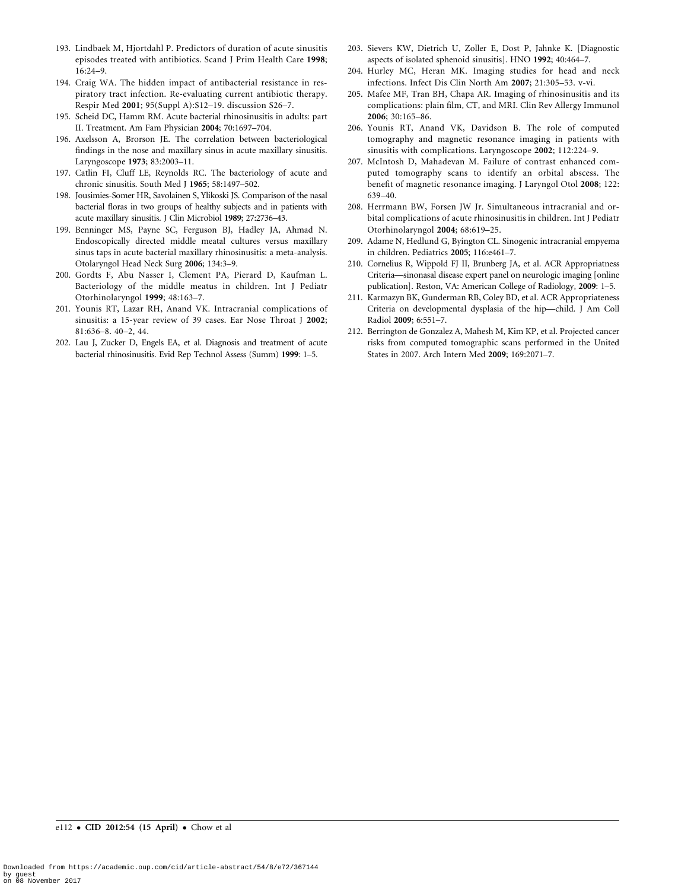193. Lindbaek M, Hjortdahl P. Predictors of duration of acute sinusitis episodes treated with antibiotics. Scand J Prim Health Care **1998**; 16:24–9.
194. Craig WA. The hidden impact of antibacterial resistance in respiratory tract infection. Re-evaluating current antibiotic therapy. Respir Med **2001**; 95(Suppl A):S12–19. discussion S26–7.
195. Scheid DC, Hamm RM. Acute bacterial rhinosinusitis in adults: part II. Treatment. Am Fam Physician **2004**; 70:1697–704.
196. Axelsson A, Brorson JE. The correlation between bacteriological findings in the nose and maxillary sinus in acute maxillary sinusitis. Laryngoscope **1973**; 83:2003–11.
197. Catlin FI, Cluff LE, Reynolds RC. The bacteriology of acute and chronic sinusitis. South Med J **1965**; 58:1497–502.
198. Jousimies-Somer HR, Savolainen S, Ylikoski JS. Comparison of the nasal bacterial floras in two groups of healthy subjects and in patients with acute maxillary sinusitis. J Clin Microbiol **1989**; 27:2736–43.
199. Benninger MS, Payne SC, Ferguson BJ, Hadley JA, Ahmad N. Endoscopically directed middle meatal cultures versus maxillary sinus taps in acute bacterial maxillary rhinosinusitis: a meta-analysis. Otolaryngol Head Neck Surg **2006**; 134:3–9.
200. Gordts F, Abu Nasser I, Clement PA, Pierard D, Kaufman L. Bacteriology of the middle meatus in children. Int J Pediatr Otorhinolaryngol **1999**; 48:163–7.
201. Younis RT, Lazar RH, Anand VK. Intracranial complications of sinusitis: a 15-year review of 39 cases. Ear Nose Throat J **2002**; 81:636–8. 40–2, 44.
202. Lau J, Zucker D, Engels EA, et al. Diagnosis and treatment of acute bacterial rhinosinusitis. Evid Rep Technol Assess (Summ) **1999**: 1–5.
203. Sievers KW, Dietrich U, Zoller E, Dost P, Jahnke K. [Diagnostic aspects of isolated sphenoid sinusitis]. HNO **1992**; 40:464–7.
204. Hurley MC, Heran MK. Imaging studies for head and neck infections. Infect Dis Clin North Am **2007**; 21:305–53. v-vi.
205. Mafee MF, Tran BH, Chapa AR. Imaging of rhinosinusitis and its complications: plain film, CT, and MRI. Clin Rev Allergy Immunol **2006**; 30:165–86.
206. Younis RT, Anand VK, Davidson B. The role of computed tomography and magnetic resonance imaging in patients with sinusitis with complications. Laryngoscope **2002**; 112:224–9.
207. McIntosh D, Mahadevan M. Failure of contrast enhanced computed tomography scans to identify an orbital abscess. The benefit of magnetic resonance imaging. J Laryngol Otol **2008**; 122: 639–40.
208. Herrmann BW, Forsen JW Jr. Simultaneous intracranial and orbital complications of acute rhinosinusitis in children. Int J Pediatr Otorhinolaryngol **2004**; 68:619–25.
209. Adame N, Hedlund G, Byington CL. Sinogenic intracranial empyema in children. Pediatrics **2005**; 116:e461–7.
210. Cornelius R, Wippold FJ II, Brunberg JA, et al. ACR Appropriatness Criteria—sinonasal disease expert panel on neurologic imaging [online publication]. Reston, VA: American College of Radiology, **2009**: 1–5.
211. Karmazyn BK, Gunderman RB, Coley BD, et al. ACR Appropriateness Criteria on developmental dysplasia of the hip—child. J Am Coll Radiol **2009**; 6:551–7.
212. Berrington de Gonzalez A, Mahesh M, Kim KP, et al. Projected cancer risks from computed tomographic scans performed in the United States in 2007. Arch Intern Med **2009**; 169:2071–7.